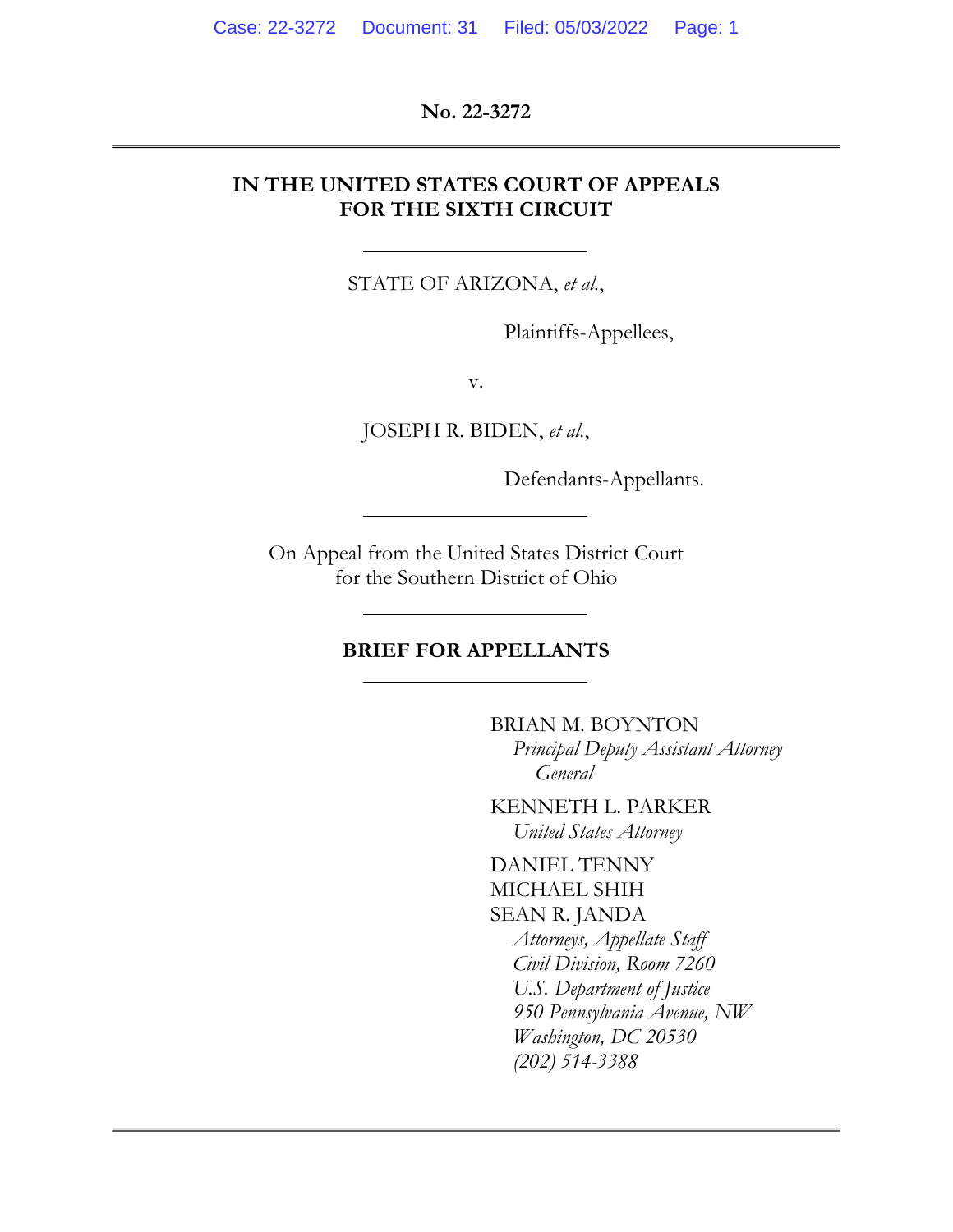**No. 22-3272**

---

**IN THE UNITED STATES COURT OF APPEALS FOR THE SIXTH CIRCUIT**

---

STATE OF ARIZONA, *et al.*,

Plaintiffs-Appellees,

v.

JOSEPH R. BIDEN, *et al.*,

Defendants-Appellants.

---

On Appeal from the United States District Court for the Southern District of Ohio

---

**BRIEF FOR APPELLANTS**

---

BRIAN M. BOYNTON
*Principal Deputy Assistant Attorney General*

KENNETH L. PARKER
*United States Attorney*

DANIEL TENNY
MICHAEL SHIH
SEAN R. JANDA
*Attorneys, Appellate Staff*
*Civil Division, Room 7260*
*U.S. Department of Justice*
*950 Pennsylvania Avenue, NW*
*Washington, DC 20530*
*(202) 514-3388*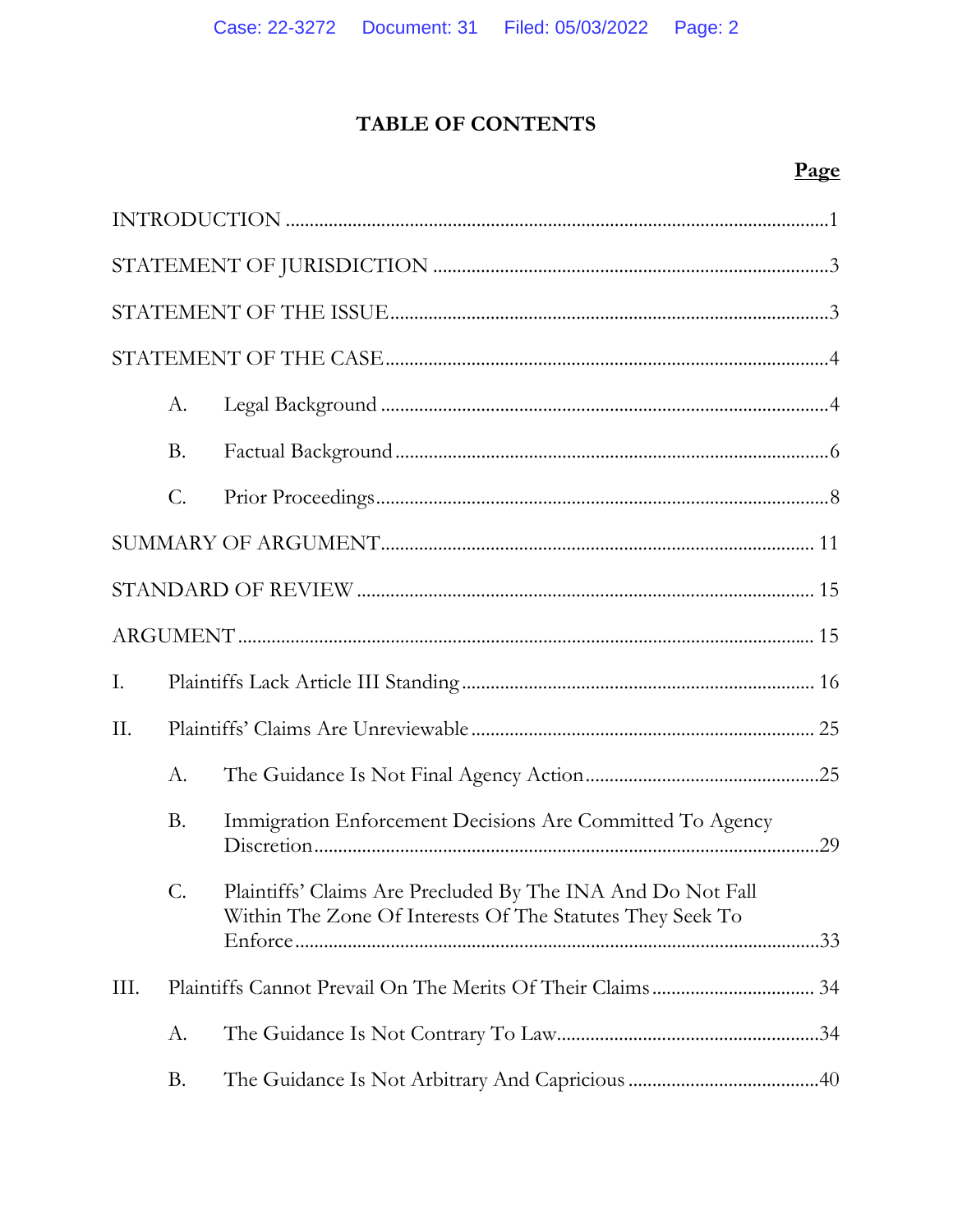# TABLE OF CONTENTS

| | Page |
|---|---|
| INTRODUCTION | 1 |
| STATEMENT OF JURISDICTION | 3 |
| STATEMENT OF THE ISSUE | 3 |
| STATEMENT OF THE CASE | 4 |
| A. Legal Background | 4 |
| B. Factual Background | 6 |
| C. Prior Proceedings | 8 |
| SUMMARY OF ARGUMENT | 11 |
| STANDARD OF REVIEW | 15 |
| ARGUMENT | 15 |
| I. Plaintiffs Lack Article III Standing | 16 |
| II. Plaintiffs' Claims Are Unreviewable | 25 |
| A. The Guidance Is Not Final Agency Action | 25 |
| B. Immigration Enforcement Decisions Are Committed To Agency Discretion | 29 |
| C. Plaintiffs' Claims Are Precluded By The INA And Do Not Fall Within The Zone Of Interests Of The Statutes They Seek To Enforce | 33 |
| III. Plaintiffs Cannot Prevail On The Merits Of Their Claims | 34 |
| A. The Guidance Is Not Contrary To Law | 34 |
| B. The Guidance Is Not Arbitrary And Capricious | 40 |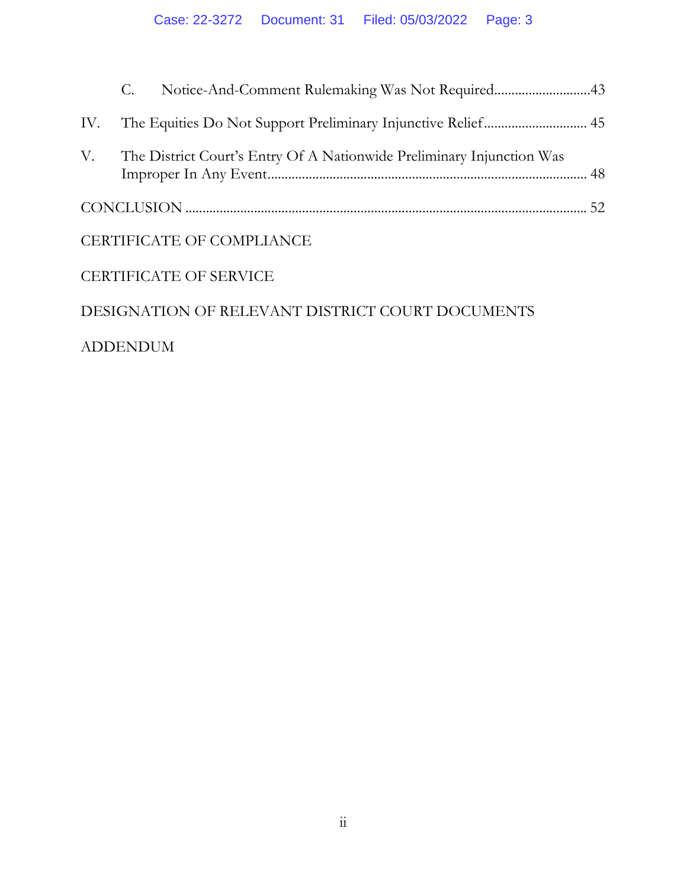C. Notice-And-Comment Rulemaking Was Not Required ........................... 43

IV. The Equities Do Not Support Preliminary Injunctive Relief ............................. 45

V. The District Court's Entry Of A Nationwide Preliminary Injunction Was Improper In Any Event ........................................................................................ 48

CONCLUSION ................................................................................................................ 52

CERTIFICATE OF COMPLIANCE

CERTIFICATE OF SERVICE

DESIGNATION OF RELEVANT DISTRICT COURT DOCUMENTS

ADDENDUM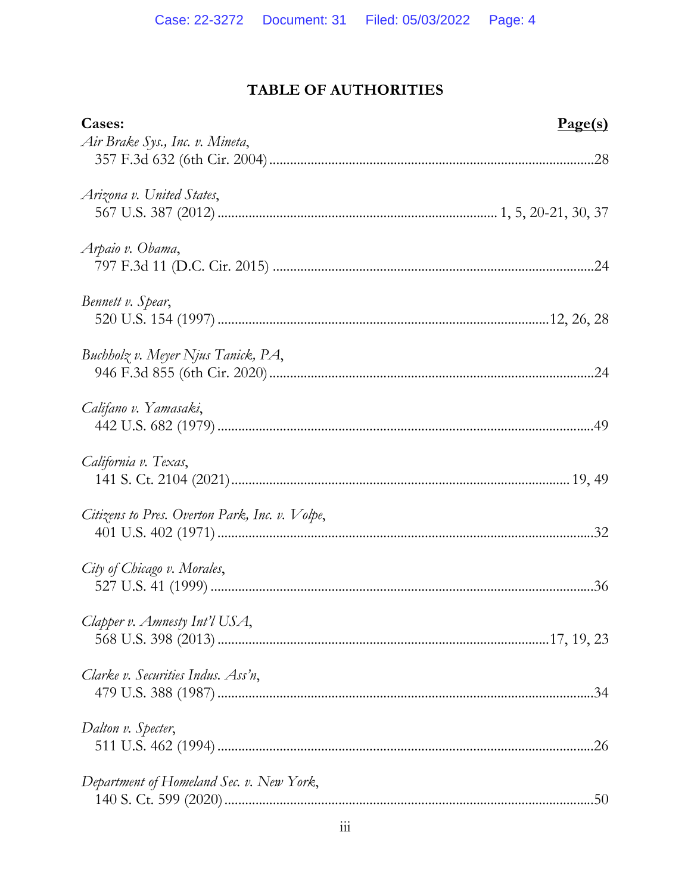# TABLE OF AUTHORITIES

| Cases: | Page(s) |
|---|---|
| *Air Brake Sys., Inc. v. Mineta*, 357 F.3d 632 (6th Cir. 2004) | 28 |
| *Arizona v. United States*, 567 U.S. 387 (2012) | 1, 5, 20-21, 30, 37 |
| *Arpaio v. Obama*, 797 F.3d 11 (D.C. Cir. 2015) | 24 |
| *Bennett v. Spear*, 520 U.S. 154 (1997) | 12, 26, 28 |
| *Buchholz v. Meyer Njus Tanick, PA*, 946 F.3d 855 (6th Cir. 2020) | 24 |
| *Califano v. Yamasaki*, 442 U.S. 682 (1979) | 49 |
| *California v. Texas*, 141 S. Ct. 2104 (2021) | 19, 49 |
| *Citizens to Pres. Overton Park, Inc. v. Volpe*, 401 U.S. 402 (1971) | 32 |
| *City of Chicago v. Morales*, 527 U.S. 41 (1999) | 36 |
| *Clapper v. Amnesty Int'l USA*, 568 U.S. 398 (2013) | 17, 19, 23 |
| *Clarke v. Securities Indus. Ass'n*, 479 U.S. 388 (1987) | 34 |
| *Dalton v. Specter*, 511 U.S. 462 (1994) | 26 |
| *Department of Homeland Sec. v. New York*, 140 S. Ct. 599 (2020) | 50 |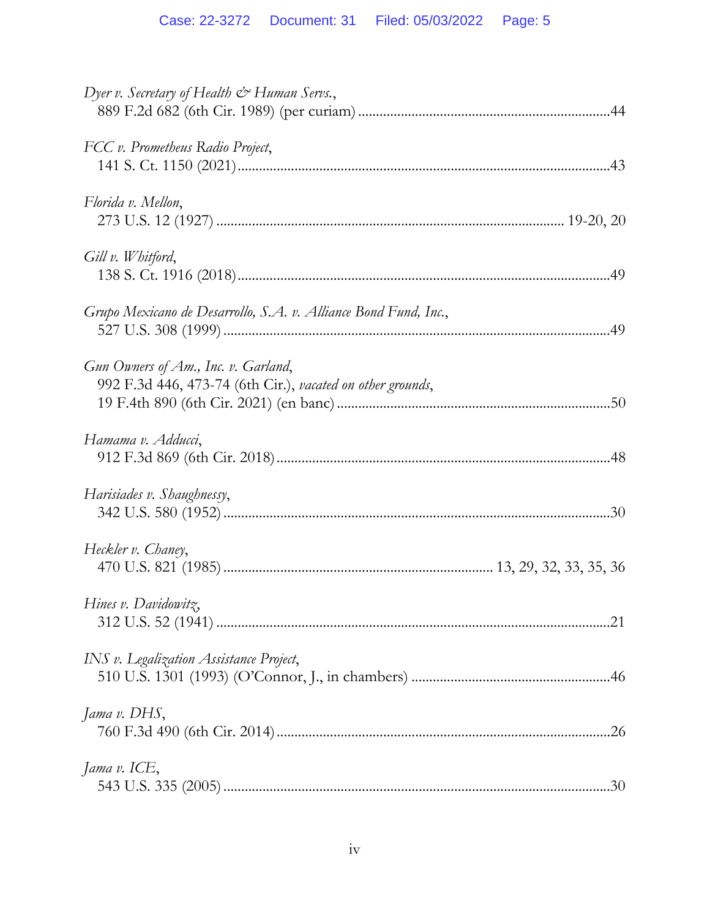*Dyer v. Secretary of Health & Human Servs.*,
889 F.2d 682 (6th Cir. 1989) (per curiam) ....................................................................44

*FCC v. Prometheus Radio Project*,
141 S. Ct. 1150 (2021)....................................................................................................43

*Florida v. Mellon*,
273 U.S. 12 (1927) ............................................................................................. 19-20, 20

*Gill v. Whitford*,
138 S. Ct. 1916 (2018)....................................................................................................49

*Grupo Mexicano de Desarrollo, S.A. v. Alliance Bond Fund, Inc.*,
527 U.S. 308 (1999) ........................................................................................................49

*Gun Owners of Am., Inc. v. Garland*,
992 F.3d 446, 473-74 (6th Cir.), *vacated on other grounds*,
19 F.4th 890 (6th Cir. 2021) (en banc) ..........................................................................50

*Hamama v. Adducci*,
912 F.3d 869 (6th Cir. 2018)..........................................................................................48

*Harisiades v. Shaughnessy*,
342 U.S. 580 (1952) ........................................................................................................30

*Heckler v. Chaney*,
470 U.S. 821 (1985) ........................................................................ 13, 29, 32, 33, 35, 36

*Hines v. Davidowitz*,
312 U.S. 52 (1941) ..........................................................................................................21

*INS v. Legalization Assistance Project*,
510 U.S. 1301 (1993) (O'Connor, J., in chambers) .....................................................46

*Jama v. DHS*,
760 F.3d 490 (6th Cir. 2014)..........................................................................................26

*Jama v. ICE*,
543 U.S. 335 (2005) ........................................................................................................30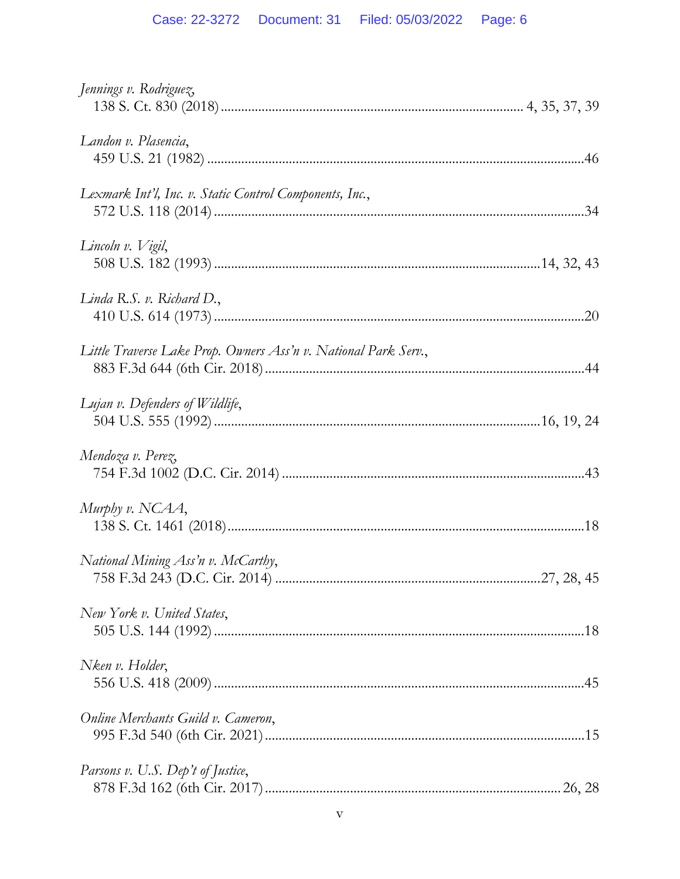*Jennings v. Rodriguez*,
138 S. Ct. 830 (2018) ........................................................................ 4, 35, 37, 39

*Landon v. Plasencia*,
459 U.S. 21 (1982) ............................................................................................46

*Lexmark Int'l, Inc. v. Static Control Components, Inc.*,
572 U.S. 118 (2014) ..........................................................................................34

*Lincoln v. Vigil*,
508 U.S. 182 (1993) .............................................................................14, 32, 43

*Linda R.S. v. Richard D.*,
410 U.S. 614 (1973) ..........................................................................................20

*Little Traverse Lake Prop. Owners Ass'n v. National Park Serv.*,
883 F.3d 644 (6th Cir. 2018) ............................................................................44

*Lujan v. Defenders of Wildlife*,
504 U.S. 555 (1992) .............................................................................16, 19, 24

*Mendoza v. Perez*,
754 F.3d 1002 (D.C. Cir. 2014) .......................................................................43

*Murphy v. NCAA*,
138 S. Ct. 1461 (2018).......................................................................................18

*National Mining Ass'n v. McCarthy*,
758 F.3d 243 (D.C. Cir. 2014) ............................................................27, 28, 45

*New York v. United States*,
505 U.S. 144 (1992) ..........................................................................................18

*Nken v. Holder*,
556 U.S. 418 (2009) ..........................................................................................45

*Online Merchants Guild v. Cameron*,
995 F.3d 540 (6th Cir. 2021) ............................................................................15

*Parsons v. U.S. Dep't of Justice*,
878 F.3d 162 (6th Cir. 2017) ...................................................................... 26, 28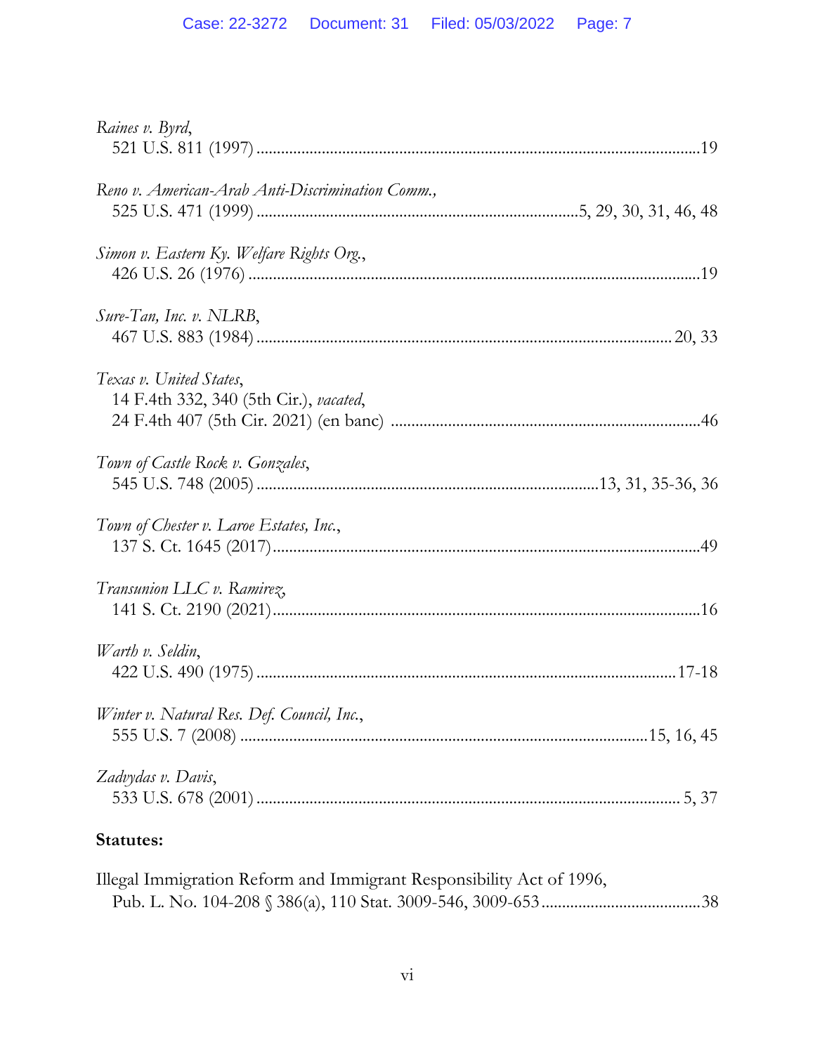*Raines v. Byrd*,
521 U.S. 811 (1997) ........................................................................................................19

*Reno v. American-Arab Anti-Discrimination Comm.*,
525 U.S. 471 (1999) ..............................................................................5, 29, 30, 31, 46, 48

*Simon v. Eastern Ky. Welfare Rights Org.*,
426 U.S. 26 (1976) ..........................................................................................................19

*Sure-Tan, Inc. v. NLRB*,
467 U.S. 883 (1984) .................................................................................................. 20, 33

*Texas v. United States*,
14 F.4th 332, 340 (5th Cir.), *vacated*,
24 F.4th 407 (5th Cir. 2021) (en banc) ..........................................................................46

*Town of Castle Rock v. Gonzales*,
545 U.S. 748 (2005) ..................................................................................13, 31, 35-36, 36

*Town of Chester v. Laroe Estates, Inc.*,
137 S. Ct. 1645 (2017) .....................................................................................................49

*Transunion LLC v. Ramirez*,
141 S. Ct. 2190 (2021) .....................................................................................................16

*Warth v. Seldin*,
422 U.S. 490 (1975) ................................................................................................. 17-18

*Winter v. Natural Res. Def. Council, Inc.*,
555 U.S. 7 (2008) ..................................................................................................15, 16, 45

*Zadvydas v. Davis*,
533 U.S. 678 (2001) ..................................................................................................... 5, 37

**Statutes:**

Illegal Immigration Reform and Immigrant Responsibility Act of 1996,
Pub. L. No. 104-208 § 386(a), 110 Stat. 3009-546, 3009-653 .......................................38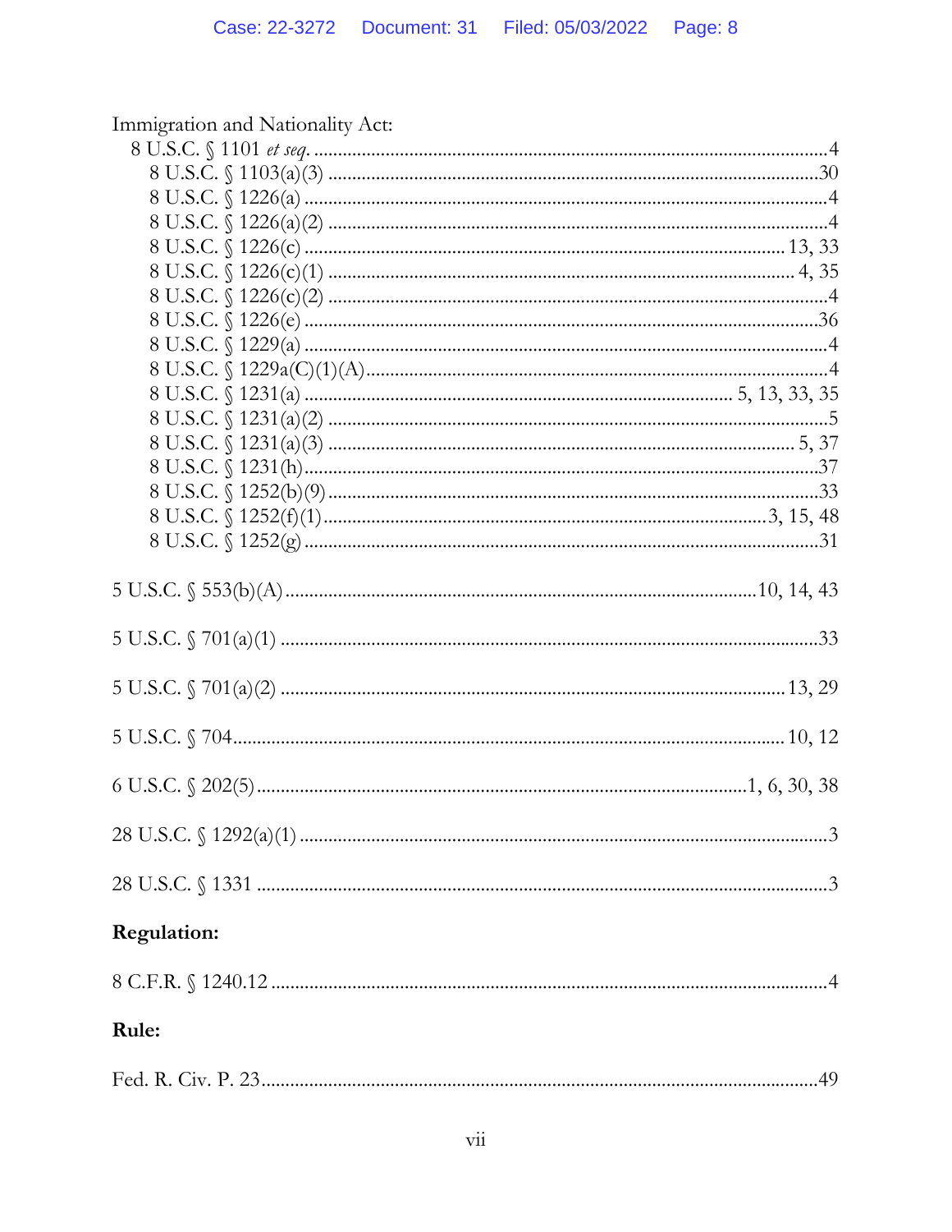Immigration and Nationality Act:

- 8 U.S.C. § 1101 *et seq.* ........................................................................................4
  - 8 U.S.C. § 1103(a)(3) ........................................................................................30
  - 8 U.S.C. § 1226(a) ........................................................................................4
  - 8 U.S.C. § 1226(a)(2) ........................................................................................4
  - 8 U.S.C. § 1226(c) ........................................................................................ 13, 33
  - 8 U.S.C. § 1226(c)(1) ........................................................................................ 4, 35
  - 8 U.S.C. § 1226(c)(2) ........................................................................................4
  - 8 U.S.C. § 1226(e) ........................................................................................36
  - 8 U.S.C. § 1229(a) ........................................................................................4
  - 8 U.S.C. § 1229a(C)(1)(A)........................................................................................4
  - 8 U.S.C. § 1231(a) ........................................................................................ 5, 13, 33, 35
  - 8 U.S.C. § 1231(a)(2) ........................................................................................5
  - 8 U.S.C. § 1231(a)(3) ........................................................................................ 5, 37
  - 8 U.S.C. § 1231(h)........................................................................................37
  - 8 U.S.C. § 1252(b)(9)........................................................................................33
  - 8 U.S.C. § 1252(f)(1)........................................................................................3, 15, 48
  - 8 U.S.C. § 1252(g) ........................................................................................31

5 U.S.C. § 553(b)(A) ........................................................................................10, 14, 43

5 U.S.C. § 701(a)(1) ........................................................................................33

5 U.S.C. § 701(a)(2) ........................................................................................ 13, 29

5 U.S.C. § 704........................................................................................ 10, 12

6 U.S.C. § 202(5)........................................................................................1, 6, 30, 38

28 U.S.C. § 1292(a)(1) ........................................................................................3

28 U.S.C. § 1331 ........................................................................................3

**Regulation:**

8 C.F.R. § 1240.12 ........................................................................................4

**Rule:**

Fed. R. Civ. P. 23........................................................................................49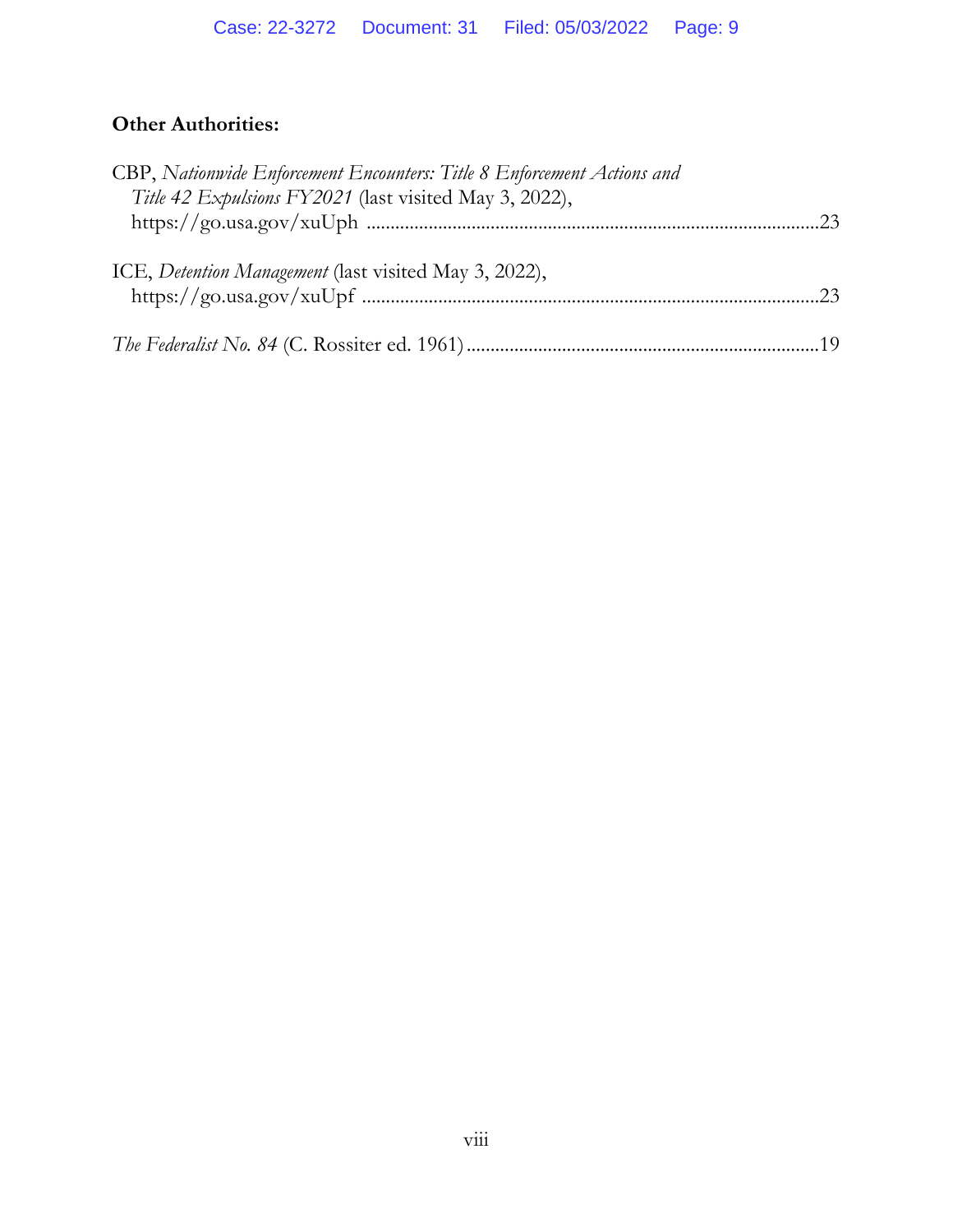**Other Authorities:**

CBP, *Nationwide Enforcement Encounters: Title 8 Enforcement Actions and Title 42 Expulsions FY2021* (last visited May 3, 2022), https://go.usa.gov/xuUph ....................................................................................................23

ICE, *Detention Management* (last visited May 3, 2022), https://go.usa.gov/xuUpf ....................................................................................................23

*The Federalist No. 84* (C. Rossiter ed. 1961) ..........................................................................19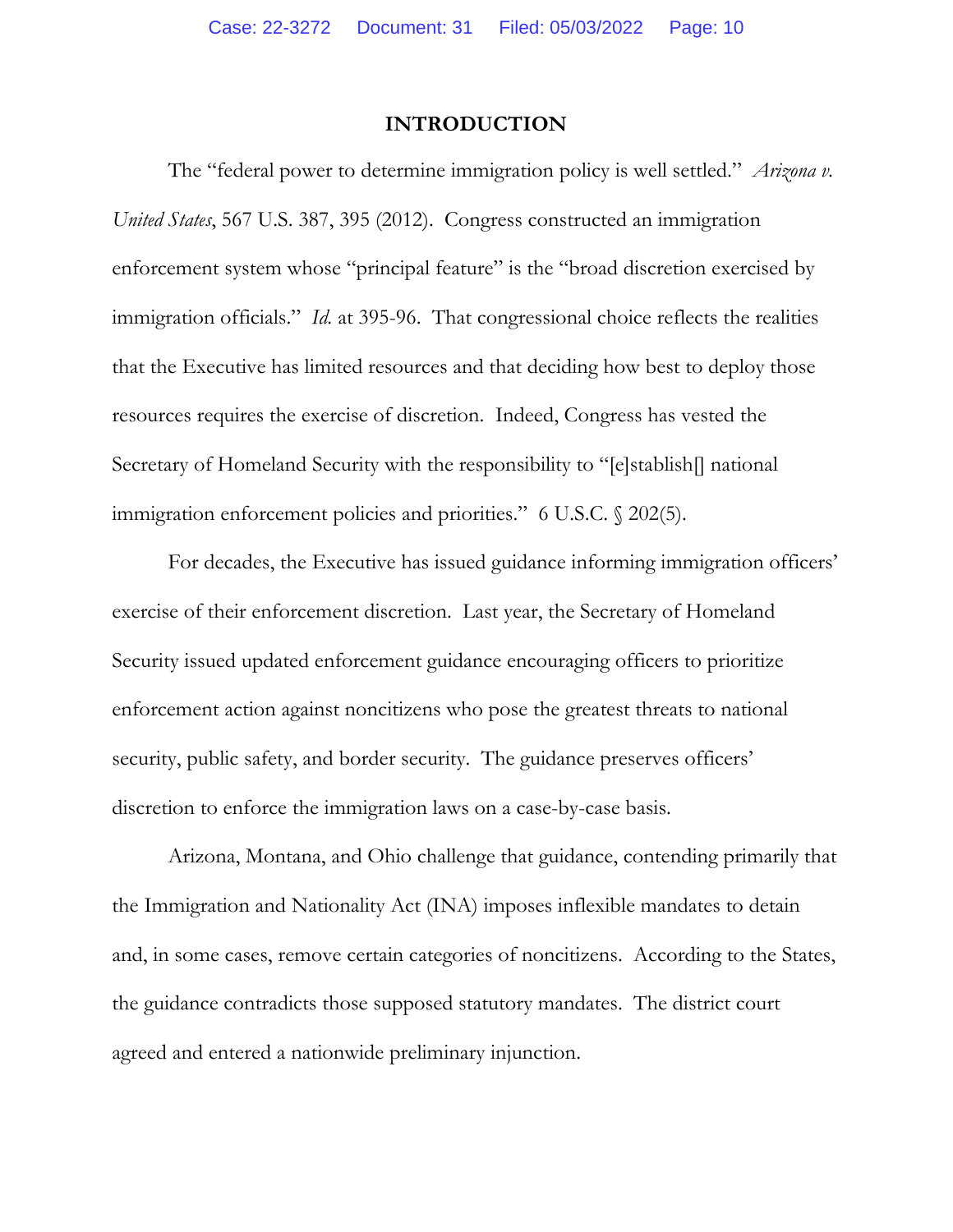# INTRODUCTION

The "federal power to determine immigration policy is well settled." *Arizona v. United States*, 567 U.S. 387, 395 (2012). Congress constructed an immigration enforcement system whose "principal feature" is the "broad discretion exercised by immigration officials." *Id.* at 395-96. That congressional choice reflects the realities that the Executive has limited resources and that deciding how best to deploy those resources requires the exercise of discretion. Indeed, Congress has vested the Secretary of Homeland Security with the responsibility to "[e]stablish[] national immigration enforcement policies and priorities." 6 U.S.C. § 202(5).

For decades, the Executive has issued guidance informing immigration officers' exercise of their enforcement discretion. Last year, the Secretary of Homeland Security issued updated enforcement guidance encouraging officers to prioritize enforcement action against noncitizens who pose the greatest threats to national security, public safety, and border security. The guidance preserves officers' discretion to enforce the immigration laws on a case-by-case basis.

Arizona, Montana, and Ohio challenge that guidance, contending primarily that the Immigration and Nationality Act (INA) imposes inflexible mandates to detain and, in some cases, remove certain categories of noncitizens. According to the States, the guidance contradicts those supposed statutory mandates. The district court agreed and entered a nationwide preliminary injunction.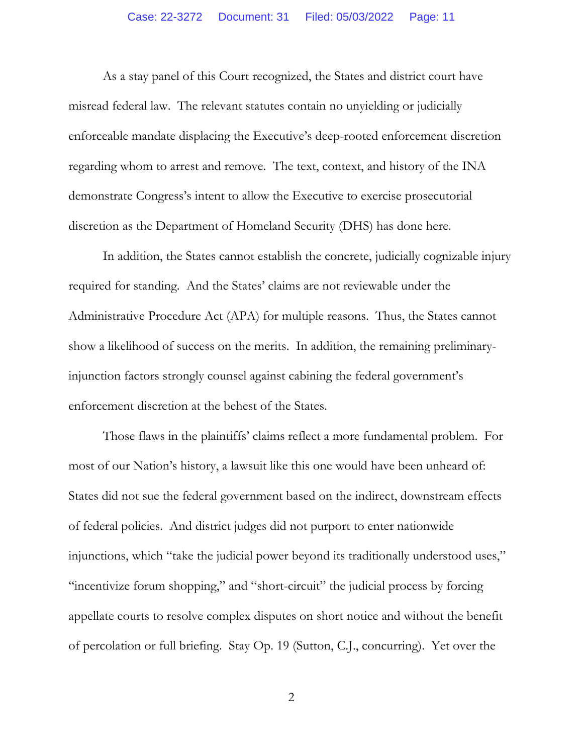As a stay panel of this Court recognized, the States and district court have misread federal law. The relevant statutes contain no unyielding or judicially enforceable mandate displacing the Executive's deep-rooted enforcement discretion regarding whom to arrest and remove. The text, context, and history of the INA demonstrate Congress's intent to allow the Executive to exercise prosecutorial discretion as the Department of Homeland Security (DHS) has done here.

In addition, the States cannot establish the concrete, judicially cognizable injury required for standing. And the States' claims are not reviewable under the Administrative Procedure Act (APA) for multiple reasons. Thus, the States cannot show a likelihood of success on the merits. In addition, the remaining preliminary-injunction factors strongly counsel against cabining the federal government's enforcement discretion at the behest of the States.

Those flaws in the plaintiffs' claims reflect a more fundamental problem. For most of our Nation's history, a lawsuit like this one would have been unheard of: States did not sue the federal government based on the indirect, downstream effects of federal policies. And district judges did not purport to enter nationwide injunctions, which "take the judicial power beyond its traditionally understood uses," "incentivize forum shopping," and "short-circuit" the judicial process by forcing appellate courts to resolve complex disputes on short notice and without the benefit of percolation or full briefing. Stay Op. 19 (Sutton, C.J., concurring). Yet over the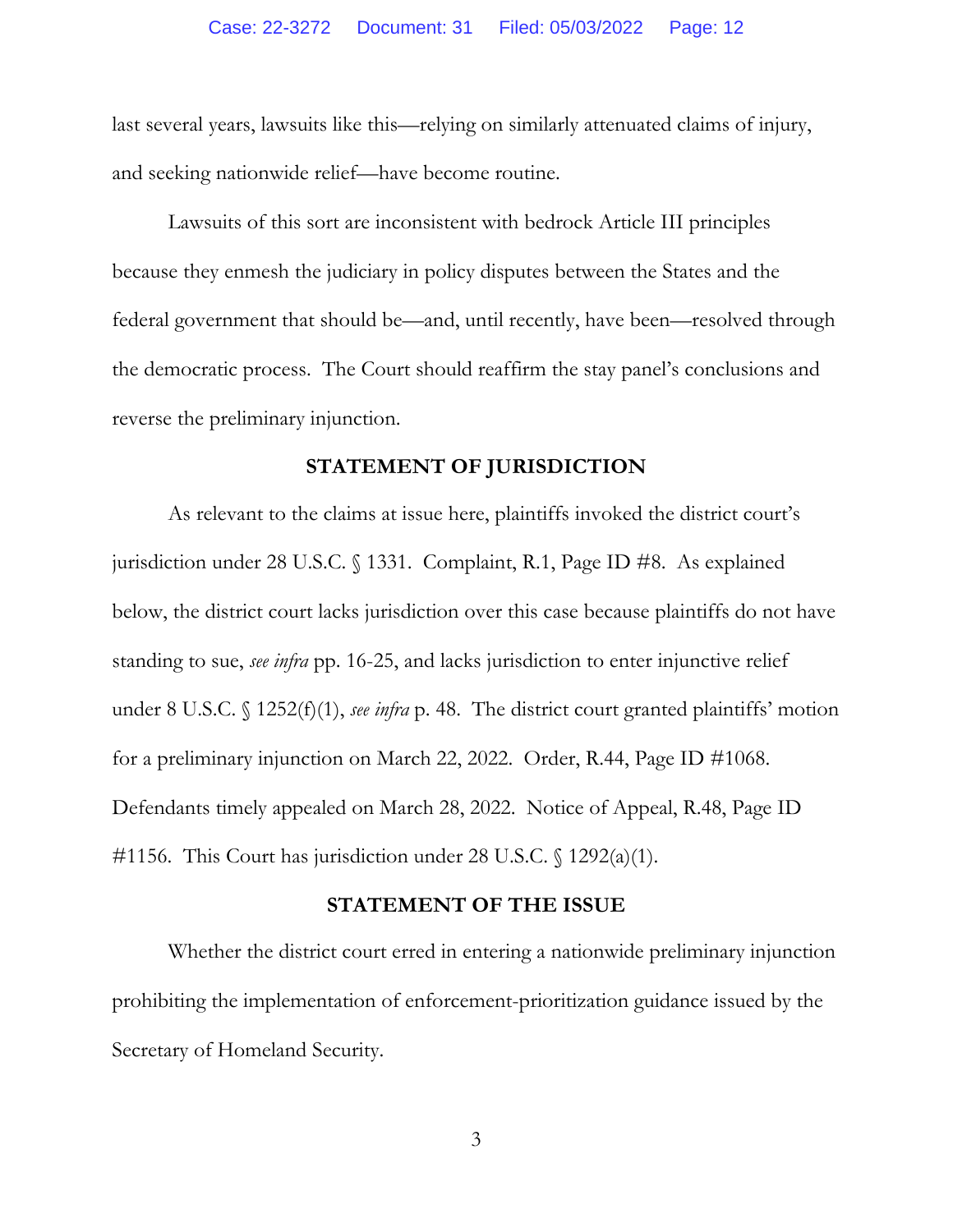last several years, lawsuits like this—relying on similarly attenuated claims of injury, and seeking nationwide relief—have become routine.

Lawsuits of this sort are inconsistent with bedrock Article III principles because they enmesh the judiciary in policy disputes between the States and the federal government that should be—and, until recently, have been—resolved through the democratic process. The Court should reaffirm the stay panel's conclusions and reverse the preliminary injunction.

## STATEMENT OF JURISDICTION

As relevant to the claims at issue here, plaintiffs invoked the district court's jurisdiction under 28 U.S.C. § 1331. Complaint, R.1, Page ID #8. As explained below, the district court lacks jurisdiction over this case because plaintiffs do not have standing to sue, *see infra* pp. 16-25, and lacks jurisdiction to enter injunctive relief under 8 U.S.C. § 1252(f)(1), *see infra* p. 48. The district court granted plaintiffs' motion for a preliminary injunction on March 22, 2022. Order, R.44, Page ID #1068. Defendants timely appealed on March 28, 2022. Notice of Appeal, R.48, Page ID #1156. This Court has jurisdiction under 28 U.S.C. § 1292(a)(1).

## STATEMENT OF THE ISSUE

Whether the district court erred in entering a nationwide preliminary injunction prohibiting the implementation of enforcement-prioritization guidance issued by the Secretary of Homeland Security.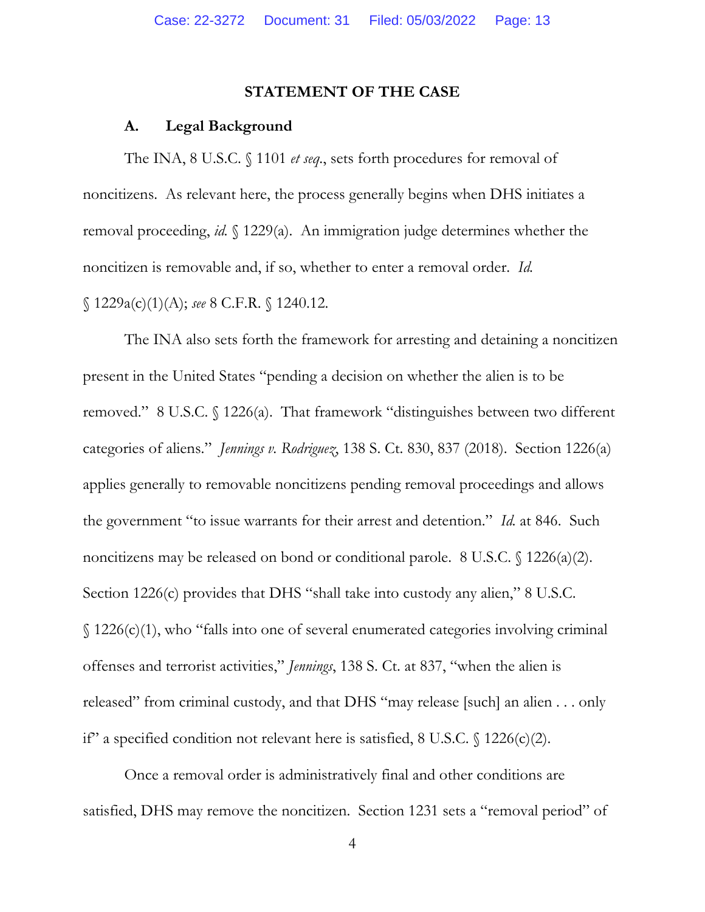## STATEMENT OF THE CASE

### A. Legal Background

The INA, 8 U.S.C. § 1101 *et seq.*, sets forth procedures for removal of noncitizens. As relevant here, the process generally begins when DHS initiates a removal proceeding, *id.* § 1229(a). An immigration judge determines whether the noncitizen is removable and, if so, whether to enter a removal order. *Id.* § 1229a(c)(1)(A); *see* 8 C.F.R. § 1240.12.

The INA also sets forth the framework for arresting and detaining a noncitizen present in the United States "pending a decision on whether the alien is to be removed." 8 U.S.C. § 1226(a). That framework "distinguishes between two different categories of aliens." *Jennings v. Rodriguez*, 138 S. Ct. 830, 837 (2018). Section 1226(a) applies generally to removable noncitizens pending removal proceedings and allows the government "to issue warrants for their arrest and detention." *Id.* at 846. Such noncitizens may be released on bond or conditional parole. 8 U.S.C. § 1226(a)(2). Section 1226(c) provides that DHS "shall take into custody any alien," 8 U.S.C. § 1226(c)(1), who "falls into one of several enumerated categories involving criminal offenses and terrorist activities," *Jennings*, 138 S. Ct. at 837, "when the alien is released" from criminal custody, and that DHS "may release [such] an alien . . . only if" a specified condition not relevant here is satisfied, 8 U.S.C. § 1226(c)(2).

Once a removal order is administratively final and other conditions are satisfied, DHS may remove the noncitizen. Section 1231 sets a "removal period" of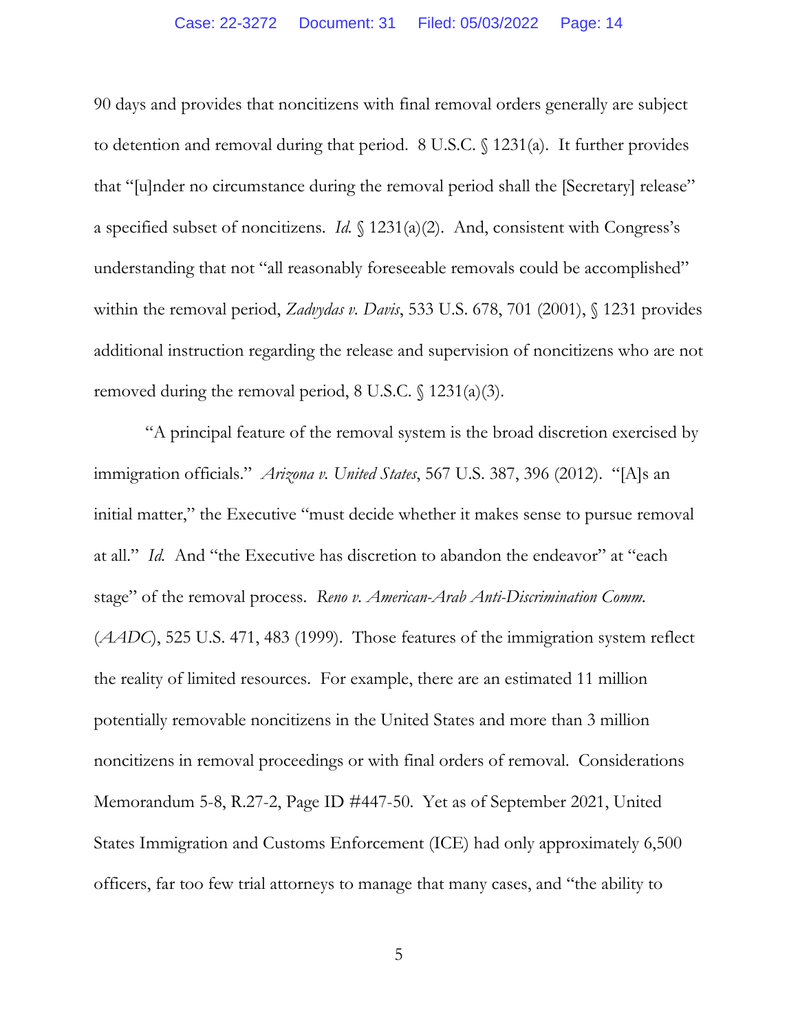90 days and provides that noncitizens with final removal orders generally are subject to detention and removal during that period. 8 U.S.C. § 1231(a). It further provides that "[u]nder no circumstance during the removal period shall the [Secretary] release" a specified subset of noncitizens. *Id.* § 1231(a)(2). And, consistent with Congress's understanding that not "all reasonably foreseeable removals could be accomplished" within the removal period, *Zadvydas v. Davis*, 533 U.S. 678, 701 (2001), § 1231 provides additional instruction regarding the release and supervision of noncitizens who are not removed during the removal period, 8 U.S.C. § 1231(a)(3).

"A principal feature of the removal system is the broad discretion exercised by immigration officials." *Arizona v. United States*, 567 U.S. 387, 396 (2012). "[A]s an initial matter," the Executive "must decide whether it makes sense to pursue removal at all." *Id.* And "the Executive has discretion to abandon the endeavor" at "each stage" of the removal process. *Reno v. American-Arab Anti-Discrimination Comm.* (*AADC*), 525 U.S. 471, 483 (1999). Those features of the immigration system reflect the reality of limited resources. For example, there are an estimated 11 million potentially removable noncitizens in the United States and more than 3 million noncitizens in removal proceedings or with final orders of removal. Considerations Memorandum 5-8, R.27-2, Page ID #447-50. Yet as of September 2021, United States Immigration and Customs Enforcement (ICE) had only approximately 6,500 officers, far too few trial attorneys to manage that many cases, and "the ability to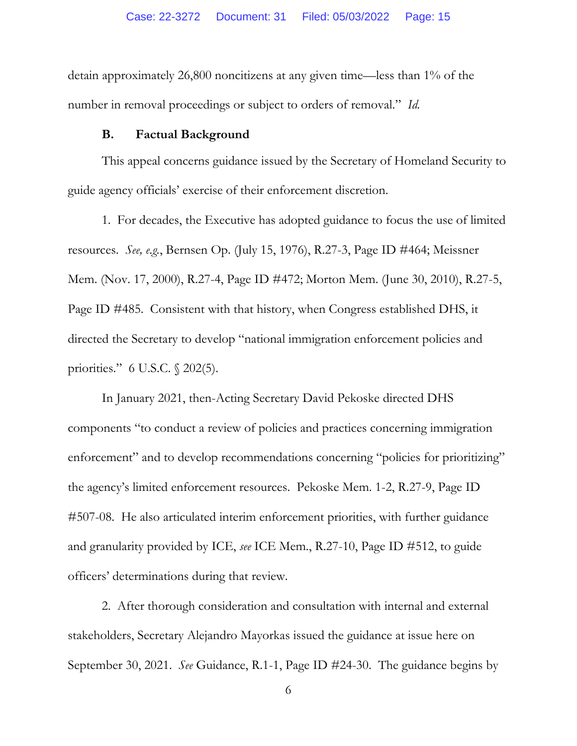detain approximately 26,800 noncitizens at any given time—less than 1% of the number in removal proceedings or subject to orders of removal." *Id.*

### B. Factual Background

This appeal concerns guidance issued by the Secretary of Homeland Security to guide agency officials' exercise of their enforcement discretion.

1. For decades, the Executive has adopted guidance to focus the use of limited resources. *See, e.g.*, Bernsen Op. (July 15, 1976), R.27-3, Page ID #464; Meissner Mem. (Nov. 17, 2000), R.27-4, Page ID #472; Morton Mem. (June 30, 2010), R.27-5, Page ID #485. Consistent with that history, when Congress established DHS, it directed the Secretary to develop "national immigration enforcement policies and priorities." 6 U.S.C. § 202(5).

In January 2021, then-Acting Secretary David Pekoske directed DHS components "to conduct a review of policies and practices concerning immigration enforcement" and to develop recommendations concerning "policies for prioritizing" the agency's limited enforcement resources. Pekoske Mem. 1-2, R.27-9, Page ID #507-08. He also articulated interim enforcement priorities, with further guidance and granularity provided by ICE, *see* ICE Mem., R.27-10, Page ID #512, to guide officers' determinations during that review.

2. After thorough consideration and consultation with internal and external stakeholders, Secretary Alejandro Mayorkas issued the guidance at issue here on September 30, 2021. *See* Guidance, R.1-1, Page ID #24-30. The guidance begins by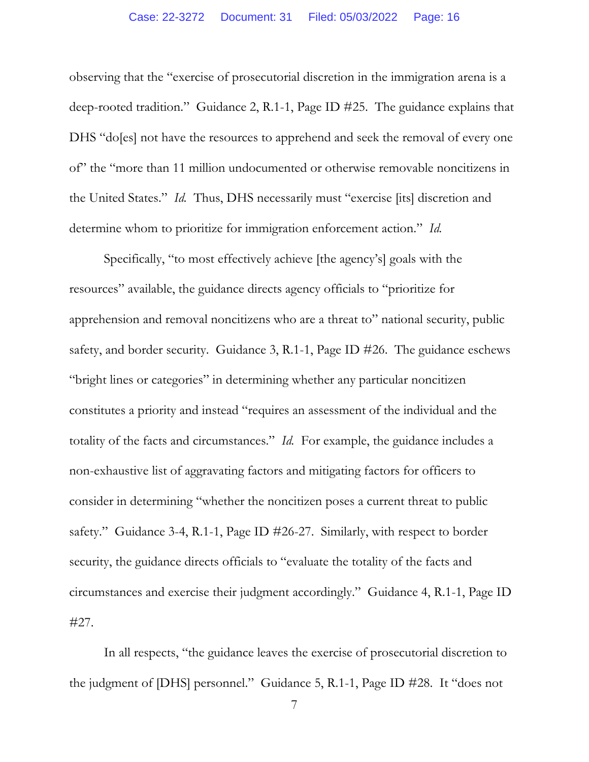observing that the "exercise of prosecutorial discretion in the immigration arena is a deep-rooted tradition." Guidance 2, R.1-1, Page ID #25. The guidance explains that DHS "do[es] not have the resources to apprehend and seek the removal of every one of" the "more than 11 million undocumented or otherwise removable noncitizens in the United States." *Id.* Thus, DHS necessarily must "exercise [its] discretion and determine whom to prioritize for immigration enforcement action." *Id.*

Specifically, "to most effectively achieve [the agency's] goals with the resources" available, the guidance directs agency officials to "prioritize for apprehension and removal noncitizens who are a threat to" national security, public safety, and border security. Guidance 3, R.1-1, Page ID #26. The guidance eschews "bright lines or categories" in determining whether any particular noncitizen constitutes a priority and instead "requires an assessment of the individual and the totality of the facts and circumstances." *Id.* For example, the guidance includes a non-exhaustive list of aggravating factors and mitigating factors for officers to consider in determining "whether the noncitizen poses a current threat to public safety." Guidance 3-4, R.1-1, Page ID #26-27. Similarly, with respect to border security, the guidance directs officials to "evaluate the totality of the facts and circumstances and exercise their judgment accordingly." Guidance 4, R.1-1, Page ID #27.

In all respects, "the guidance leaves the exercise of prosecutorial discretion to the judgment of [DHS] personnel." Guidance 5, R.1-1, Page ID #28. It "does not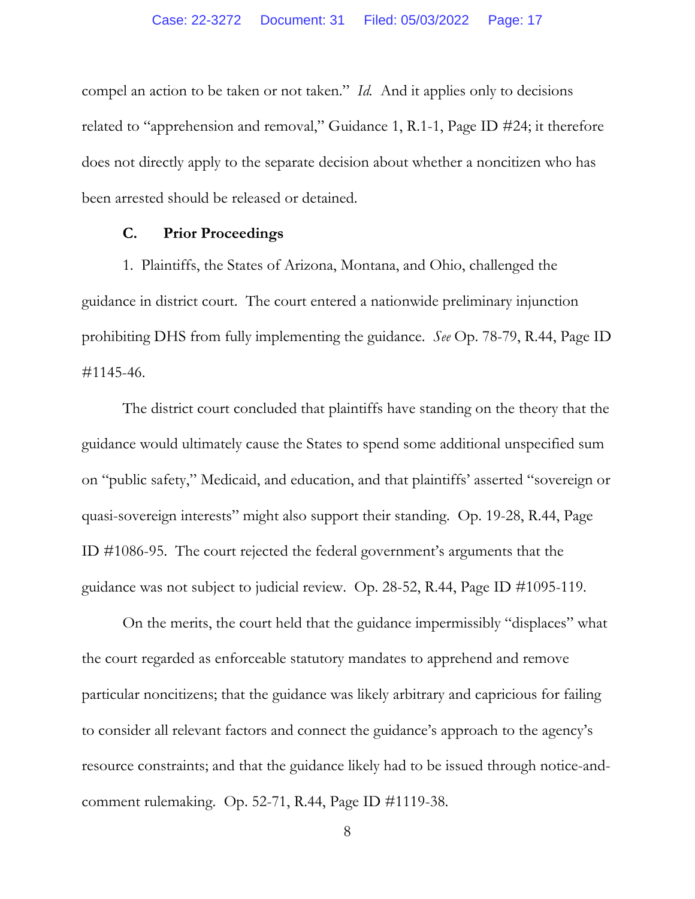compel an action to be taken or not taken." *Id.* And it applies only to decisions related to "apprehension and removal," Guidance 1, R.1-1, Page ID #24; it therefore does not directly apply to the separate decision about whether a noncitizen who has been arrested should be released or detained.

### C. Prior Proceedings

1. Plaintiffs, the States of Arizona, Montana, and Ohio, challenged the guidance in district court. The court entered a nationwide preliminary injunction prohibiting DHS from fully implementing the guidance. *See* Op. 78-79, R.44, Page ID #1145-46.

The district court concluded that plaintiffs have standing on the theory that the guidance would ultimately cause the States to spend some additional unspecified sum on "public safety," Medicaid, and education, and that plaintiffs' asserted "sovereign or quasi-sovereign interests" might also support their standing. Op. 19-28, R.44, Page ID #1086-95. The court rejected the federal government's arguments that the guidance was not subject to judicial review. Op. 28-52, R.44, Page ID #1095-119.

On the merits, the court held that the guidance impermissibly "displaces" what the court regarded as enforceable statutory mandates to apprehend and remove particular noncitizens; that the guidance was likely arbitrary and capricious for failing to consider all relevant factors and connect the guidance's approach to the agency's resource constraints; and that the guidance likely had to be issued through notice-and-comment rulemaking. Op. 52-71, R.44, Page ID #1119-38.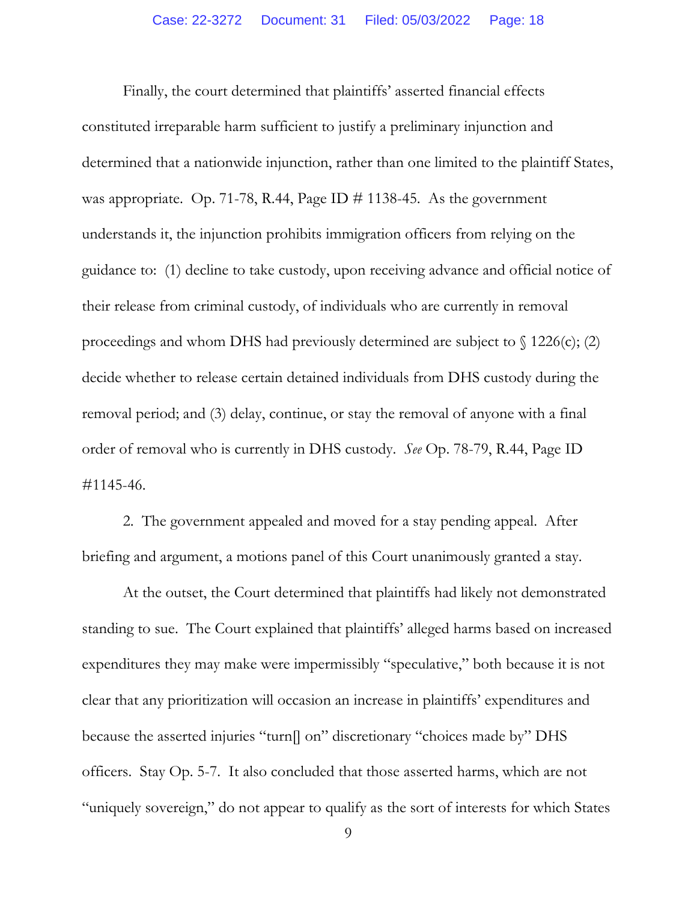Finally, the court determined that plaintiffs' asserted financial effects constituted irreparable harm sufficient to justify a preliminary injunction and determined that a nationwide injunction, rather than one limited to the plaintiff States, was appropriate. Op. 71-78, R.44, Page ID # 1138-45. As the government understands it, the injunction prohibits immigration officers from relying on the guidance to: (1) decline to take custody, upon receiving advance and official notice of their release from criminal custody, of individuals who are currently in removal proceedings and whom DHS had previously determined are subject to § 1226(c); (2) decide whether to release certain detained individuals from DHS custody during the removal period; and (3) delay, continue, or stay the removal of anyone with a final order of removal who is currently in DHS custody. *See* Op. 78-79, R.44, Page ID #1145-46.

2. The government appealed and moved for a stay pending appeal. After briefing and argument, a motions panel of this Court unanimously granted a stay.

At the outset, the Court determined that plaintiffs had likely not demonstrated standing to sue. The Court explained that plaintiffs' alleged harms based on increased expenditures they may make were impermissibly "speculative," both because it is not clear that any prioritization will occasion an increase in plaintiffs' expenditures and because the asserted injuries "turn[] on" discretionary "choices made by" DHS officers. Stay Op. 5-7. It also concluded that those asserted harms, which are not "uniquely sovereign," do not appear to qualify as the sort of interests for which States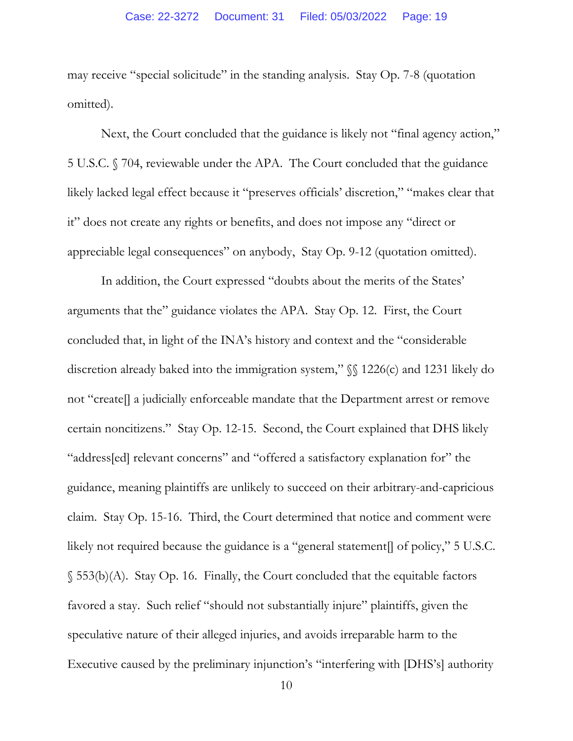may receive "special solicitude" in the standing analysis. Stay Op. 7-8 (quotation omitted).

Next, the Court concluded that the guidance is likely not "final agency action," 5 U.S.C. § 704, reviewable under the APA. The Court concluded that the guidance likely lacked legal effect because it "preserves officials' discretion," "makes clear that it" does not create any rights or benefits, and does not impose any "direct or appreciable legal consequences" on anybody, Stay Op. 9-12 (quotation omitted).

In addition, the Court expressed "doubts about the merits of the States' arguments that the" guidance violates the APA. Stay Op. 12. First, the Court concluded that, in light of the INA's history and context and the "considerable discretion already baked into the immigration system," §§ 1226(c) and 1231 likely do not "create[] a judicially enforceable mandate that the Department arrest or remove certain noncitizens." Stay Op. 12-15. Second, the Court explained that DHS likely "address[ed] relevant concerns" and "offered a satisfactory explanation for" the guidance, meaning plaintiffs are unlikely to succeed on their arbitrary-and-capricious claim. Stay Op. 15-16. Third, the Court determined that notice and comment were likely not required because the guidance is a "general statement[] of policy," 5 U.S.C. § 553(b)(A). Stay Op. 16. Finally, the Court concluded that the equitable factors favored a stay. Such relief "should not substantially injure" plaintiffs, given the speculative nature of their alleged injuries, and avoids irreparable harm to the Executive caused by the preliminary injunction's "interfering with [DHS's] authority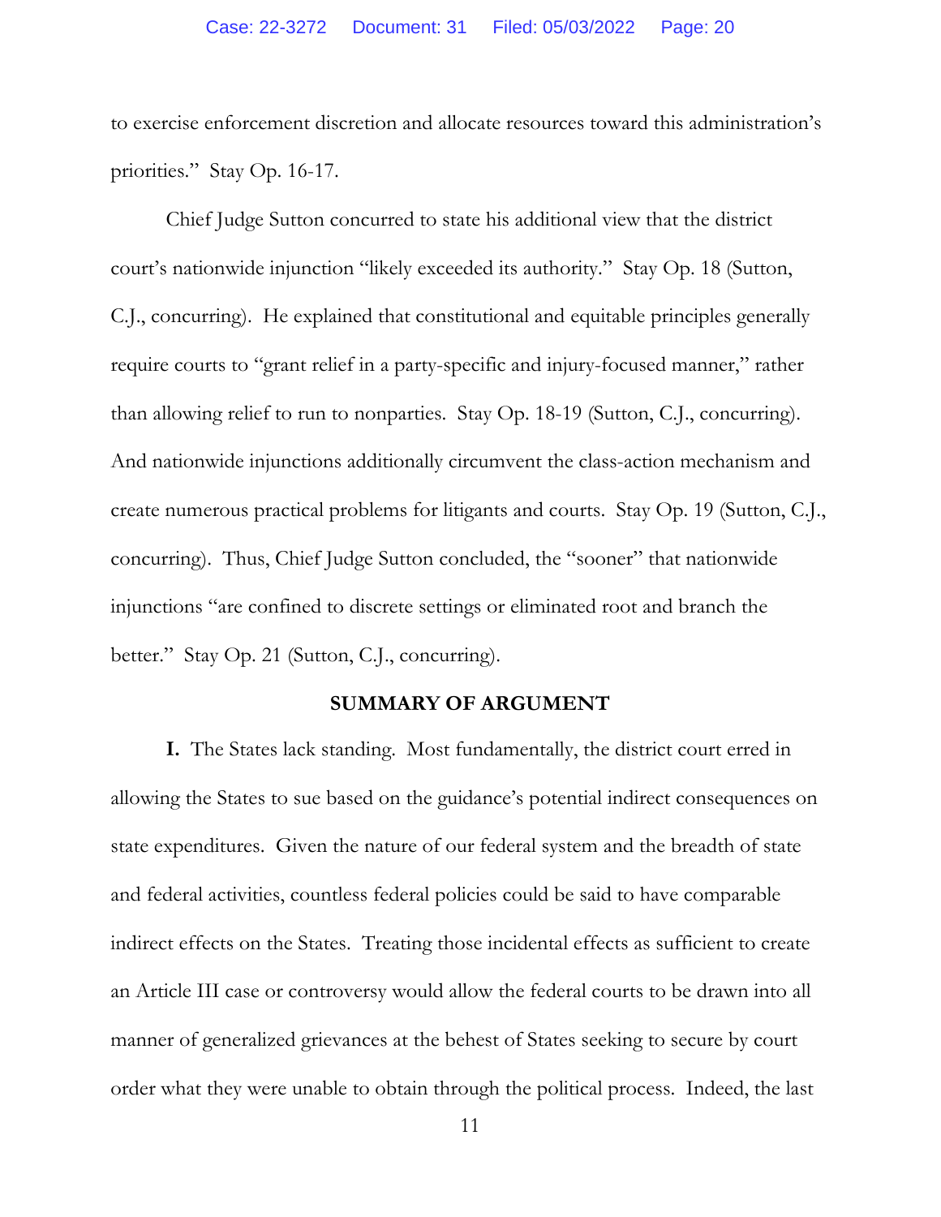to exercise enforcement discretion and allocate resources toward this administration's priorities." Stay Op. 16-17.

Chief Judge Sutton concurred to state his additional view that the district court's nationwide injunction "likely exceeded its authority." Stay Op. 18 (Sutton, C.J., concurring). He explained that constitutional and equitable principles generally require courts to "grant relief in a party-specific and injury-focused manner," rather than allowing relief to run to nonparties. Stay Op. 18-19 (Sutton, C.J., concurring). And nationwide injunctions additionally circumvent the class-action mechanism and create numerous practical problems for litigants and courts. Stay Op. 19 (Sutton, C.J., concurring). Thus, Chief Judge Sutton concluded, the "sooner" that nationwide injunctions "are confined to discrete settings or eliminated root and branch the better." Stay Op. 21 (Sutton, C.J., concurring).

## SUMMARY OF ARGUMENT

**I.** The States lack standing. Most fundamentally, the district court erred in allowing the States to sue based on the guidance's potential indirect consequences on state expenditures. Given the nature of our federal system and the breadth of state and federal activities, countless federal policies could be said to have comparable indirect effects on the States. Treating those incidental effects as sufficient to create an Article III case or controversy would allow the federal courts to be drawn into all manner of generalized grievances at the behest of States seeking to secure by court order what they were unable to obtain through the political process. Indeed, the last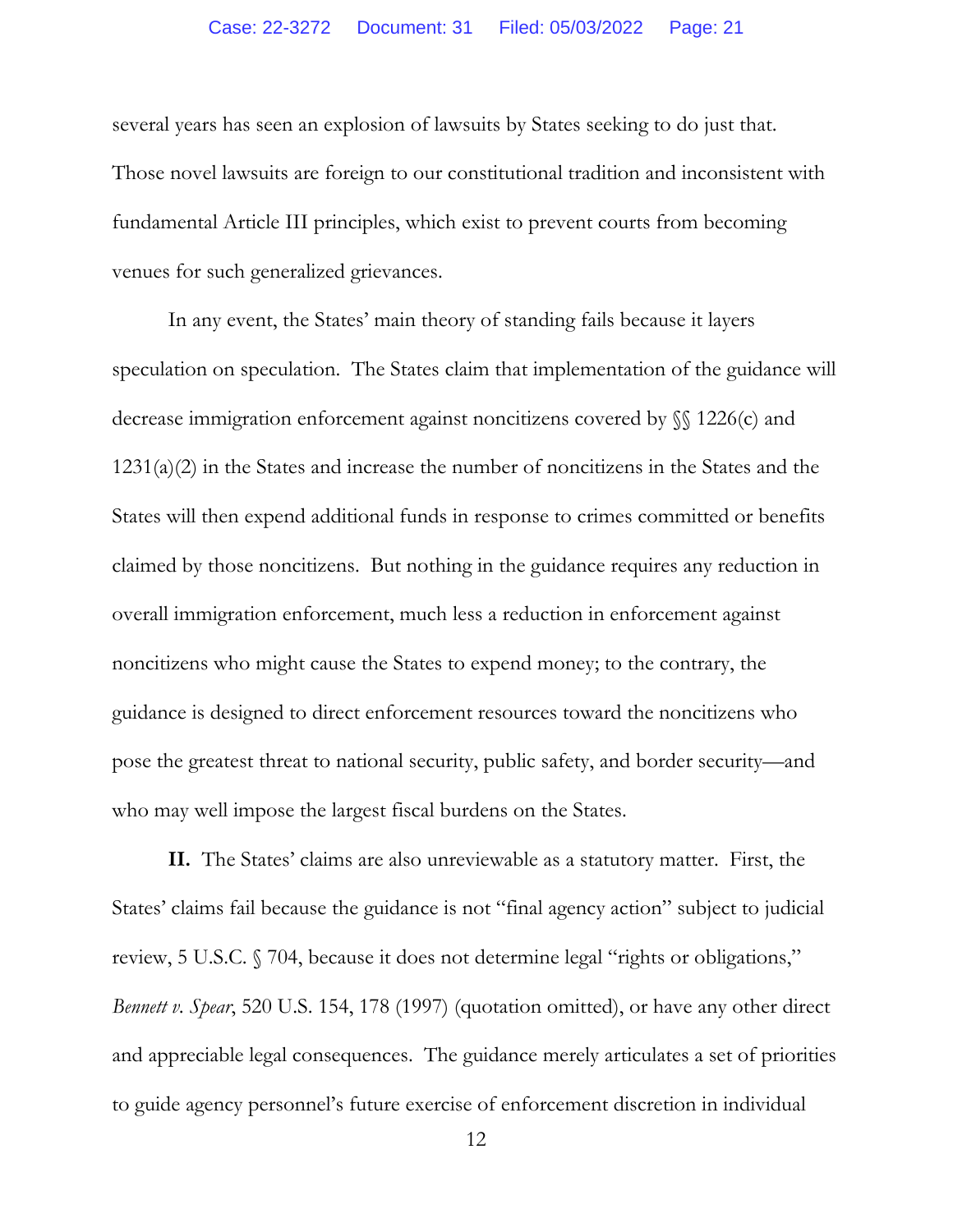several years has seen an explosion of lawsuits by States seeking to do just that. Those novel lawsuits are foreign to our constitutional tradition and inconsistent with fundamental Article III principles, which exist to prevent courts from becoming venues for such generalized grievances.

In any event, the States' main theory of standing fails because it layers speculation on speculation. The States claim that implementation of the guidance will decrease immigration enforcement against noncitizens covered by §§ 1226(c) and 1231(a)(2) in the States and increase the number of noncitizens in the States and the States will then expend additional funds in response to crimes committed or benefits claimed by those noncitizens. But nothing in the guidance requires any reduction in overall immigration enforcement, much less a reduction in enforcement against noncitizens who might cause the States to expend money; to the contrary, the guidance is designed to direct enforcement resources toward the noncitizens who pose the greatest threat to national security, public safety, and border security—and who may well impose the largest fiscal burdens on the States.

**II.** The States' claims are also unreviewable as a statutory matter. First, the States' claims fail because the guidance is not "final agency action" subject to judicial review, 5 U.S.C. § 704, because it does not determine legal "rights or obligations," *Bennett v. Spear*, 520 U.S. 154, 178 (1997) (quotation omitted), or have any other direct and appreciable legal consequences. The guidance merely articulates a set of priorities to guide agency personnel's future exercise of enforcement discretion in individual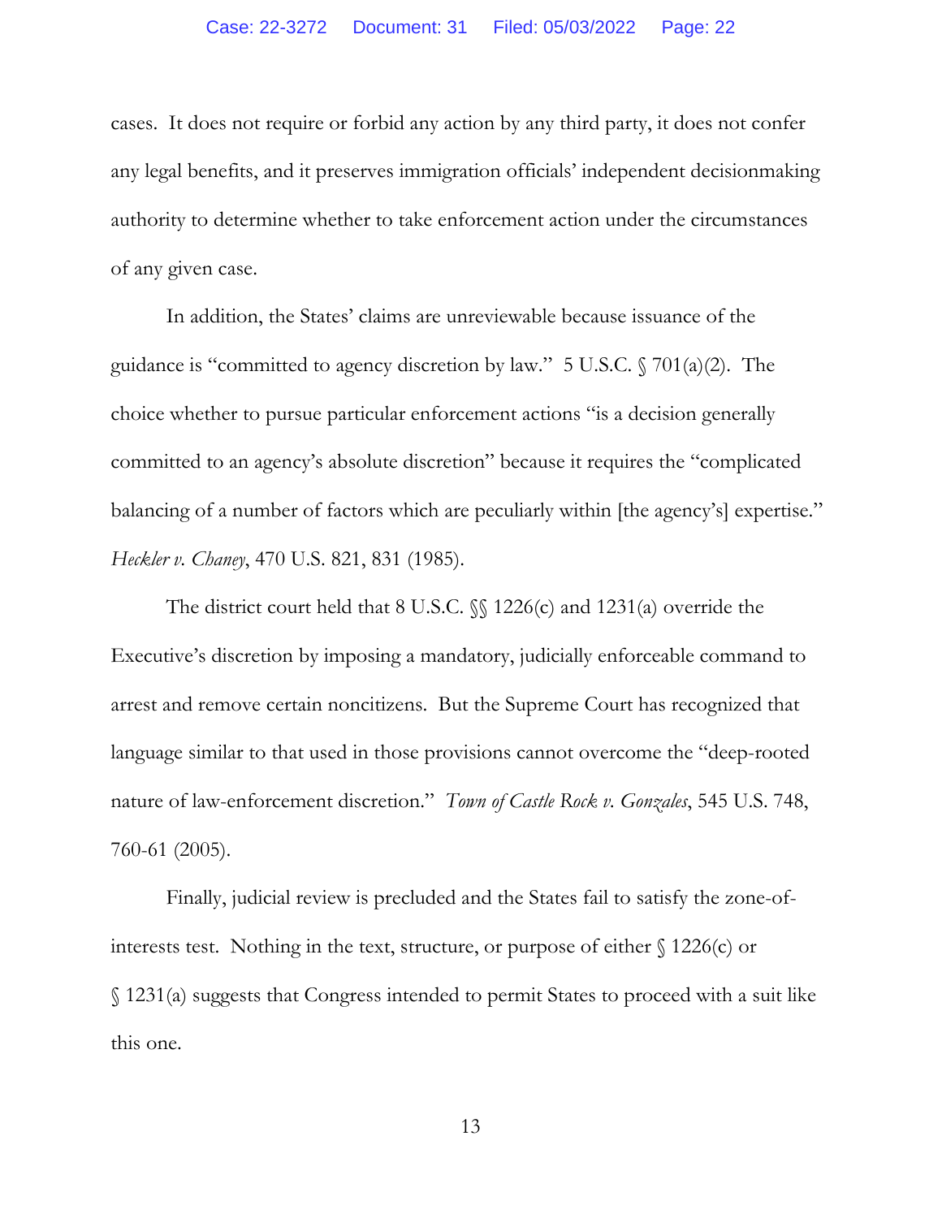cases. It does not require or forbid any action by any third party, it does not confer any legal benefits, and it preserves immigration officials' independent decisionmaking authority to determine whether to take enforcement action under the circumstances of any given case.

In addition, the States' claims are unreviewable because issuance of the guidance is "committed to agency discretion by law." 5 U.S.C. § 701(a)(2). The choice whether to pursue particular enforcement actions "is a decision generally committed to an agency's absolute discretion" because it requires the "complicated balancing of a number of factors which are peculiarly within [the agency's] expertise." *Heckler v. Chaney*, 470 U.S. 821, 831 (1985).

The district court held that 8 U.S.C. §§ 1226(c) and 1231(a) override the Executive's discretion by imposing a mandatory, judicially enforceable command to arrest and remove certain noncitizens. But the Supreme Court has recognized that language similar to that used in those provisions cannot overcome the "deep-rooted nature of law-enforcement discretion." *Town of Castle Rock v. Gonzales*, 545 U.S. 748, 760-61 (2005).

Finally, judicial review is precluded and the States fail to satisfy the zone-of-interests test. Nothing in the text, structure, or purpose of either § 1226(c) or § 1231(a) suggests that Congress intended to permit States to proceed with a suit like this one.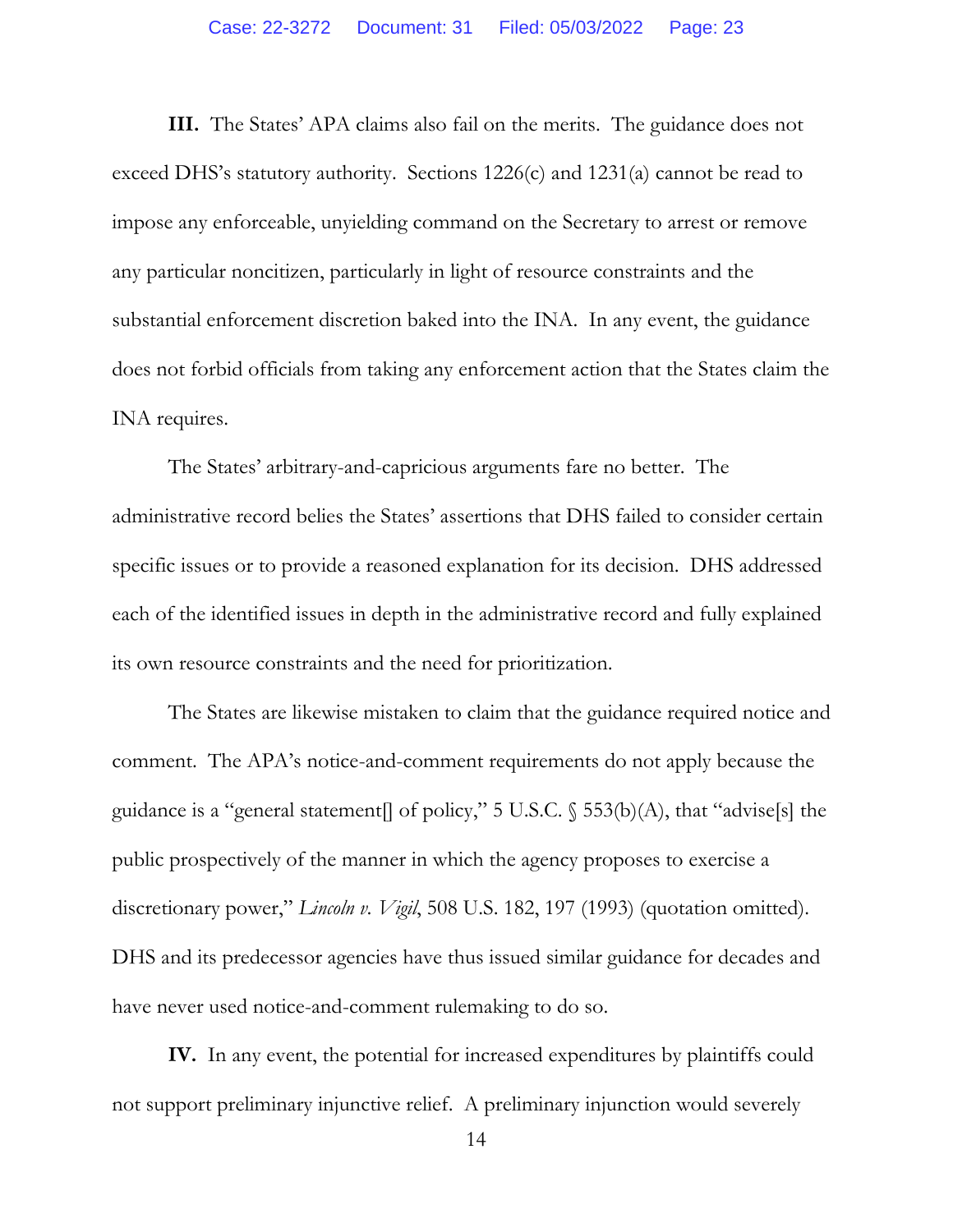**III.** The States' APA claims also fail on the merits. The guidance does not exceed DHS's statutory authority. Sections 1226(c) and 1231(a) cannot be read to impose any enforceable, unyielding command on the Secretary to arrest or remove any particular noncitizen, particularly in light of resource constraints and the substantial enforcement discretion baked into the INA. In any event, the guidance does not forbid officials from taking any enforcement action that the States claim the INA requires.

The States' arbitrary-and-capricious arguments fare no better. The administrative record belies the States' assertions that DHS failed to consider certain specific issues or to provide a reasoned explanation for its decision. DHS addressed each of the identified issues in depth in the administrative record and fully explained its own resource constraints and the need for prioritization.

The States are likewise mistaken to claim that the guidance required notice and comment. The APA's notice-and-comment requirements do not apply because the guidance is a "general statement[] of policy," 5 U.S.C. § 553(b)(A), that "advise[s] the public prospectively of the manner in which the agency proposes to exercise a discretionary power," *Lincoln v. Vigil*, 508 U.S. 182, 197 (1993) (quotation omitted). DHS and its predecessor agencies have thus issued similar guidance for decades and have never used notice-and-comment rulemaking to do so.

**IV.** In any event, the potential for increased expenditures by plaintiffs could not support preliminary injunctive relief. A preliminary injunction would severely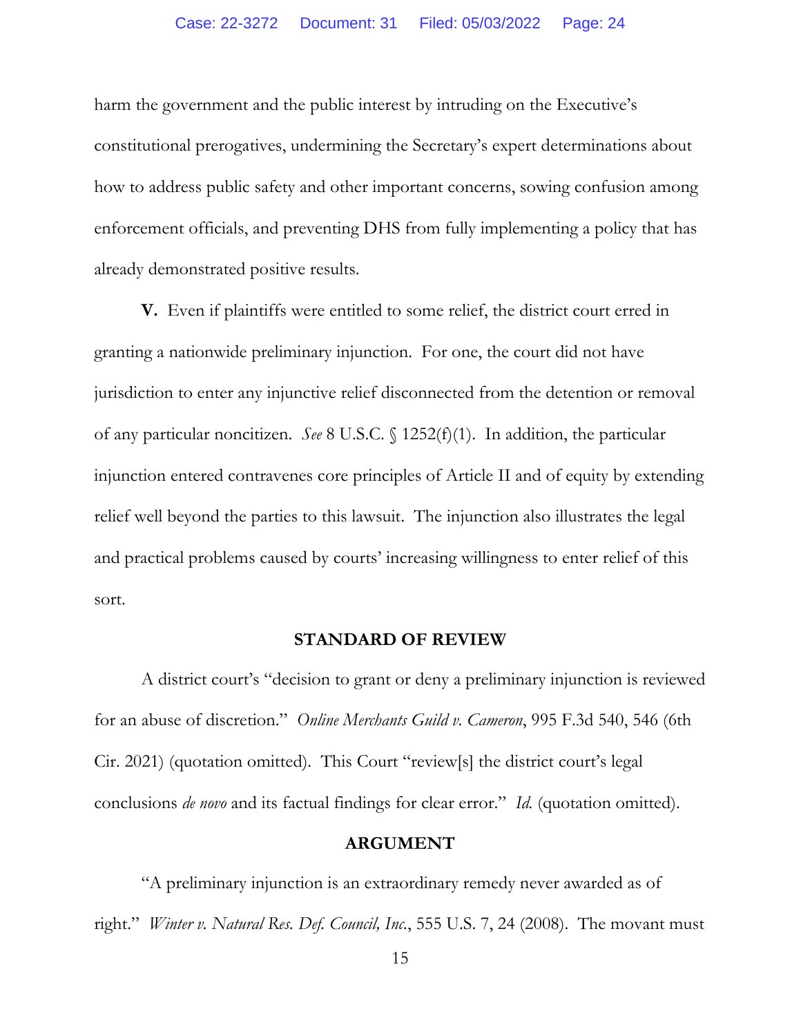harm the government and the public interest by intruding on the Executive's constitutional prerogatives, undermining the Secretary's expert determinations about how to address public safety and other important concerns, sowing confusion among enforcement officials, and preventing DHS from fully implementing a policy that has already demonstrated positive results.

**V.** Even if plaintiffs were entitled to some relief, the district court erred in granting a nationwide preliminary injunction. For one, the court did not have jurisdiction to enter any injunctive relief disconnected from the detention or removal of any particular noncitizen. *See* 8 U.S.C. § 1252(f)(1). In addition, the particular injunction entered contravenes core principles of Article II and of equity by extending relief well beyond the parties to this lawsuit. The injunction also illustrates the legal and practical problems caused by courts' increasing willingness to enter relief of this sort.

## STANDARD OF REVIEW

A district court's "decision to grant or deny a preliminary injunction is reviewed for an abuse of discretion." *Online Merchants Guild v. Cameron*, 995 F.3d 540, 546 (6th Cir. 2021) (quotation omitted). This Court "review[s] the district court's legal conclusions *de novo* and its factual findings for clear error." *Id.* (quotation omitted).

## ARGUMENT

"A preliminary injunction is an extraordinary remedy never awarded as of right." *Winter v. Natural Res. Def. Council, Inc.*, 555 U.S. 7, 24 (2008). The movant must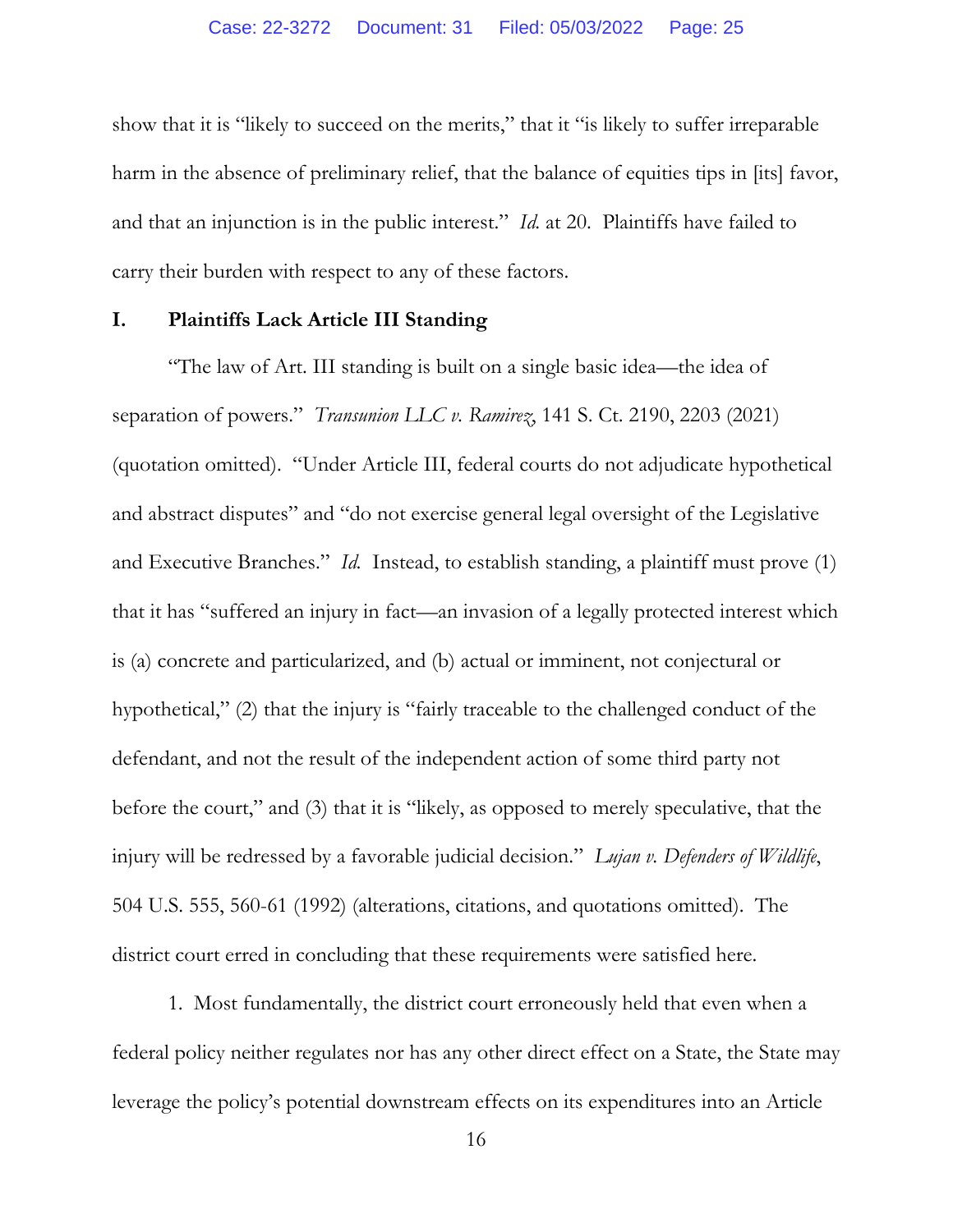show that it is "likely to succeed on the merits," that it "is likely to suffer irreparable harm in the absence of preliminary relief, that the balance of equities tips in [its] favor, and that an injunction is in the public interest." *Id.* at 20. Plaintiffs have failed to carry their burden with respect to any of these factors.

## I. Plaintiffs Lack Article III Standing

"The law of Art. III standing is built on a single basic idea—the idea of separation of powers." *Transunion LLC v. Ramirez*, 141 S. Ct. 2190, 2203 (2021) (quotation omitted). "Under Article III, federal courts do not adjudicate hypothetical and abstract disputes" and "do not exercise general legal oversight of the Legislative and Executive Branches." *Id.* Instead, to establish standing, a plaintiff must prove (1) that it has "suffered an injury in fact—an invasion of a legally protected interest which is (a) concrete and particularized, and (b) actual or imminent, not conjectural or hypothetical," (2) that the injury is "fairly traceable to the challenged conduct of the defendant, and not the result of the independent action of some third party not before the court," and (3) that it is "likely, as opposed to merely speculative, that the injury will be redressed by a favorable judicial decision." *Lujan v. Defenders of Wildlife*, 504 U.S. 555, 560-61 (1992) (alterations, citations, and quotations omitted). The district court erred in concluding that these requirements were satisfied here.

1. Most fundamentally, the district court erroneously held that even when a federal policy neither regulates nor has any other direct effect on a State, the State may leverage the policy's potential downstream effects on its expenditures into an Article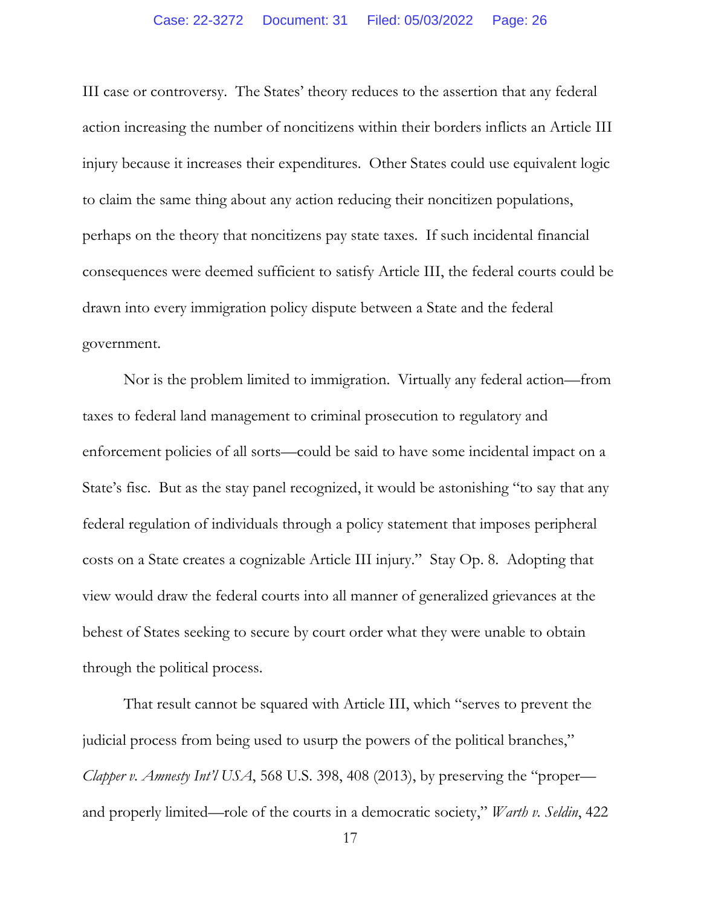III case or controversy. The States' theory reduces to the assertion that any federal action increasing the number of noncitizens within their borders inflicts an Article III injury because it increases their expenditures. Other States could use equivalent logic to claim the same thing about any action reducing their noncitizen populations, perhaps on the theory that noncitizens pay state taxes. If such incidental financial consequences were deemed sufficient to satisfy Article III, the federal courts could be drawn into every immigration policy dispute between a State and the federal government.

Nor is the problem limited to immigration. Virtually any federal action—from taxes to federal land management to criminal prosecution to regulatory and enforcement policies of all sorts—could be said to have some incidental impact on a State's fisc. But as the stay panel recognized, it would be astonishing "to say that any federal regulation of individuals through a policy statement that imposes peripheral costs on a State creates a cognizable Article III injury." Stay Op. 8. Adopting that view would draw the federal courts into all manner of generalized grievances at the behest of States seeking to secure by court order what they were unable to obtain through the political process.

That result cannot be squared with Article III, which "serves to prevent the judicial process from being used to usurp the powers of the political branches," *Clapper v. Amnesty Int'l USA*, 568 U.S. 398, 408 (2013), by preserving the "proper—and properly limited—role of the courts in a democratic society," *Warth v. Seldin*, 422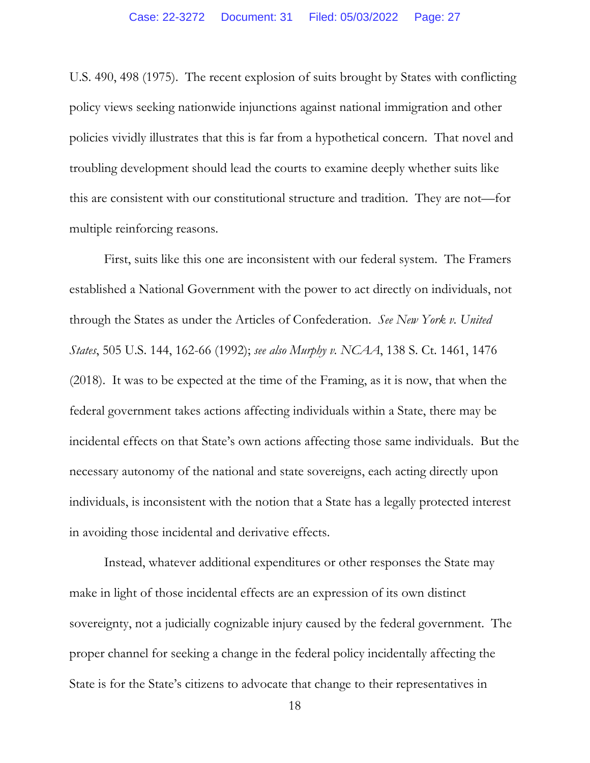U.S. 490, 498 (1975). The recent explosion of suits brought by States with conflicting policy views seeking nationwide injunctions against national immigration and other policies vividly illustrates that this is far from a hypothetical concern. That novel and troubling development should lead the courts to examine deeply whether suits like this are consistent with our constitutional structure and tradition. They are not—for multiple reinforcing reasons.

First, suits like this one are inconsistent with our federal system. The Framers established a National Government with the power to act directly on individuals, not through the States as under the Articles of Confederation. *See New York v. United States*, 505 U.S. 144, 162-66 (1992); *see also Murphy v. NCAA*, 138 S. Ct. 1461, 1476 (2018). It was to be expected at the time of the Framing, as it is now, that when the federal government takes actions affecting individuals within a State, there may be incidental effects on that State's own actions affecting those same individuals. But the necessary autonomy of the national and state sovereigns, each acting directly upon individuals, is inconsistent with the notion that a State has a legally protected interest in avoiding those incidental and derivative effects.

Instead, whatever additional expenditures or other responses the State may make in light of those incidental effects are an expression of its own distinct sovereignty, not a judicially cognizable injury caused by the federal government. The proper channel for seeking a change in the federal policy incidentally affecting the State is for the State's citizens to advocate that change to their representatives in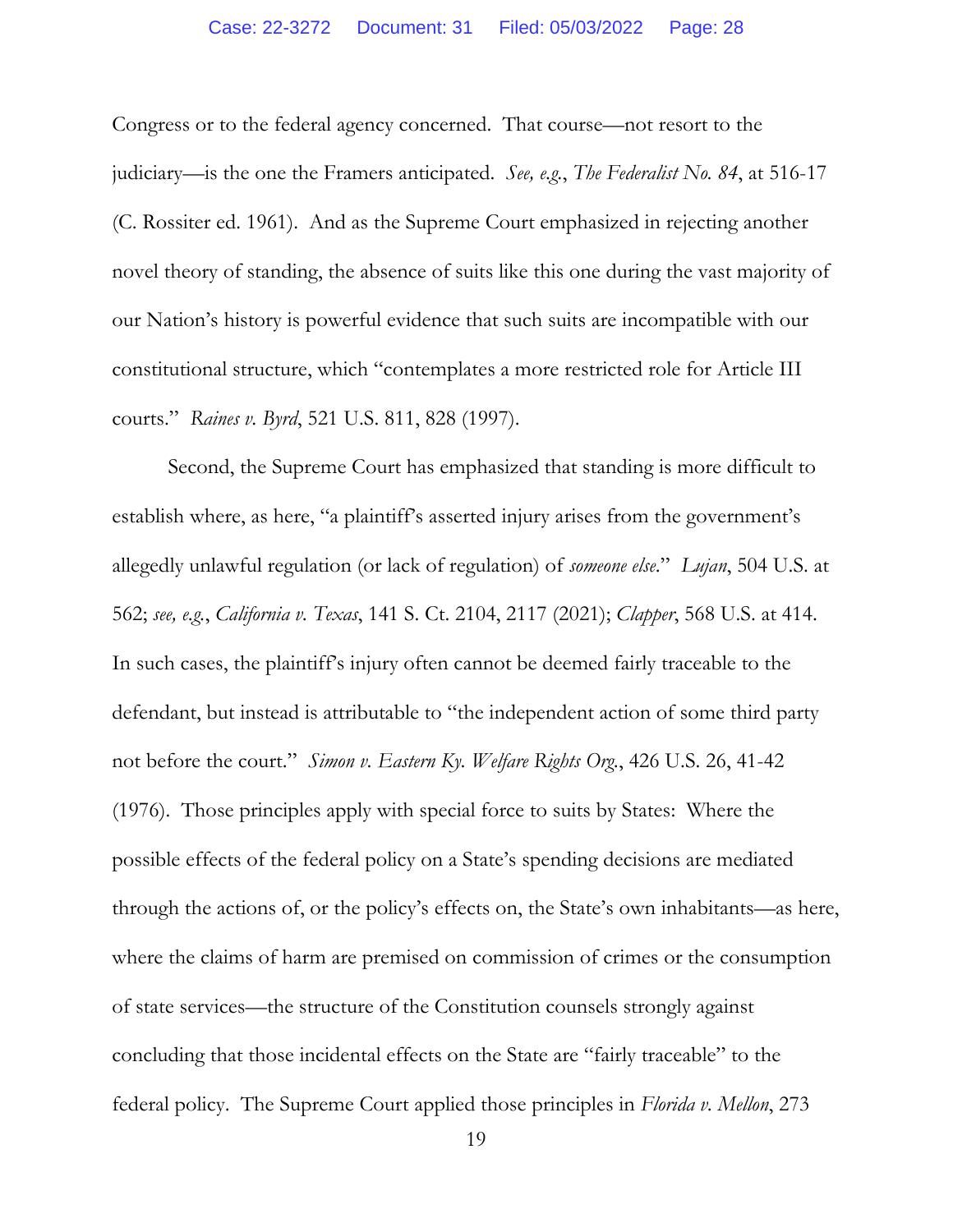Congress or to the federal agency concerned. That course—not resort to the judiciary—is the one the Framers anticipated. *See, e.g.*, *The Federalist No. 84*, at 516-17 (C. Rossiter ed. 1961). And as the Supreme Court emphasized in rejecting another novel theory of standing, the absence of suits like this one during the vast majority of our Nation's history is powerful evidence that such suits are incompatible with our constitutional structure, which "contemplates a more restricted role for Article III courts." *Raines v. Byrd*, 521 U.S. 811, 828 (1997).

Second, the Supreme Court has emphasized that standing is more difficult to establish where, as here, "a plaintiff's asserted injury arises from the government's allegedly unlawful regulation (or lack of regulation) of *someone else*." *Lujan*, 504 U.S. at 562; *see, e.g.*, *California v. Texas*, 141 S. Ct. 2104, 2117 (2021); *Clapper*, 568 U.S. at 414. In such cases, the plaintiff's injury often cannot be deemed fairly traceable to the defendant, but instead is attributable to "the independent action of some third party not before the court." *Simon v. Eastern Ky. Welfare Rights Org.*, 426 U.S. 26, 41-42 (1976). Those principles apply with special force to suits by States: Where the possible effects of the federal policy on a State's spending decisions are mediated through the actions of, or the policy's effects on, the State's own inhabitants—as here, where the claims of harm are premised on commission of crimes or the consumption of state services—the structure of the Constitution counsels strongly against concluding that those incidental effects on the State are "fairly traceable" to the federal policy. The Supreme Court applied those principles in *Florida v. Mellon*, 273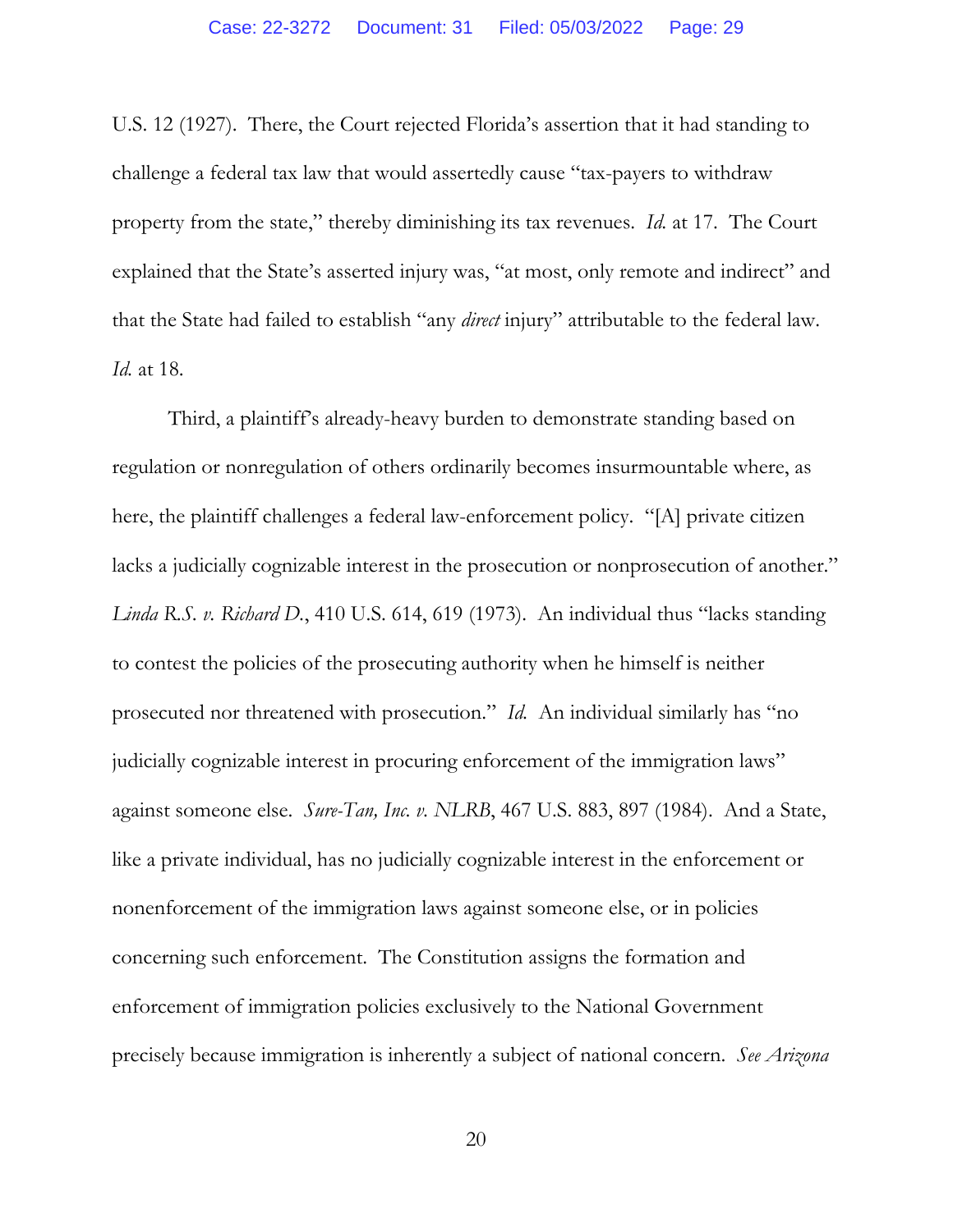U.S. 12 (1927). There, the Court rejected Florida's assertion that it had standing to challenge a federal tax law that would assertedly cause "tax-payers to withdraw property from the state," thereby diminishing its tax revenues. *Id.* at 17. The Court explained that the State's asserted injury was, "at most, only remote and indirect" and that the State had failed to establish "any *direct* injury" attributable to the federal law. *Id.* at 18.

Third, a plaintiff's already-heavy burden to demonstrate standing based on regulation or nonregulation of others ordinarily becomes insurmountable where, as here, the plaintiff challenges a federal law-enforcement policy. "[A] private citizen lacks a judicially cognizable interest in the prosecution or nonprosecution of another." *Linda R.S. v. Richard D.*, 410 U.S. 614, 619 (1973). An individual thus "lacks standing to contest the policies of the prosecuting authority when he himself is neither prosecuted nor threatened with prosecution." *Id.* An individual similarly has "no judicially cognizable interest in procuring enforcement of the immigration laws" against someone else. *Sure-Tan, Inc. v. NLRB*, 467 U.S. 883, 897 (1984). And a State, like a private individual, has no judicially cognizable interest in the enforcement or nonenforcement of the immigration laws against someone else, or in policies concerning such enforcement. The Constitution assigns the formation and enforcement of immigration policies exclusively to the National Government precisely because immigration is inherently a subject of national concern. *See Arizona*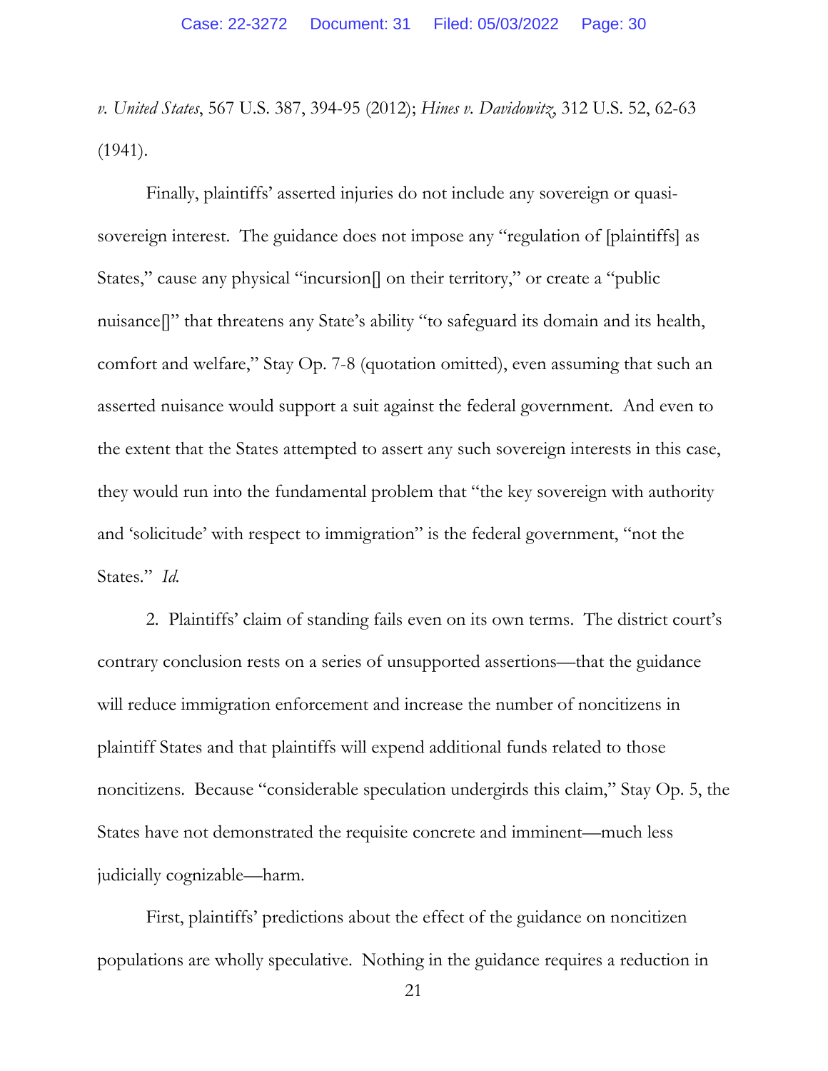*v. United States*, 567 U.S. 387, 394-95 (2012); *Hines v. Davidowitz*, 312 U.S. 52, 62-63 (1941).

Finally, plaintiffs' asserted injuries do not include any sovereign or quasi-sovereign interest. The guidance does not impose any "regulation of [plaintiffs] as States," cause any physical "incursion[] on their territory," or create a "public nuisance[]" that threatens any State's ability "to safeguard its domain and its health, comfort and welfare," Stay Op. 7-8 (quotation omitted), even assuming that such an asserted nuisance would support a suit against the federal government. And even to the extent that the States attempted to assert any such sovereign interests in this case, they would run into the fundamental problem that "the key sovereign with authority and 'solicitude' with respect to immigration" is the federal government, "not the States." *Id.*

2. Plaintiffs' claim of standing fails even on its own terms. The district court's contrary conclusion rests on a series of unsupported assertions—that the guidance will reduce immigration enforcement and increase the number of noncitizens in plaintiff States and that plaintiffs will expend additional funds related to those noncitizens. Because "considerable speculation undergirds this claim," Stay Op. 5, the States have not demonstrated the requisite concrete and imminent—much less judicially cognizable—harm.

First, plaintiffs' predictions about the effect of the guidance on noncitizen populations are wholly speculative. Nothing in the guidance requires a reduction in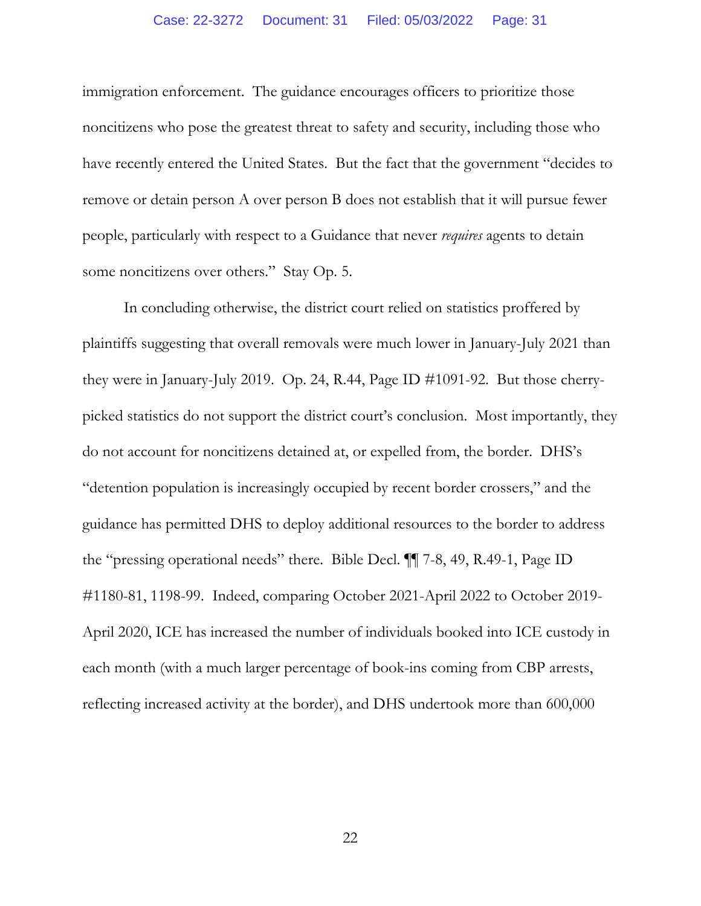immigration enforcement. The guidance encourages officers to prioritize those noncitizens who pose the greatest threat to safety and security, including those who have recently entered the United States. But the fact that the government "decides to remove or detain person A over person B does not establish that it will pursue fewer people, particularly with respect to a Guidance that never *requires* agents to detain some noncitizens over others." Stay Op. 5.

In concluding otherwise, the district court relied on statistics proffered by plaintiffs suggesting that overall removals were much lower in January-July 2021 than they were in January-July 2019. Op. 24, R.44, Page ID #1091-92. But those cherry-picked statistics do not support the district court's conclusion. Most importantly, they do not account for noncitizens detained at, or expelled from, the border. DHS's "detention population is increasingly occupied by recent border crossers," and the guidance has permitted DHS to deploy additional resources to the border to address the "pressing operational needs" there. Bible Decl. ¶¶ 7-8, 49, R.49-1, Page ID #1180-81, 1198-99. Indeed, comparing October 2021-April 2022 to October 2019-April 2020, ICE has increased the number of individuals booked into ICE custody in each month (with a much larger percentage of book-ins coming from CBP arrests, reflecting increased activity at the border), and DHS undertook more than 600,000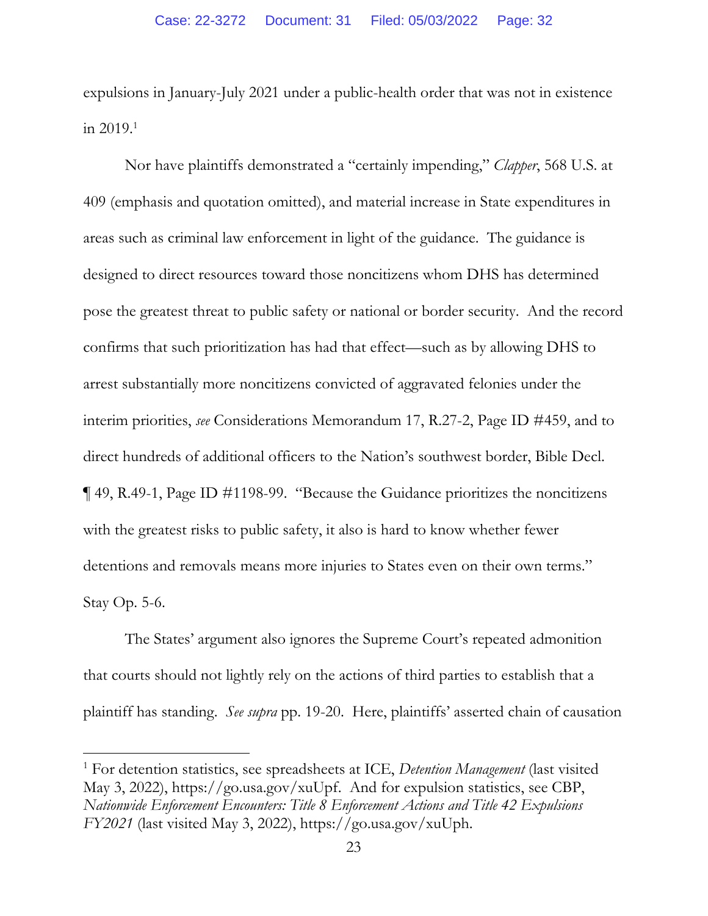expulsions in January-July 2021 under a public-health order that was not in existence in 2019.[1]

Nor have plaintiffs demonstrated a "certainly impending," *Clapper*, 568 U.S. at 409 (emphasis and quotation omitted), and material increase in State expenditures in areas such as criminal law enforcement in light of the guidance. The guidance is designed to direct resources toward those noncitizens whom DHS has determined pose the greatest threat to public safety or national or border security. And the record confirms that such prioritization has had that effect—such as by allowing DHS to arrest substantially more noncitizens convicted of aggravated felonies under the interim priorities, *see* Considerations Memorandum 17, R.27-2, Page ID #459, and to direct hundreds of additional officers to the Nation's southwest border, Bible Decl. ¶ 49, R.49-1, Page ID #1198-99. "Because the Guidance prioritizes the noncitizens with the greatest risks to public safety, it also is hard to know whether fewer detentions and removals means more injuries to States even on their own terms." Stay Op. 5-6.

The States' argument also ignores the Supreme Court's repeated admonition that courts should not lightly rely on the actions of third parties to establish that a plaintiff has standing. *See supra* pp. 19-20. Here, plaintiffs' asserted chain of causation

---

[1] For detention statistics, see spreadsheets at ICE, *Detention Management* (last visited May 3, 2022), https://go.usa.gov/xuUpf. And for expulsion statistics, see CBP, *Nationwide Enforcement Encounters: Title 8 Enforcement Actions and Title 42 Expulsions FY2021* (last visited May 3, 2022), https://go.usa.gov/xuUph.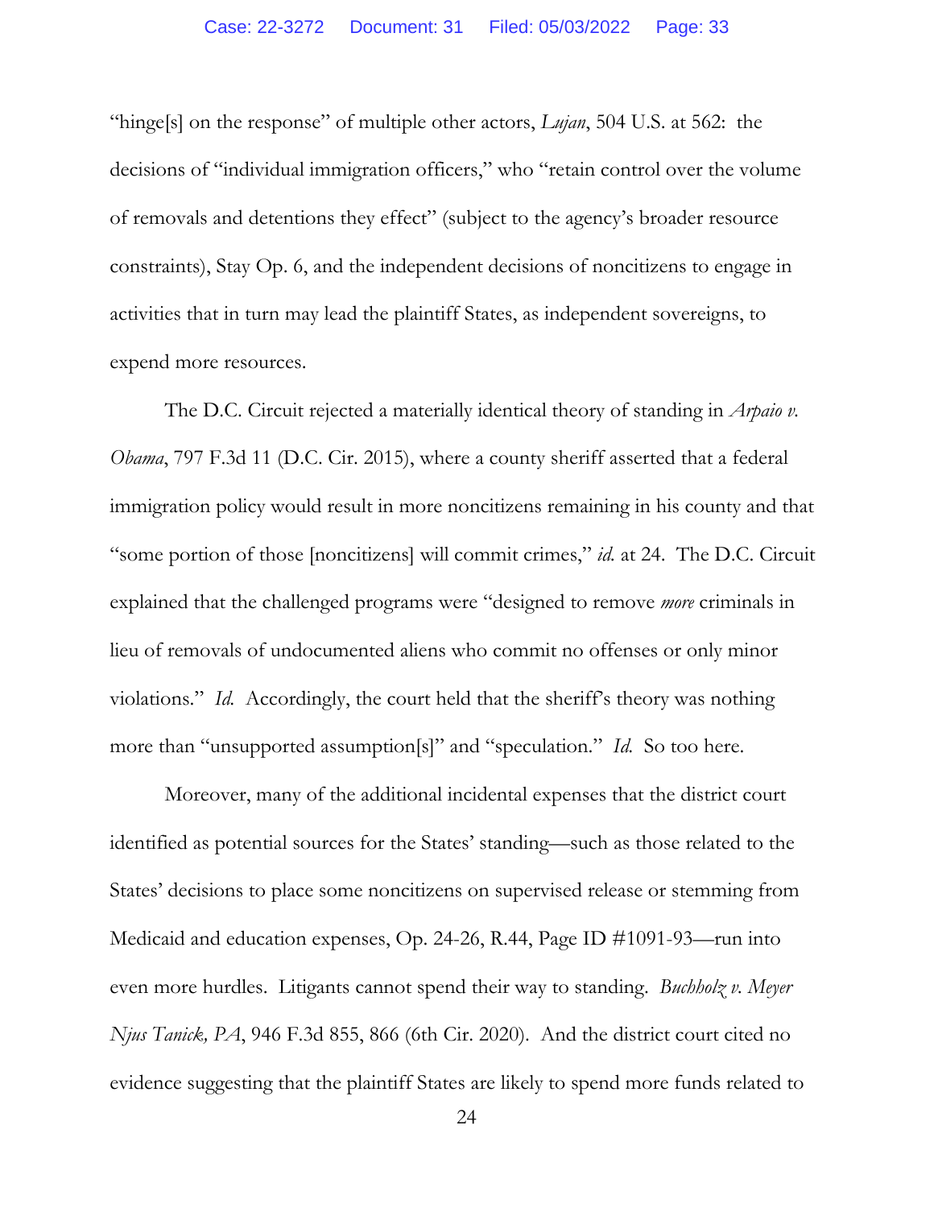"hinge[s] on the response" of multiple other actors, *Lujan*, 504 U.S. at 562: the decisions of "individual immigration officers," who "retain control over the volume of removals and detentions they effect" (subject to the agency's broader resource constraints), Stay Op. 6, and the independent decisions of noncitizens to engage in activities that in turn may lead the plaintiff States, as independent sovereigns, to expend more resources.

The D.C. Circuit rejected a materially identical theory of standing in *Arpaio v. Obama*, 797 F.3d 11 (D.C. Cir. 2015), where a county sheriff asserted that a federal immigration policy would result in more noncitizens remaining in his county and that "some portion of those [noncitizens] will commit crimes," *id.* at 24. The D.C. Circuit explained that the challenged programs were "designed to remove *more* criminals in lieu of removals of undocumented aliens who commit no offenses or only minor violations." *Id.* Accordingly, the court held that the sheriff's theory was nothing more than "unsupported assumption[s]" and "speculation." *Id.* So too here.

Moreover, many of the additional incidental expenses that the district court identified as potential sources for the States' standing—such as those related to the States' decisions to place some noncitizens on supervised release or stemming from Medicaid and education expenses, Op. 24-26, R.44, Page ID #1091-93—run into even more hurdles. Litigants cannot spend their way to standing. *Buchholz v. Meyer Njus Tanick, PA*, 946 F.3d 855, 866 (6th Cir. 2020). And the district court cited no evidence suggesting that the plaintiff States are likely to spend more funds related to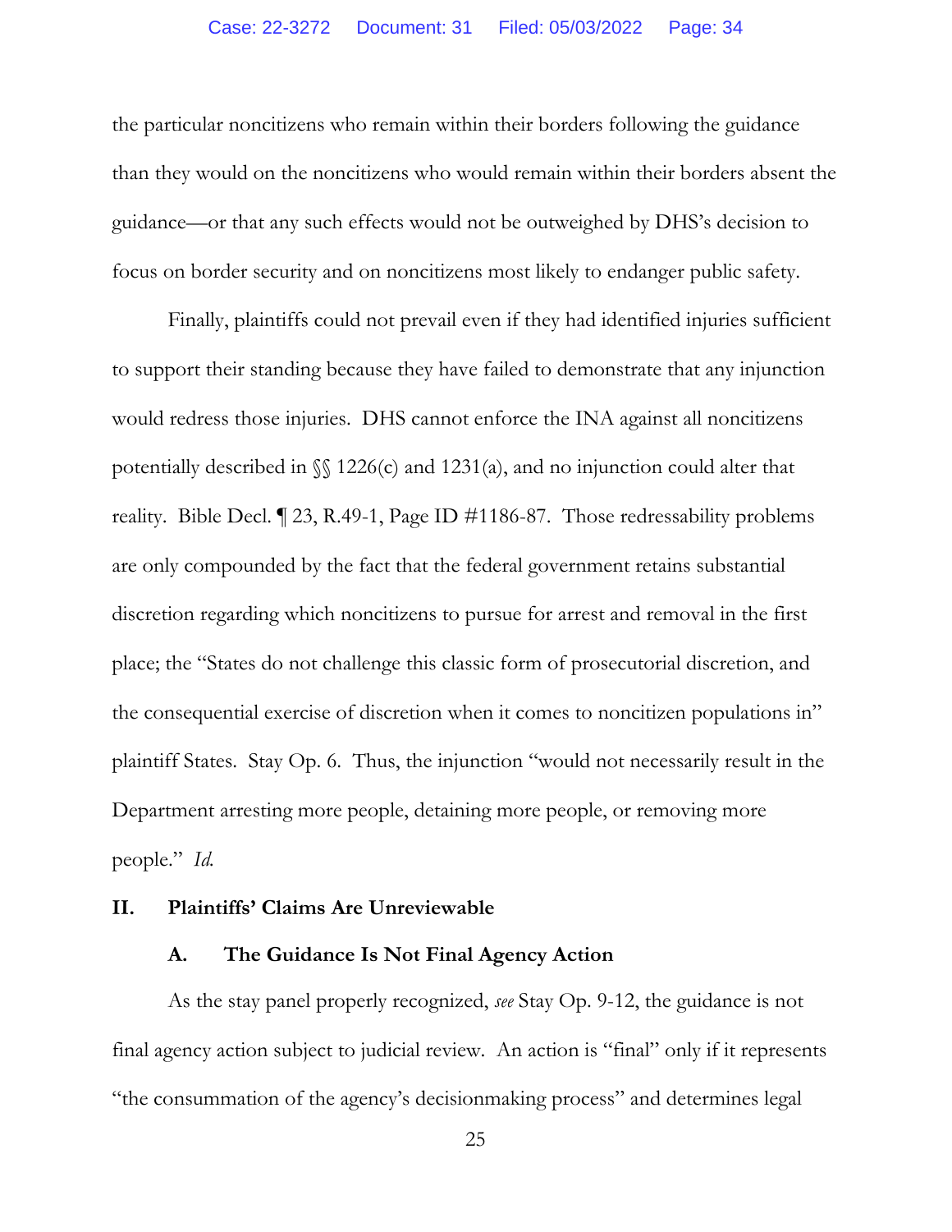the particular noncitizens who remain within their borders following the guidance than they would on the noncitizens who would remain within their borders absent the guidance—or that any such effects would not be outweighed by DHS's decision to focus on border security and on noncitizens most likely to endanger public safety.

Finally, plaintiffs could not prevail even if they had identified injuries sufficient to support their standing because they have failed to demonstrate that any injunction would redress those injuries. DHS cannot enforce the INA against all noncitizens potentially described in §§ 1226(c) and 1231(a), and no injunction could alter that reality. Bible Decl. ¶ 23, R.49-1, Page ID #1186-87. Those redressability problems are only compounded by the fact that the federal government retains substantial discretion regarding which noncitizens to pursue for arrest and removal in the first place; the "States do not challenge this classic form of prosecutorial discretion, and the consequential exercise of discretion when it comes to noncitizen populations in" plaintiff States. Stay Op. 6. Thus, the injunction "would not necessarily result in the Department arresting more people, detaining more people, or removing more people." *Id.*

## II. Plaintiffs' Claims Are Unreviewable

### A. The Guidance Is Not Final Agency Action

As the stay panel properly recognized, *see* Stay Op. 9-12, the guidance is not final agency action subject to judicial review. An action is "final" only if it represents "the consummation of the agency's decisionmaking process" and determines legal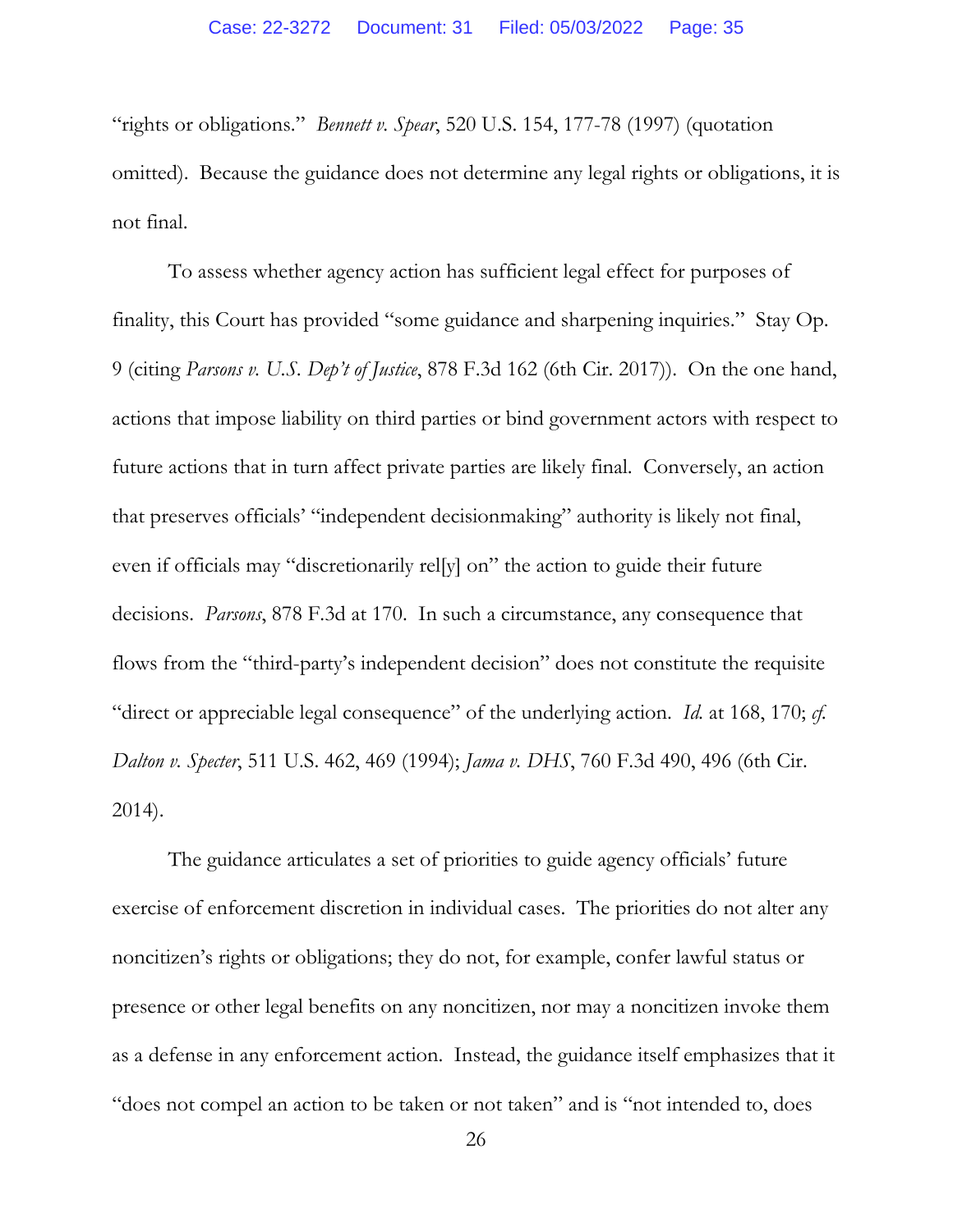"rights or obligations." *Bennett v. Spear*, 520 U.S. 154, 177-78 (1997) (quotation omitted). Because the guidance does not determine any legal rights or obligations, it is not final.

To assess whether agency action has sufficient legal effect for purposes of finality, this Court has provided "some guidance and sharpening inquiries." Stay Op. 9 (citing *Parsons v. U.S. Dep't of Justice*, 878 F.3d 162 (6th Cir. 2017)). On the one hand, actions that impose liability on third parties or bind government actors with respect to future actions that in turn affect private parties are likely final. Conversely, an action that preserves officials' "independent decisionmaking" authority is likely not final, even if officials may "discretionarily rel[y] on" the action to guide their future decisions. *Parsons*, 878 F.3d at 170. In such a circumstance, any consequence that flows from the "third-party's independent decision" does not constitute the requisite "direct or appreciable legal consequence" of the underlying action. *Id.* at 168, 170; *cf. Dalton v. Specter*, 511 U.S. 462, 469 (1994); *Jama v. DHS*, 760 F.3d 490, 496 (6th Cir. 2014).

The guidance articulates a set of priorities to guide agency officials' future exercise of enforcement discretion in individual cases. The priorities do not alter any noncitizen's rights or obligations; they do not, for example, confer lawful status or presence or other legal benefits on any noncitizen, nor may a noncitizen invoke them as a defense in any enforcement action. Instead, the guidance itself emphasizes that it "does not compel an action to be taken or not taken" and is "not intended to, does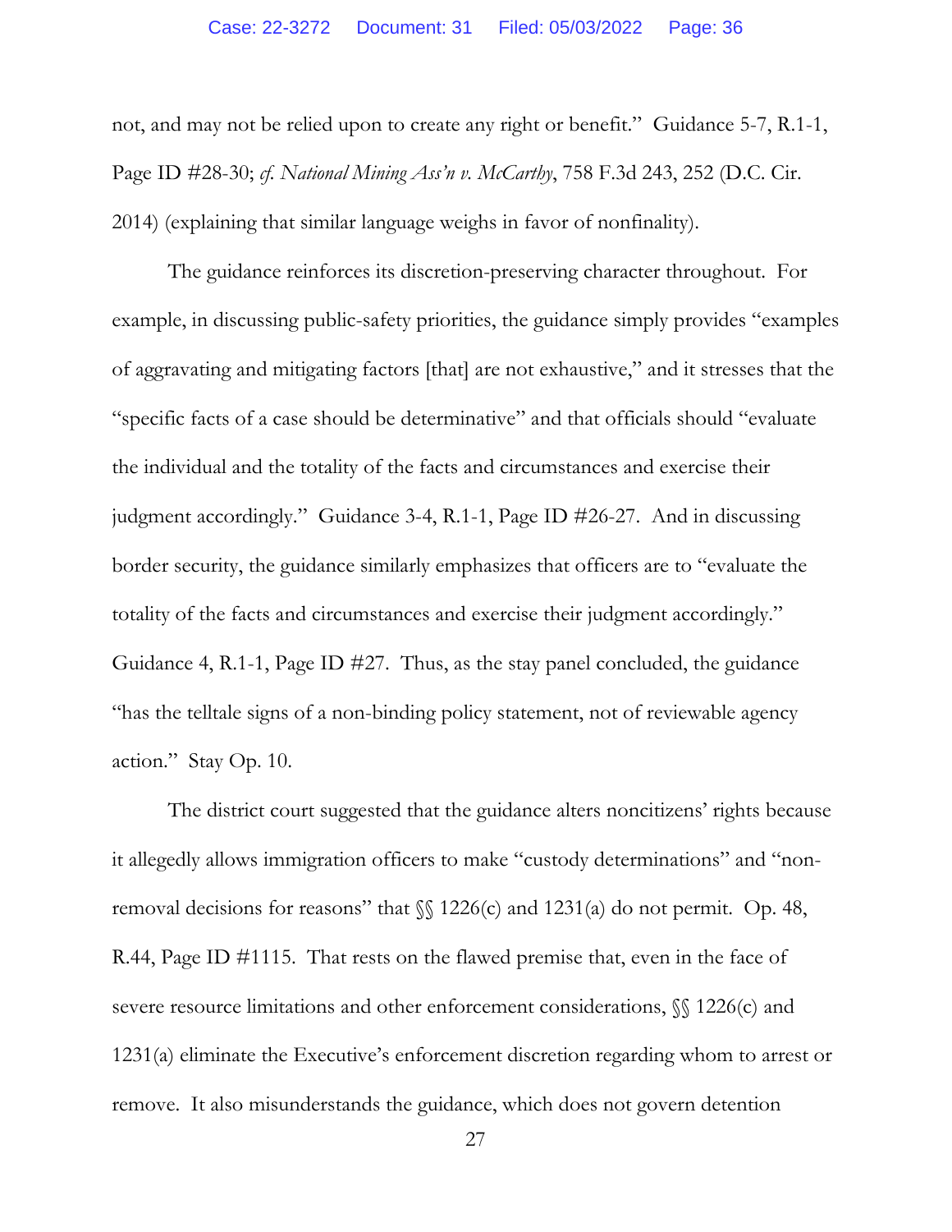not, and may not be relied upon to create any right or benefit." Guidance 5-7, R.1-1, Page ID #28-30; *cf. National Mining Ass'n v. McCarthy*, 758 F.3d 243, 252 (D.C. Cir. 2014) (explaining that similar language weighs in favor of nonfinality).

The guidance reinforces its discretion-preserving character throughout. For example, in discussing public-safety priorities, the guidance simply provides "examples of aggravating and mitigating factors [that] are not exhaustive," and it stresses that the "specific facts of a case should be determinative" and that officials should "evaluate the individual and the totality of the facts and circumstances and exercise their judgment accordingly." Guidance 3-4, R.1-1, Page ID #26-27. And in discussing border security, the guidance similarly emphasizes that officers are to "evaluate the totality of the facts and circumstances and exercise their judgment accordingly." Guidance 4, R.1-1, Page ID #27. Thus, as the stay panel concluded, the guidance "has the telltale signs of a non-binding policy statement, not of reviewable agency action." Stay Op. 10.

The district court suggested that the guidance alters noncitizens' rights because it allegedly allows immigration officers to make "custody determinations" and "non-removal decisions for reasons" that §§ 1226(c) and 1231(a) do not permit. Op. 48, R.44, Page ID #1115. That rests on the flawed premise that, even in the face of severe resource limitations and other enforcement considerations, §§ 1226(c) and 1231(a) eliminate the Executive's enforcement discretion regarding whom to arrest or remove. It also misunderstands the guidance, which does not govern detention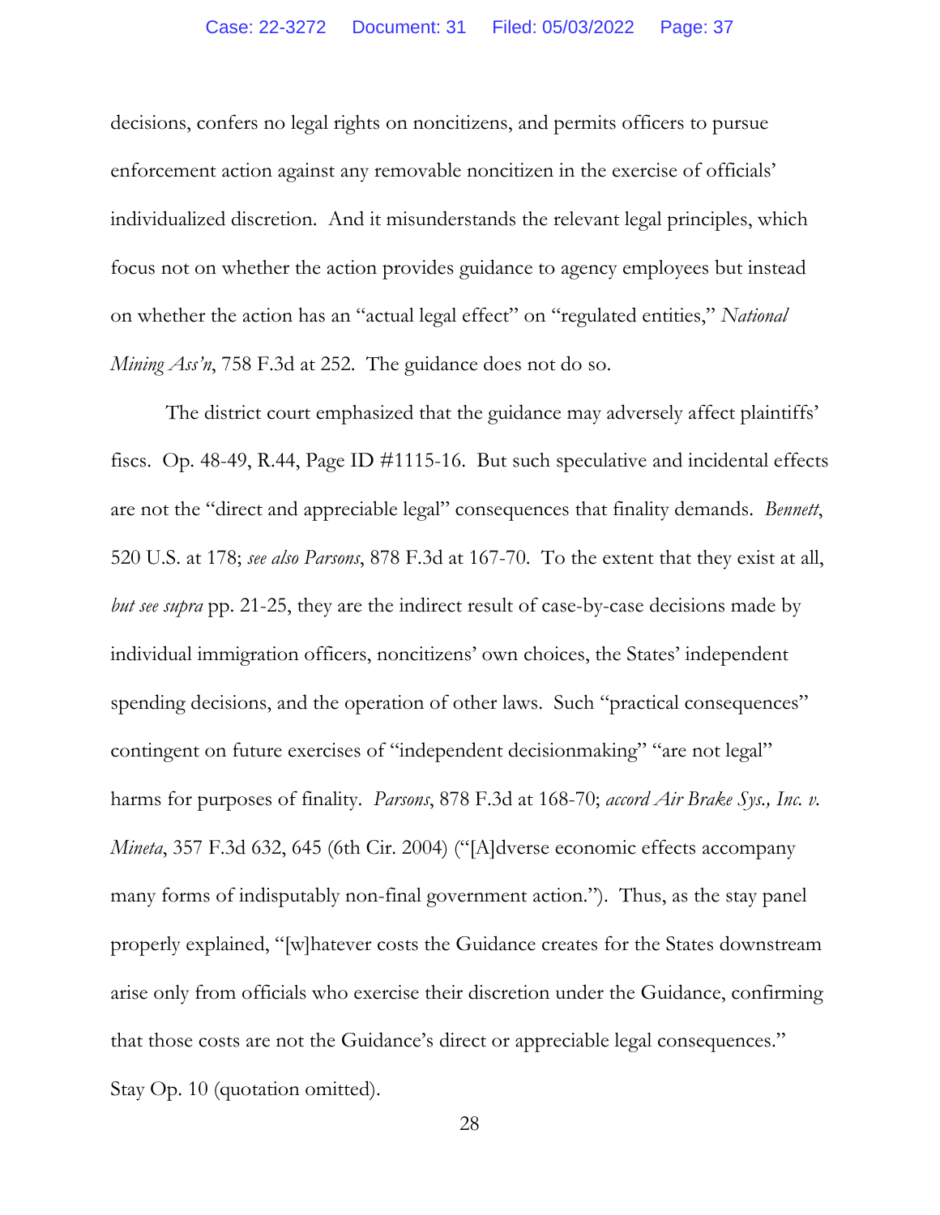decisions, confers no legal rights on noncitizens, and permits officers to pursue enforcement action against any removable noncitizen in the exercise of officials' individualized discretion. And it misunderstands the relevant legal principles, which focus not on whether the action provides guidance to agency employees but instead on whether the action has an "actual legal effect" on "regulated entities," *National Mining Ass'n*, 758 F.3d at 252. The guidance does not do so.

The district court emphasized that the guidance may adversely affect plaintiffs' fiscs. Op. 48-49, R.44, Page ID #1115-16. But such speculative and incidental effects are not the "direct and appreciable legal" consequences that finality demands. *Bennett*, 520 U.S. at 178; *see also Parsons*, 878 F.3d at 167-70. To the extent that they exist at all, *but see supra* pp. 21-25, they are the indirect result of case-by-case decisions made by individual immigration officers, noncitizens' own choices, the States' independent spending decisions, and the operation of other laws. Such "practical consequences" contingent on future exercises of "independent decisionmaking" "are not legal" harms for purposes of finality. *Parsons*, 878 F.3d at 168-70; *accord Air Brake Sys., Inc. v. Mineta*, 357 F.3d 632, 645 (6th Cir. 2004) ("[A]dverse economic effects accompany many forms of indisputably non-final government action."). Thus, as the stay panel properly explained, "[w]hatever costs the Guidance creates for the States downstream arise only from officials who exercise their discretion under the Guidance, confirming that those costs are not the Guidance's direct or appreciable legal consequences." Stay Op. 10 (quotation omitted).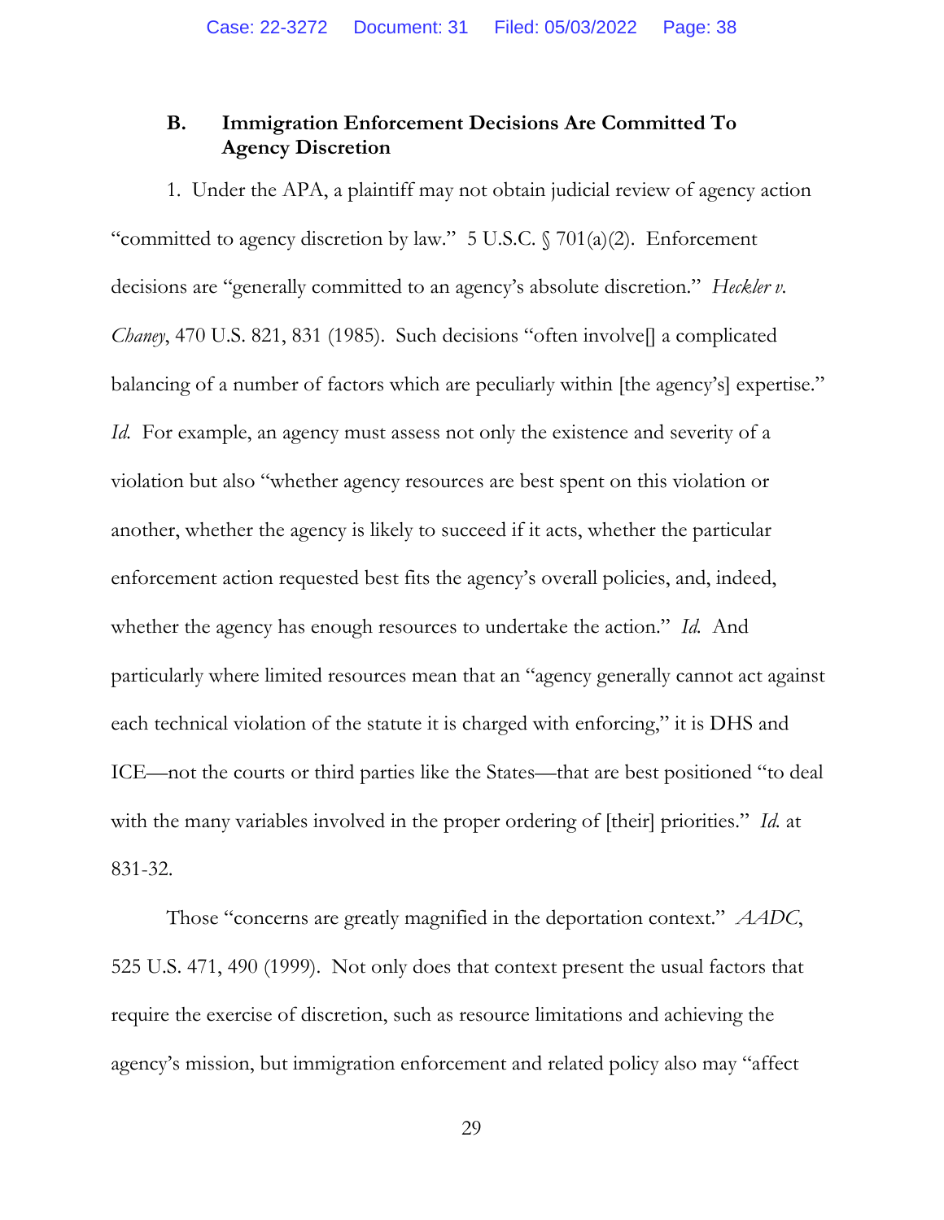### B. Immigration Enforcement Decisions Are Committed To Agency Discretion

1. Under the APA, a plaintiff may not obtain judicial review of agency action "committed to agency discretion by law." 5 U.S.C. § 701(a)(2). Enforcement decisions are "generally committed to an agency's absolute discretion." *Heckler v. Chaney*, 470 U.S. 821, 831 (1985). Such decisions "often involve[] a complicated balancing of a number of factors which are peculiarly within [the agency's] expertise." *Id.* For example, an agency must assess not only the existence and severity of a violation but also "whether agency resources are best spent on this violation or another, whether the agency is likely to succeed if it acts, whether the particular enforcement action requested best fits the agency's overall policies, and, indeed, whether the agency has enough resources to undertake the action." *Id.* And particularly where limited resources mean that an "agency generally cannot act against each technical violation of the statute it is charged with enforcing," it is DHS and ICE—not the courts or third parties like the States—that are best positioned "to deal with the many variables involved in the proper ordering of [their] priorities." *Id.* at 831-32.

Those "concerns are greatly magnified in the deportation context." *AADC*, 525 U.S. 471, 490 (1999). Not only does that context present the usual factors that require the exercise of discretion, such as resource limitations and achieving the agency's mission, but immigration enforcement and related policy also may "affect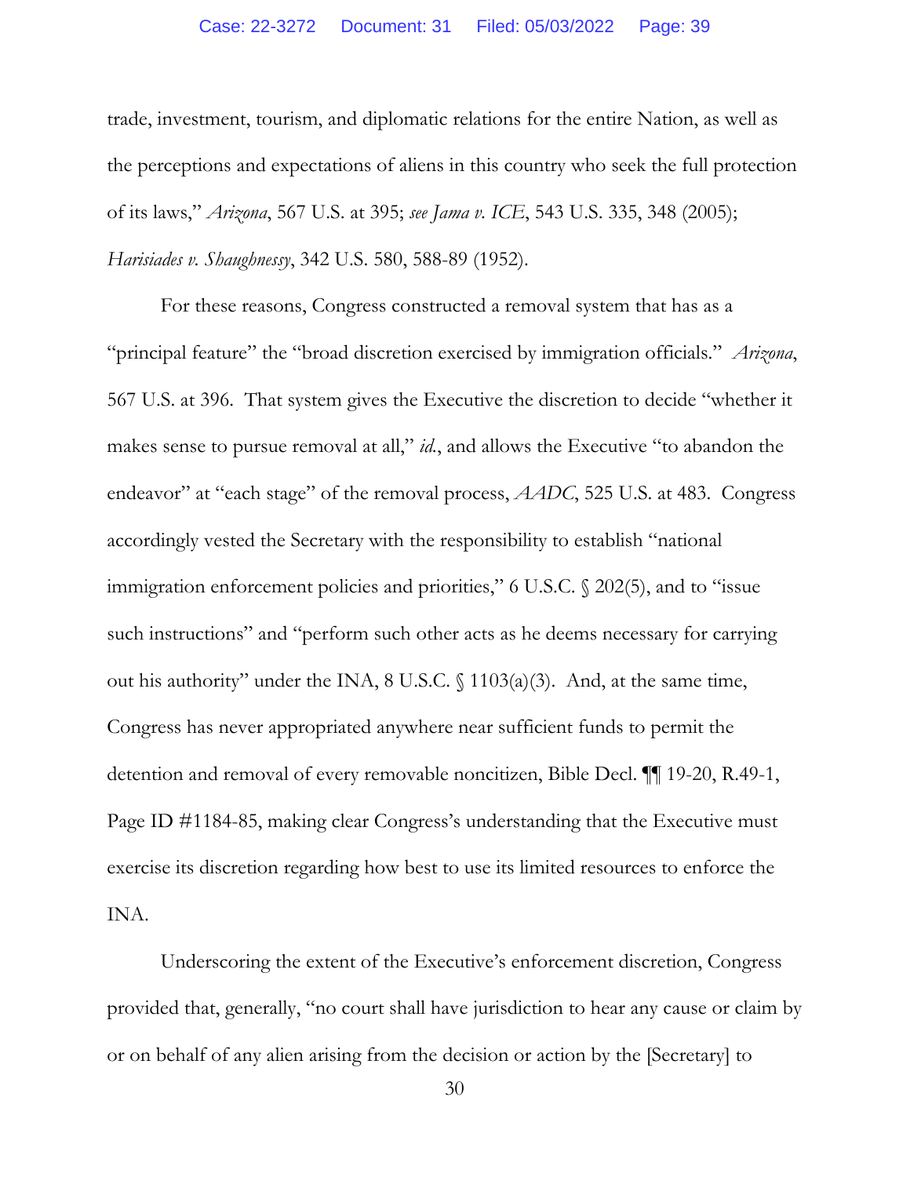trade, investment, tourism, and diplomatic relations for the entire Nation, as well as the perceptions and expectations of aliens in this country who seek the full protection of its laws," *Arizona*, 567 U.S. at 395; *see Jama v. ICE*, 543 U.S. 335, 348 (2005); *Harisiades v. Shaughnessy*, 342 U.S. 580, 588-89 (1952).

For these reasons, Congress constructed a removal system that has as a "principal feature" the "broad discretion exercised by immigration officials." *Arizona*, 567 U.S. at 396. That system gives the Executive the discretion to decide "whether it makes sense to pursue removal at all," *id.*, and allows the Executive "to abandon the endeavor" at "each stage" of the removal process, *AADC*, 525 U.S. at 483. Congress accordingly vested the Secretary with the responsibility to establish "national immigration enforcement policies and priorities," 6 U.S.C. § 202(5), and to "issue such instructions" and "perform such other acts as he deems necessary for carrying out his authority" under the INA, 8 U.S.C. § 1103(a)(3). And, at the same time, Congress has never appropriated anywhere near sufficient funds to permit the detention and removal of every removable noncitizen, Bible Decl. ¶¶ 19-20, R.49-1, Page ID #1184-85, making clear Congress's understanding that the Executive must exercise its discretion regarding how best to use its limited resources to enforce the INA.

Underscoring the extent of the Executive's enforcement discretion, Congress provided that, generally, "no court shall have jurisdiction to hear any cause or claim by or on behalf of any alien arising from the decision or action by the [Secretary] to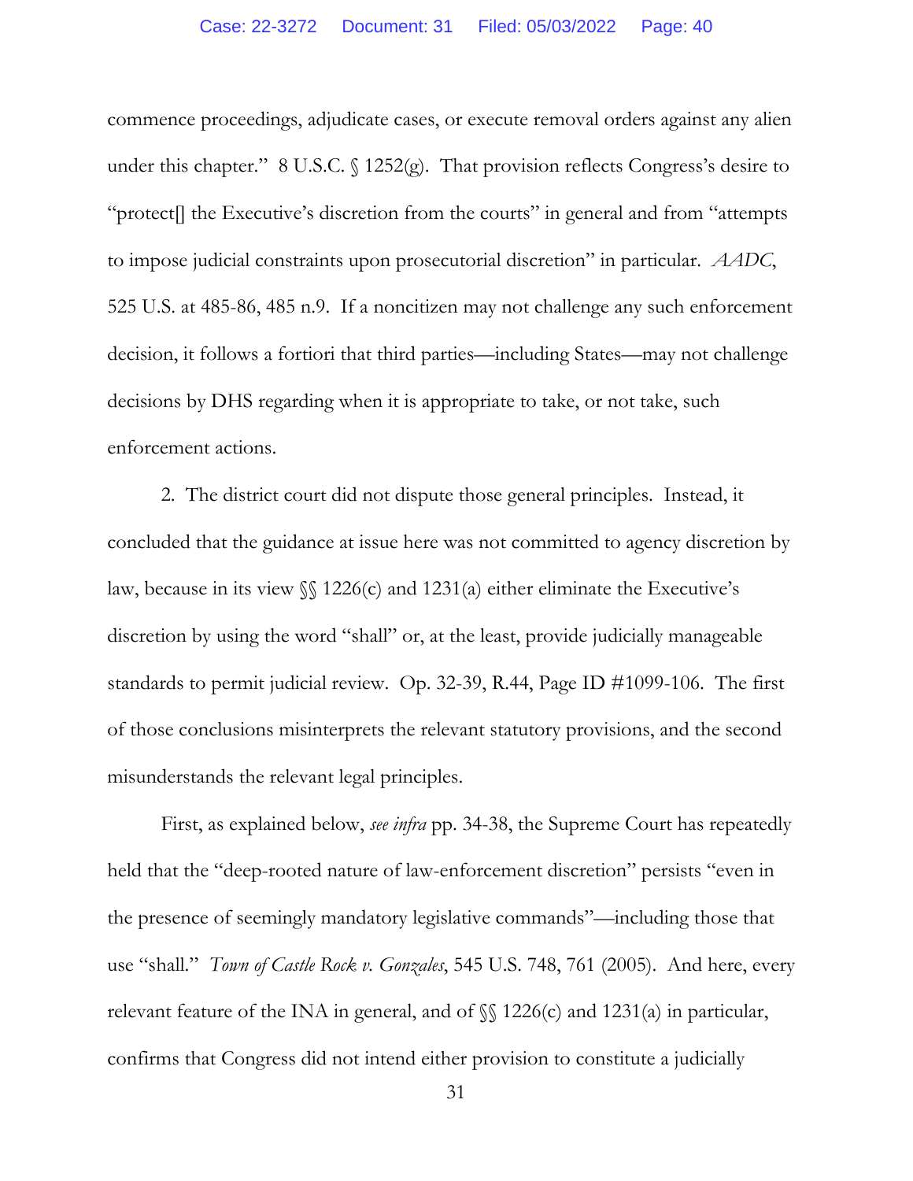commence proceedings, adjudicate cases, or execute removal orders against any alien under this chapter." 8 U.S.C. § 1252(g). That provision reflects Congress's desire to "protect[] the Executive's discretion from the courts" in general and from "attempts to impose judicial constraints upon prosecutorial discretion" in particular. *AADC*, 525 U.S. at 485-86, 485 n.9. If a noncitizen may not challenge any such enforcement decision, it follows a fortiori that third parties—including States—may not challenge decisions by DHS regarding when it is appropriate to take, or not take, such enforcement actions.

2. The district court did not dispute those general principles. Instead, it concluded that the guidance at issue here was not committed to agency discretion by law, because in its view §§ 1226(c) and 1231(a) either eliminate the Executive's discretion by using the word "shall" or, at the least, provide judicially manageable standards to permit judicial review. Op. 32-39, R.44, Page ID #1099-106. The first of those conclusions misinterprets the relevant statutory provisions, and the second misunderstands the relevant legal principles.

First, as explained below, *see infra* pp. 34-38, the Supreme Court has repeatedly held that the "deep-rooted nature of law-enforcement discretion" persists "even in the presence of seemingly mandatory legislative commands"—including those that use "shall." *Town of Castle Rock v. Gonzales*, 545 U.S. 748, 761 (2005). And here, every relevant feature of the INA in general, and of §§ 1226(c) and 1231(a) in particular, confirms that Congress did not intend either provision to constitute a judicially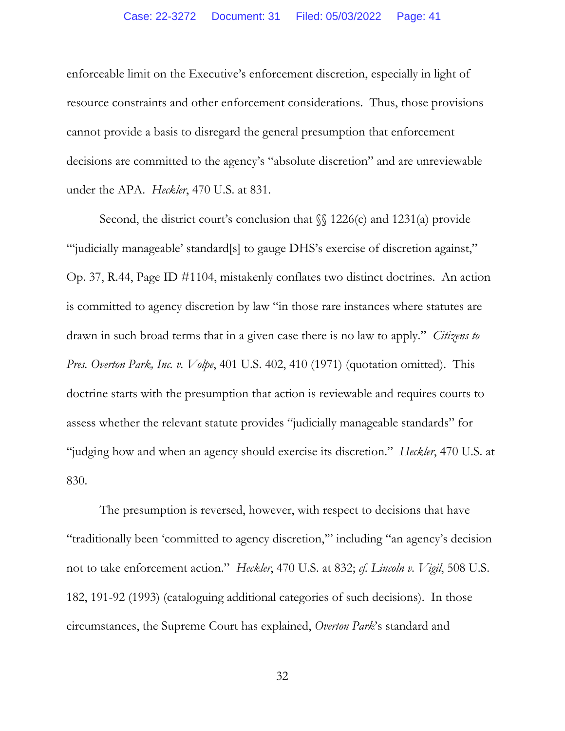enforceable limit on the Executive's enforcement discretion, especially in light of resource constraints and other enforcement considerations. Thus, those provisions cannot provide a basis to disregard the general presumption that enforcement decisions are committed to the agency's "absolute discretion" and are unreviewable under the APA. *Heckler*, 470 U.S. at 831.

Second, the district court's conclusion that §§ 1226(c) and 1231(a) provide "'judicially manageable' standard[s] to gauge DHS's exercise of discretion against," Op. 37, R.44, Page ID #1104, mistakenly conflates two distinct doctrines. An action is committed to agency discretion by law "in those rare instances where statutes are drawn in such broad terms that in a given case there is no law to apply." *Citizens to Pres. Overton Park, Inc. v. Volpe*, 401 U.S. 402, 410 (1971) (quotation omitted). This doctrine starts with the presumption that action is reviewable and requires courts to assess whether the relevant statute provides "judicially manageable standards" for "judging how and when an agency should exercise its discretion." *Heckler*, 470 U.S. at 830.

The presumption is reversed, however, with respect to decisions that have "traditionally been 'committed to agency discretion,'" including "an agency's decision not to take enforcement action." *Heckler*, 470 U.S. at 832; *cf. Lincoln v. Vigil*, 508 U.S. 182, 191-92 (1993) (cataloguing additional categories of such decisions). In those circumstances, the Supreme Court has explained, *Overton Park*'s standard and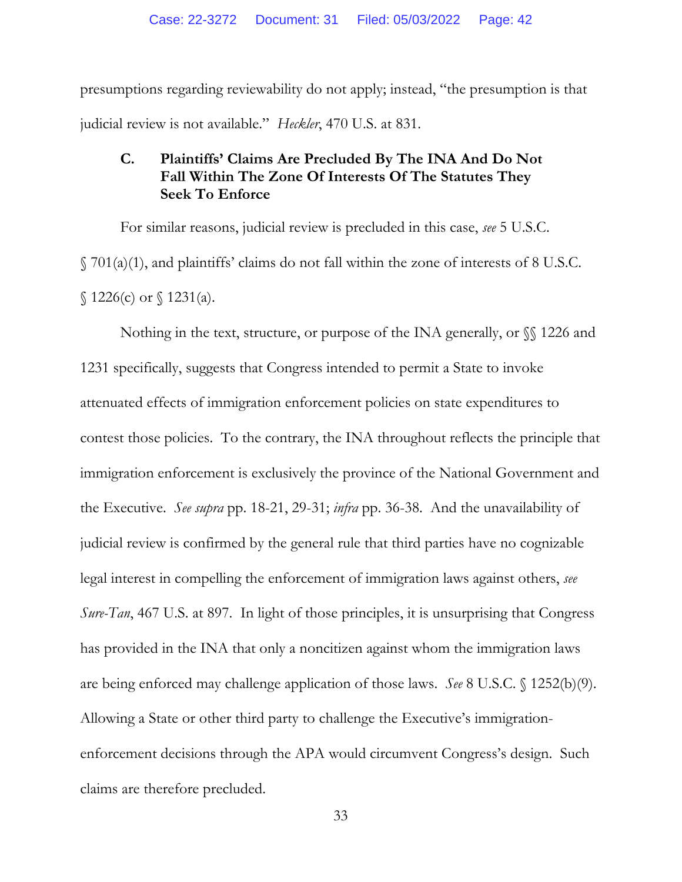presumptions regarding reviewability do not apply; instead, "the presumption is that judicial review is not available." *Heckler*, 470 U.S. at 831.

### C. Plaintiffs' Claims Are Precluded By The INA And Do Not Fall Within The Zone Of Interests Of The Statutes They Seek To Enforce

For similar reasons, judicial review is precluded in this case, *see* 5 U.S.C. § 701(a)(1), and plaintiffs' claims do not fall within the zone of interests of 8 U.S.C. § 1226(c) or § 1231(a).

Nothing in the text, structure, or purpose of the INA generally, or §§ 1226 and 1231 specifically, suggests that Congress intended to permit a State to invoke attenuated effects of immigration enforcement policies on state expenditures to contest those policies. To the contrary, the INA throughout reflects the principle that immigration enforcement is exclusively the province of the National Government and the Executive. *See supra* pp. 18-21, 29-31; *infra* pp. 36-38. And the unavailability of judicial review is confirmed by the general rule that third parties have no cognizable legal interest in compelling the enforcement of immigration laws against others, *see Sure-Tan*, 467 U.S. at 897. In light of those principles, it is unsurprising that Congress has provided in the INA that only a noncitizen against whom the immigration laws are being enforced may challenge application of those laws. *See* 8 U.S.C. § 1252(b)(9). Allowing a State or other third party to challenge the Executive's immigration-enforcement decisions through the APA would circumvent Congress's design. Such claims are therefore precluded.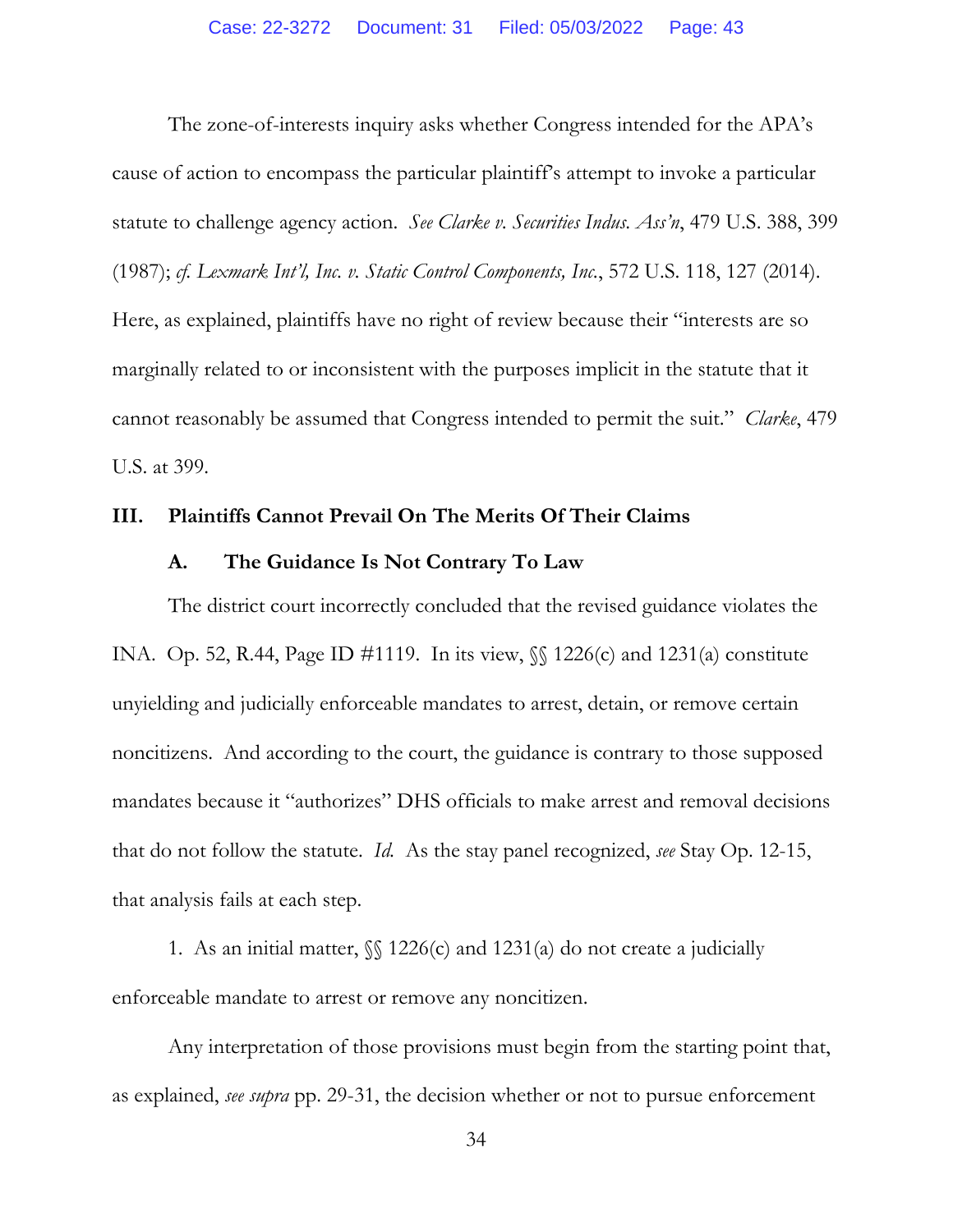The zone-of-interests inquiry asks whether Congress intended for the APA's cause of action to encompass the particular plaintiff's attempt to invoke a particular statute to challenge agency action. *See Clarke v. Securities Indus. Ass'n*, 479 U.S. 388, 399 (1987); *cf. Lexmark Int'l, Inc. v. Static Control Components, Inc.*, 572 U.S. 118, 127 (2014). Here, as explained, plaintiffs have no right of review because their "interests are so marginally related to or inconsistent with the purposes implicit in the statute that it cannot reasonably be assumed that Congress intended to permit the suit." *Clarke*, 479 U.S. at 399.

## III. Plaintiffs Cannot Prevail On The Merits Of Their Claims

### A. The Guidance Is Not Contrary To Law

The district court incorrectly concluded that the revised guidance violates the INA. Op. 52, R.44, Page ID #1119. In its view, §§ 1226(c) and 1231(a) constitute unyielding and judicially enforceable mandates to arrest, detain, or remove certain noncitizens. And according to the court, the guidance is contrary to those supposed mandates because it "authorizes" DHS officials to make arrest and removal decisions that do not follow the statute. *Id.* As the stay panel recognized, *see* Stay Op. 12-15, that analysis fails at each step.

1. As an initial matter, §§ 1226(c) and 1231(a) do not create a judicially enforceable mandate to arrest or remove any noncitizen.

Any interpretation of those provisions must begin from the starting point that, as explained, *see supra* pp. 29-31, the decision whether or not to pursue enforcement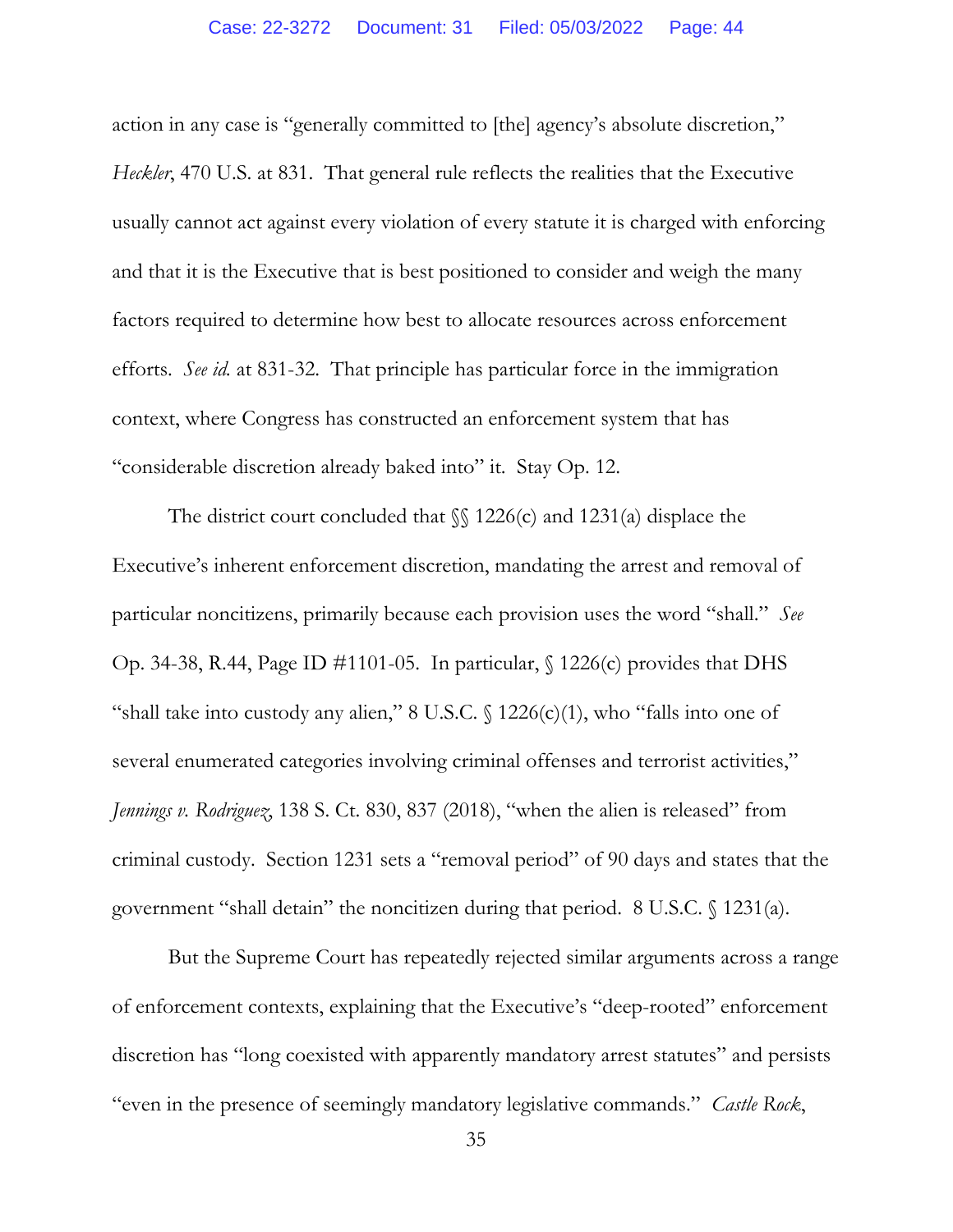action in any case is "generally committed to [the] agency's absolute discretion," *Heckler*, 470 U.S. at 831. That general rule reflects the realities that the Executive usually cannot act against every violation of every statute it is charged with enforcing and that it is the Executive that is best positioned to consider and weigh the many factors required to determine how best to allocate resources across enforcement efforts. *See id.* at 831-32. That principle has particular force in the immigration context, where Congress has constructed an enforcement system that has "considerable discretion already baked into" it. Stay Op. 12.

The district court concluded that §§ 1226(c) and 1231(a) displace the Executive's inherent enforcement discretion, mandating the arrest and removal of particular noncitizens, primarily because each provision uses the word "shall." *See* Op. 34-38, R.44, Page ID #1101-05. In particular, § 1226(c) provides that DHS "shall take into custody any alien," 8 U.S.C. § 1226(c)(1), who "falls into one of several enumerated categories involving criminal offenses and terrorist activities," *Jennings v. Rodriguez*, 138 S. Ct. 830, 837 (2018), "when the alien is released" from criminal custody. Section 1231 sets a "removal period" of 90 days and states that the government "shall detain" the noncitizen during that period. 8 U.S.C. § 1231(a).

But the Supreme Court has repeatedly rejected similar arguments across a range of enforcement contexts, explaining that the Executive's "deep-rooted" enforcement discretion has "long coexisted with apparently mandatory arrest statutes" and persists "even in the presence of seemingly mandatory legislative commands." *Castle Rock*,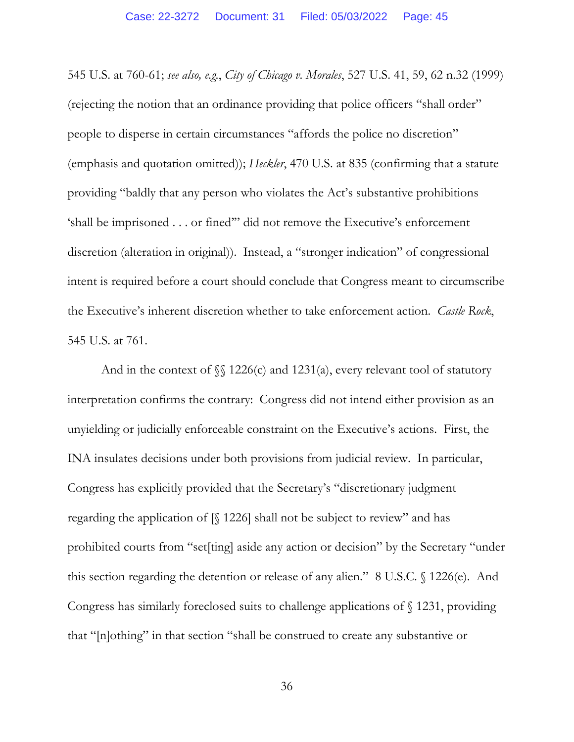545 U.S. at 760-61; *see also, e.g.*, *City of Chicago v. Morales*, 527 U.S. 41, 59, 62 n.32 (1999) (rejecting the notion that an ordinance providing that police officers "shall order" people to disperse in certain circumstances "affords the police no discretion" (emphasis and quotation omitted)); *Heckler*, 470 U.S. at 835 (confirming that a statute providing "baldly that any person who violates the Act's substantive prohibitions 'shall be imprisoned . . . or fined'" did not remove the Executive's enforcement discretion (alteration in original)). Instead, a "stronger indication" of congressional intent is required before a court should conclude that Congress meant to circumscribe the Executive's inherent discretion whether to take enforcement action. *Castle Rock*, 545 U.S. at 761.

And in the context of §§ 1226(c) and 1231(a), every relevant tool of statutory interpretation confirms the contrary: Congress did not intend either provision as an unyielding or judicially enforceable constraint on the Executive's actions. First, the INA insulates decisions under both provisions from judicial review. In particular, Congress has explicitly provided that the Secretary's "discretionary judgment regarding the application of [§ 1226] shall not be subject to review" and has prohibited courts from "set[ting] aside any action or decision" by the Secretary "under this section regarding the detention or release of any alien." 8 U.S.C. § 1226(e). And Congress has similarly foreclosed suits to challenge applications of § 1231, providing that "[n]othing" in that section "shall be construed to create any substantive or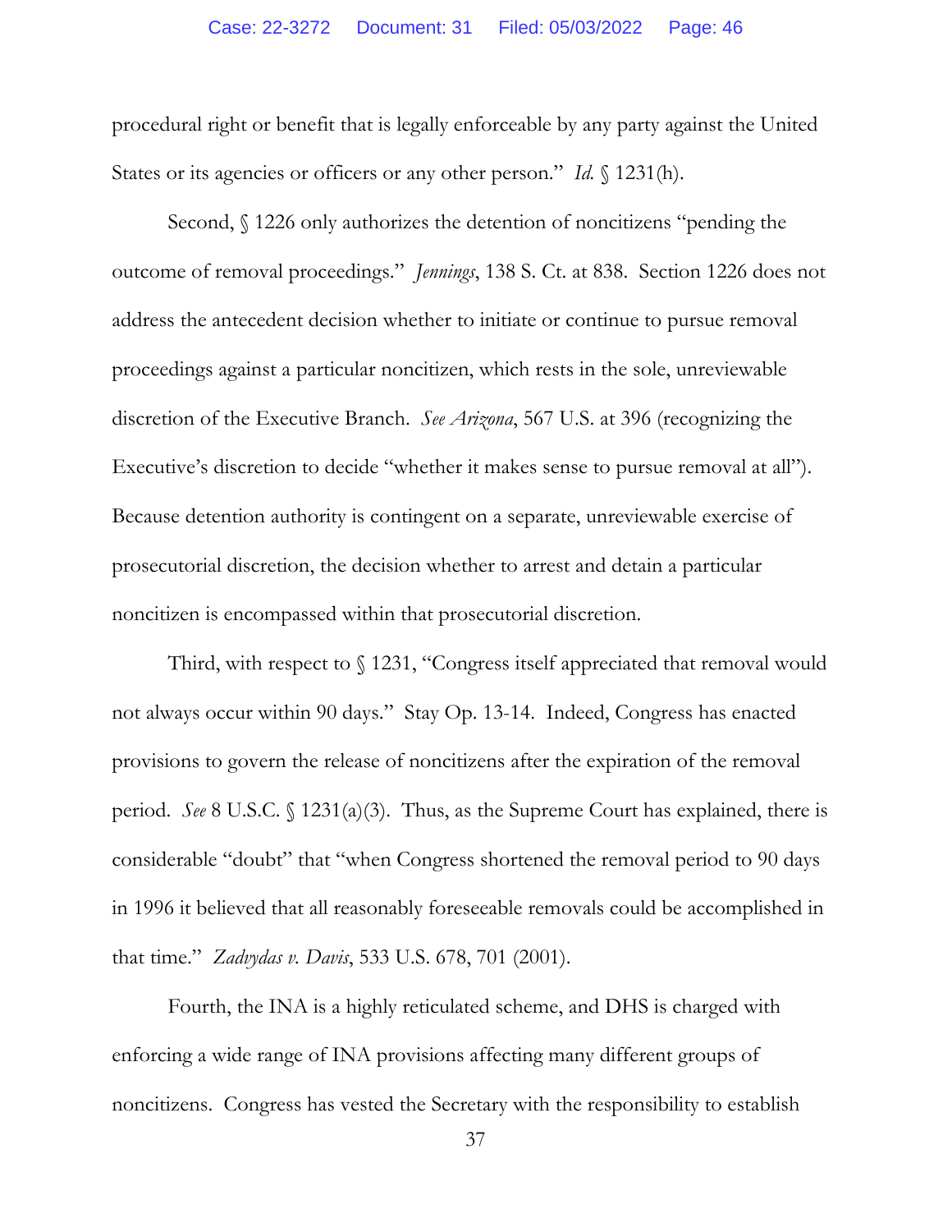procedural right or benefit that is legally enforceable by any party against the United States or its agencies or officers or any other person." *Id.* § 1231(h).

Second, § 1226 only authorizes the detention of noncitizens "pending the outcome of removal proceedings." *Jennings*, 138 S. Ct. at 838. Section 1226 does not address the antecedent decision whether to initiate or continue to pursue removal proceedings against a particular noncitizen, which rests in the sole, unreviewable discretion of the Executive Branch. *See Arizona*, 567 U.S. at 396 (recognizing the Executive's discretion to decide "whether it makes sense to pursue removal at all"). Because detention authority is contingent on a separate, unreviewable exercise of prosecutorial discretion, the decision whether to arrest and detain a particular noncitizen is encompassed within that prosecutorial discretion.

Third, with respect to § 1231, "Congress itself appreciated that removal would not always occur within 90 days." Stay Op. 13-14. Indeed, Congress has enacted provisions to govern the release of noncitizens after the expiration of the removal period. *See* 8 U.S.C. § 1231(a)(3). Thus, as the Supreme Court has explained, there is considerable "doubt" that "when Congress shortened the removal period to 90 days in 1996 it believed that all reasonably foreseeable removals could be accomplished in that time." *Zadvydas v. Davis*, 533 U.S. 678, 701 (2001).

Fourth, the INA is a highly reticulated scheme, and DHS is charged with enforcing a wide range of INA provisions affecting many different groups of noncitizens. Congress has vested the Secretary with the responsibility to establish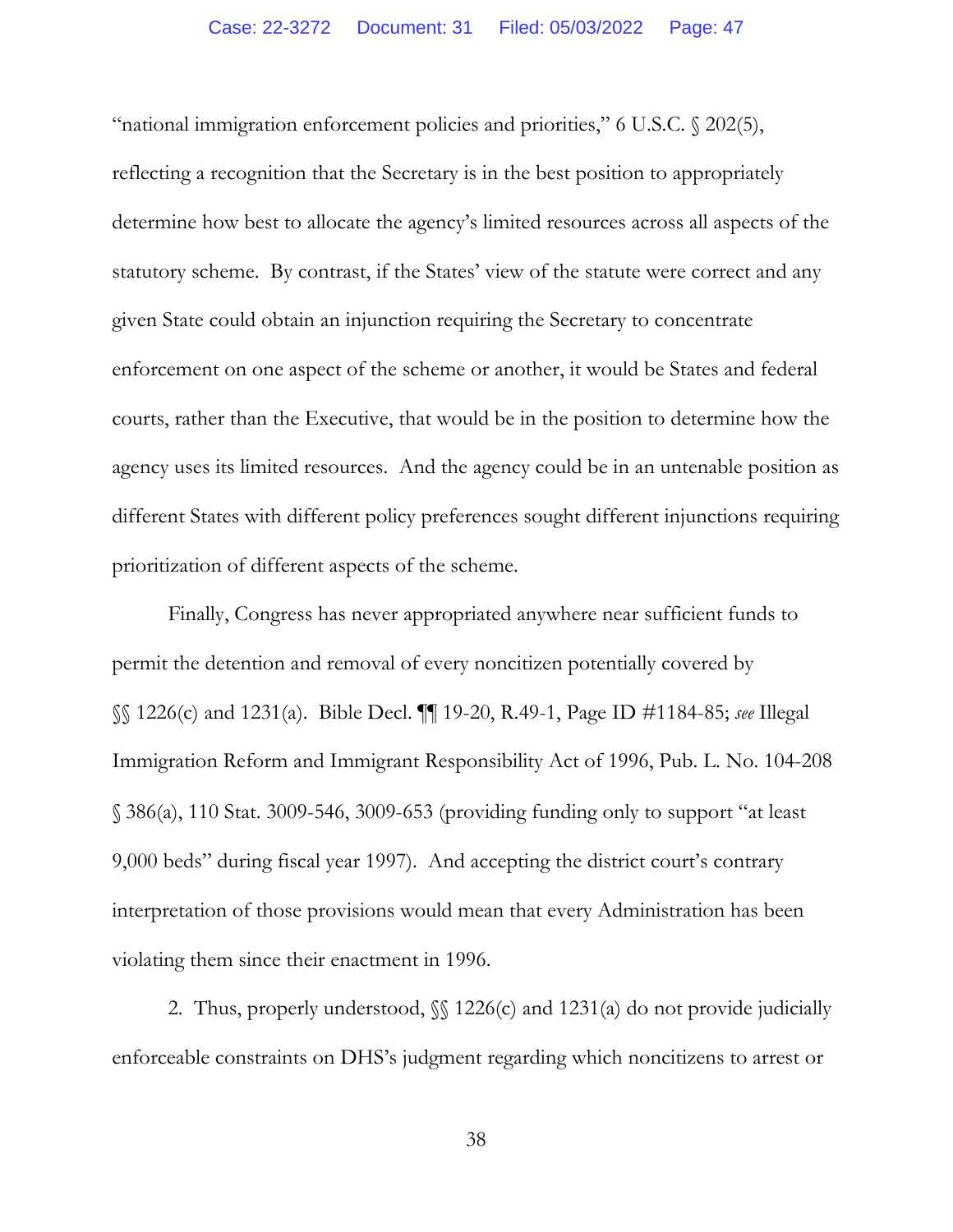"national immigration enforcement policies and priorities," 6 U.S.C. § 202(5), reflecting a recognition that the Secretary is in the best position to appropriately determine how best to allocate the agency's limited resources across all aspects of the statutory scheme. By contrast, if the States' view of the statute were correct and any given State could obtain an injunction requiring the Secretary to concentrate enforcement on one aspect of the scheme or another, it would be States and federal courts, rather than the Executive, that would be in the position to determine how the agency uses its limited resources. And the agency could be in an untenable position as different States with different policy preferences sought different injunctions requiring prioritization of different aspects of the scheme.

Finally, Congress has never appropriated anywhere near sufficient funds to permit the detention and removal of every noncitizen potentially covered by §§ 1226(c) and 1231(a). Bible Decl. ¶¶ 19-20, R.49-1, Page ID #1184-85; *see* Illegal Immigration Reform and Immigrant Responsibility Act of 1996, Pub. L. No. 104-208 § 386(a), 110 Stat. 3009-546, 3009-653 (providing funding only to support "at least 9,000 beds" during fiscal year 1997). And accepting the district court's contrary interpretation of those provisions would mean that every Administration has been violating them since their enactment in 1996.

2. Thus, properly understood, §§ 1226(c) and 1231(a) do not provide judicially enforceable constraints on DHS's judgment regarding which noncitizens to arrest or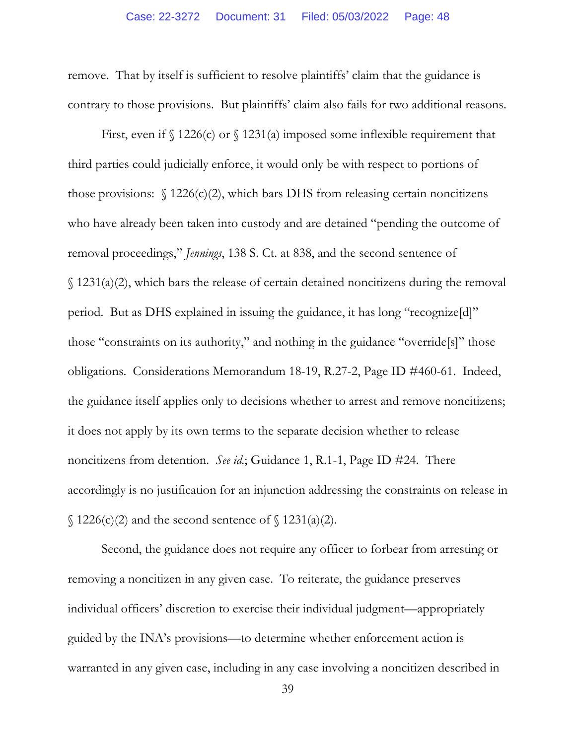remove. That by itself is sufficient to resolve plaintiffs' claim that the guidance is contrary to those provisions. But plaintiffs' claim also fails for two additional reasons.

First, even if § 1226(c) or § 1231(a) imposed some inflexible requirement that third parties could judicially enforce, it would only be with respect to portions of those provisions: § 1226(c)(2), which bars DHS from releasing certain noncitizens who have already been taken into custody and are detained "pending the outcome of removal proceedings," *Jennings*, 138 S. Ct. at 838, and the second sentence of § 1231(a)(2), which bars the release of certain detained noncitizens during the removal period. But as DHS explained in issuing the guidance, it has long "recognize[d]" those "constraints on its authority," and nothing in the guidance "override[s]" those obligations. Considerations Memorandum 18-19, R.27-2, Page ID #460-61. Indeed, the guidance itself applies only to decisions whether to arrest and remove noncitizens; it does not apply by its own terms to the separate decision whether to release noncitizens from detention. *See id.*; Guidance 1, R.1-1, Page ID #24. There accordingly is no justification for an injunction addressing the constraints on release in § 1226(c)(2) and the second sentence of § 1231(a)(2).

Second, the guidance does not require any officer to forbear from arresting or removing a noncitizen in any given case. To reiterate, the guidance preserves individual officers' discretion to exercise their individual judgment—appropriately guided by the INA's provisions—to determine whether enforcement action is warranted in any given case, including in any case involving a noncitizen described in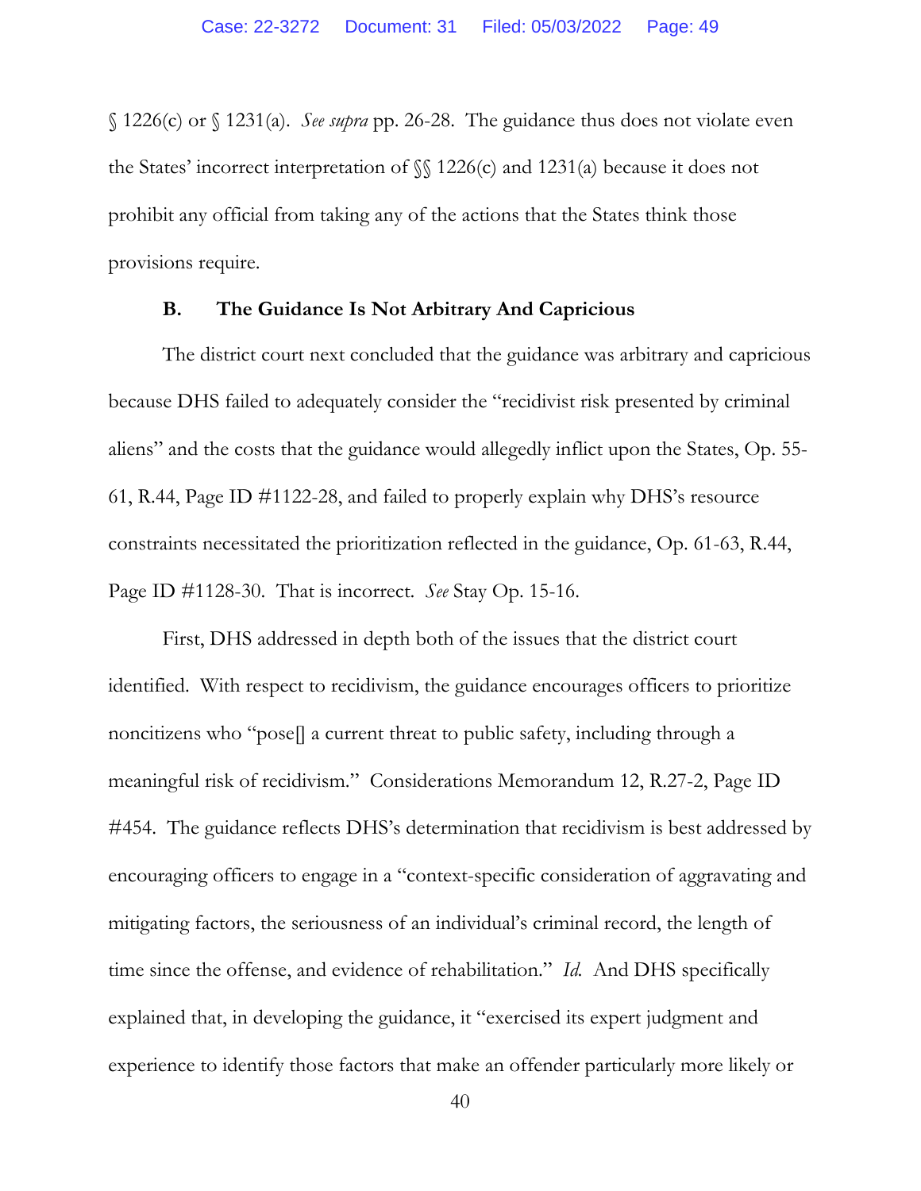§ 1226(c) or § 1231(a). *See supra* pp. 26-28. The guidance thus does not violate even the States' incorrect interpretation of §§ 1226(c) and 1231(a) because it does not prohibit any official from taking any of the actions that the States think those provisions require.

### B. The Guidance Is Not Arbitrary And Capricious

The district court next concluded that the guidance was arbitrary and capricious because DHS failed to adequately consider the "recidivist risk presented by criminal aliens" and the costs that the guidance would allegedly inflict upon the States, Op. 55-61, R.44, Page ID #1122-28, and failed to properly explain why DHS's resource constraints necessitated the prioritization reflected in the guidance, Op. 61-63, R.44, Page ID #1128-30. That is incorrect. *See* Stay Op. 15-16.

First, DHS addressed in depth both of the issues that the district court identified. With respect to recidivism, the guidance encourages officers to prioritize noncitizens who "pose[] a current threat to public safety, including through a meaningful risk of recidivism." Considerations Memorandum 12, R.27-2, Page ID #454. The guidance reflects DHS's determination that recidivism is best addressed by encouraging officers to engage in a "context-specific consideration of aggravating and mitigating factors, the seriousness of an individual's criminal record, the length of time since the offense, and evidence of rehabilitation." *Id.* And DHS specifically explained that, in developing the guidance, it "exercised its expert judgment and experience to identify those factors that make an offender particularly more likely or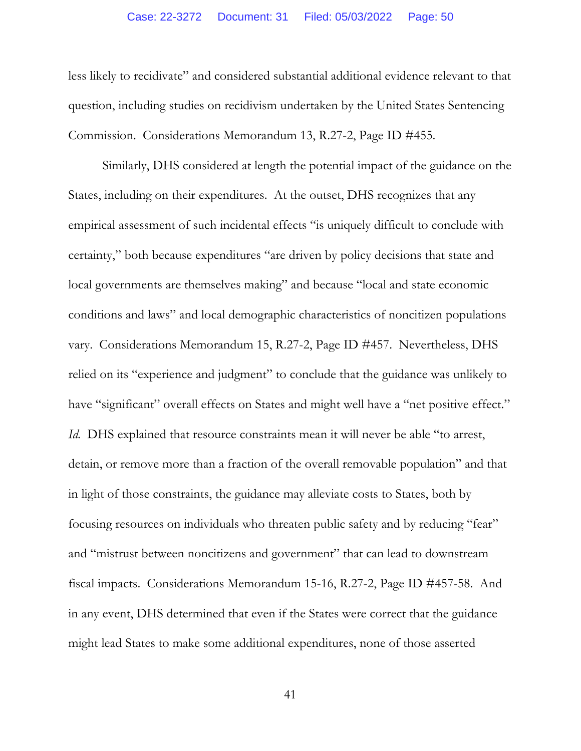less likely to recidivate" and considered substantial additional evidence relevant to that question, including studies on recidivism undertaken by the United States Sentencing Commission. Considerations Memorandum 13, R.27-2, Page ID #455.

Similarly, DHS considered at length the potential impact of the guidance on the States, including on their expenditures. At the outset, DHS recognizes that any empirical assessment of such incidental effects "is uniquely difficult to conclude with certainty," both because expenditures "are driven by policy decisions that state and local governments are themselves making" and because "local and state economic conditions and laws" and local demographic characteristics of noncitizen populations vary. Considerations Memorandum 15, R.27-2, Page ID #457. Nevertheless, DHS relied on its "experience and judgment" to conclude that the guidance was unlikely to have "significant" overall effects on States and might well have a "net positive effect." *Id.* DHS explained that resource constraints mean it will never be able "to arrest, detain, or remove more than a fraction of the overall removable population" and that in light of those constraints, the guidance may alleviate costs to States, both by focusing resources on individuals who threaten public safety and by reducing "fear" and "mistrust between noncitizens and government" that can lead to downstream fiscal impacts. Considerations Memorandum 15-16, R.27-2, Page ID #457-58. And in any event, DHS determined that even if the States were correct that the guidance might lead States to make some additional expenditures, none of those asserted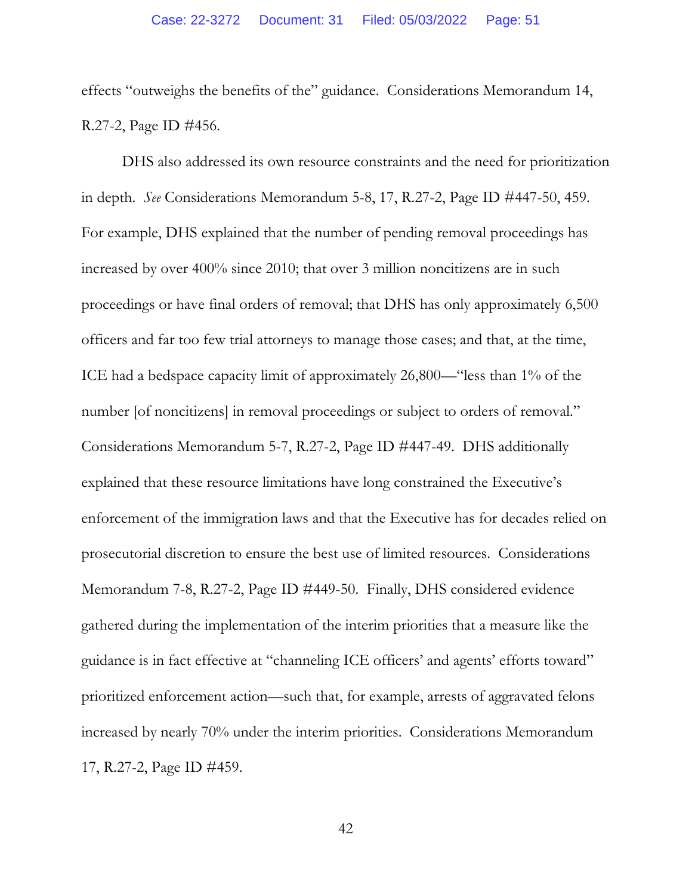effects "outweighs the benefits of the" guidance. Considerations Memorandum 14, R.27-2, Page ID #456.

DHS also addressed its own resource constraints and the need for prioritization in depth. *See* Considerations Memorandum 5-8, 17, R.27-2, Page ID #447-50, 459. For example, DHS explained that the number of pending removal proceedings has increased by over 400% since 2010; that over 3 million noncitizens are in such proceedings or have final orders of removal; that DHS has only approximately 6,500 officers and far too few trial attorneys to manage those cases; and that, at the time, ICE had a bedspace capacity limit of approximately 26,800—"less than 1% of the number [of noncitizens] in removal proceedings or subject to orders of removal." Considerations Memorandum 5-7, R.27-2, Page ID #447-49. DHS additionally explained that these resource limitations have long constrained the Executive's enforcement of the immigration laws and that the Executive has for decades relied on prosecutorial discretion to ensure the best use of limited resources. Considerations Memorandum 7-8, R.27-2, Page ID #449-50. Finally, DHS considered evidence gathered during the implementation of the interim priorities that a measure like the guidance is in fact effective at "channeling ICE officers' and agents' efforts toward" prioritized enforcement action—such that, for example, arrests of aggravated felons increased by nearly 70% under the interim priorities. Considerations Memorandum 17, R.27-2, Page ID #459.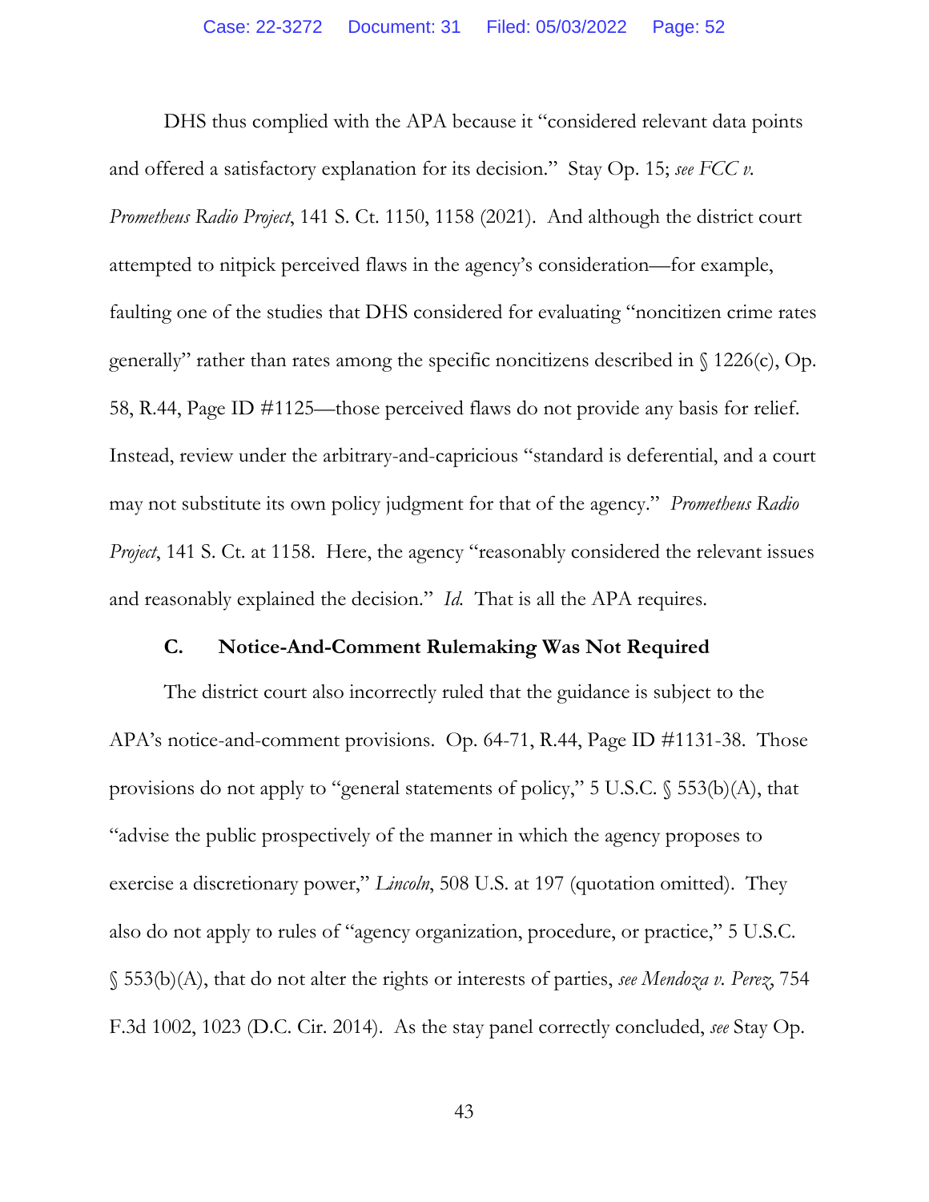DHS thus complied with the APA because it "considered relevant data points and offered a satisfactory explanation for its decision." Stay Op. 15; *see FCC v. Prometheus Radio Project*, 141 S. Ct. 1150, 1158 (2021). And although the district court attempted to nitpick perceived flaws in the agency's consideration—for example, faulting one of the studies that DHS considered for evaluating "noncitizen crime rates generally" rather than rates among the specific noncitizens described in § 1226(c), Op. 58, R.44, Page ID #1125—those perceived flaws do not provide any basis for relief. Instead, review under the arbitrary-and-capricious "standard is deferential, and a court may not substitute its own policy judgment for that of the agency." *Prometheus Radio Project*, 141 S. Ct. at 1158. Here, the agency "reasonably considered the relevant issues and reasonably explained the decision." *Id.* That is all the APA requires.

### C. Notice-And-Comment Rulemaking Was Not Required

The district court also incorrectly ruled that the guidance is subject to the APA's notice-and-comment provisions. Op. 64-71, R.44, Page ID #1131-38. Those provisions do not apply to "general statements of policy," 5 U.S.C. § 553(b)(A), that "advise the public prospectively of the manner in which the agency proposes to exercise a discretionary power," *Lincoln*, 508 U.S. at 197 (quotation omitted). They also do not apply to rules of "agency organization, procedure, or practice," 5 U.S.C. § 553(b)(A), that do not alter the rights or interests of parties, *see Mendoza v. Perez*, 754 F.3d 1002, 1023 (D.C. Cir. 2014). As the stay panel correctly concluded, *see* Stay Op.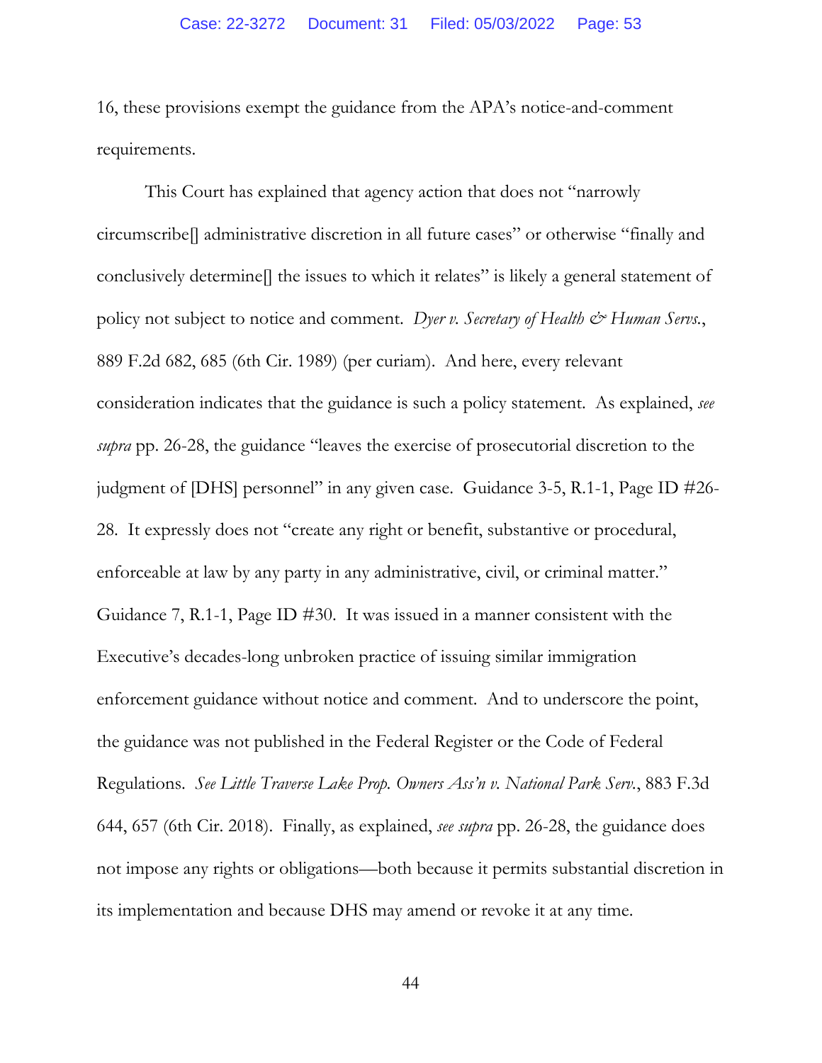16, these provisions exempt the guidance from the APA's notice-and-comment requirements.

This Court has explained that agency action that does not "narrowly circumscribe[] administrative discretion in all future cases" or otherwise "finally and conclusively determine[] the issues to which it relates" is likely a general statement of policy not subject to notice and comment. *Dyer v. Secretary of Health & Human Servs.*, 889 F.2d 682, 685 (6th Cir. 1989) (per curiam). And here, every relevant consideration indicates that the guidance is such a policy statement. As explained, *see supra* pp. 26-28, the guidance "leaves the exercise of prosecutorial discretion to the judgment of [DHS] personnel" in any given case. Guidance 3-5, R.1-1, Page ID #26-28. It expressly does not "create any right or benefit, substantive or procedural, enforceable at law by any party in any administrative, civil, or criminal matter." Guidance 7, R.1-1, Page ID #30. It was issued in a manner consistent with the Executive's decades-long unbroken practice of issuing similar immigration enforcement guidance without notice and comment. And to underscore the point, the guidance was not published in the Federal Register or the Code of Federal Regulations. *See Little Traverse Lake Prop. Owners Ass'n v. National Park Serv.*, 883 F.3d 644, 657 (6th Cir. 2018). Finally, as explained, *see supra* pp. 26-28, the guidance does not impose any rights or obligations—both because it permits substantial discretion in its implementation and because DHS may amend or revoke it at any time.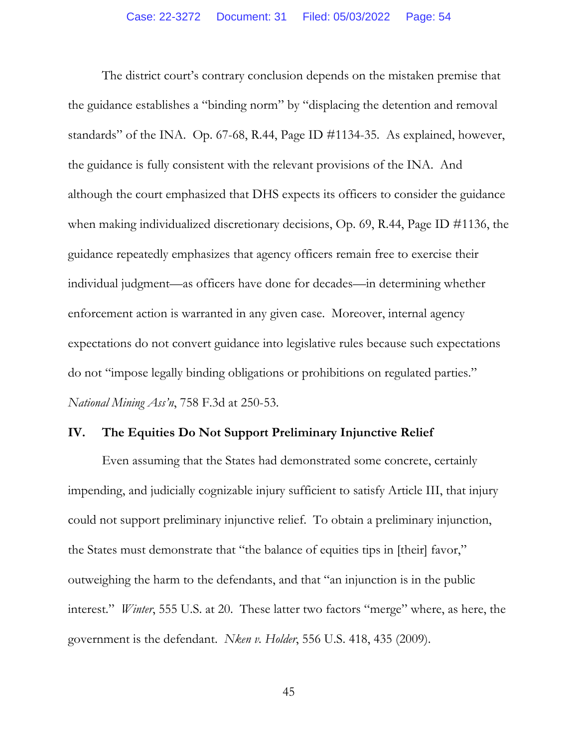The district court's contrary conclusion depends on the mistaken premise that the guidance establishes a "binding norm" by "displacing the detention and removal standards" of the INA. Op. 67-68, R.44, Page ID #1134-35. As explained, however, the guidance is fully consistent with the relevant provisions of the INA. And although the court emphasized that DHS expects its officers to consider the guidance when making individualized discretionary decisions, Op. 69, R.44, Page ID #1136, the guidance repeatedly emphasizes that agency officers remain free to exercise their individual judgment—as officers have done for decades—in determining whether enforcement action is warranted in any given case. Moreover, internal agency expectations do not convert guidance into legislative rules because such expectations do not "impose legally binding obligations or prohibitions on regulated parties." *National Mining Ass'n*, 758 F.3d at 250-53.

## IV. The Equities Do Not Support Preliminary Injunctive Relief

Even assuming that the States had demonstrated some concrete, certainly impending, and judicially cognizable injury sufficient to satisfy Article III, that injury could not support preliminary injunctive relief. To obtain a preliminary injunction, the States must demonstrate that "the balance of equities tips in [their] favor," outweighing the harm to the defendants, and that "an injunction is in the public interest." *Winter*, 555 U.S. at 20. These latter two factors "merge" where, as here, the government is the defendant. *Nken v. Holder*, 556 U.S. 418, 435 (2009).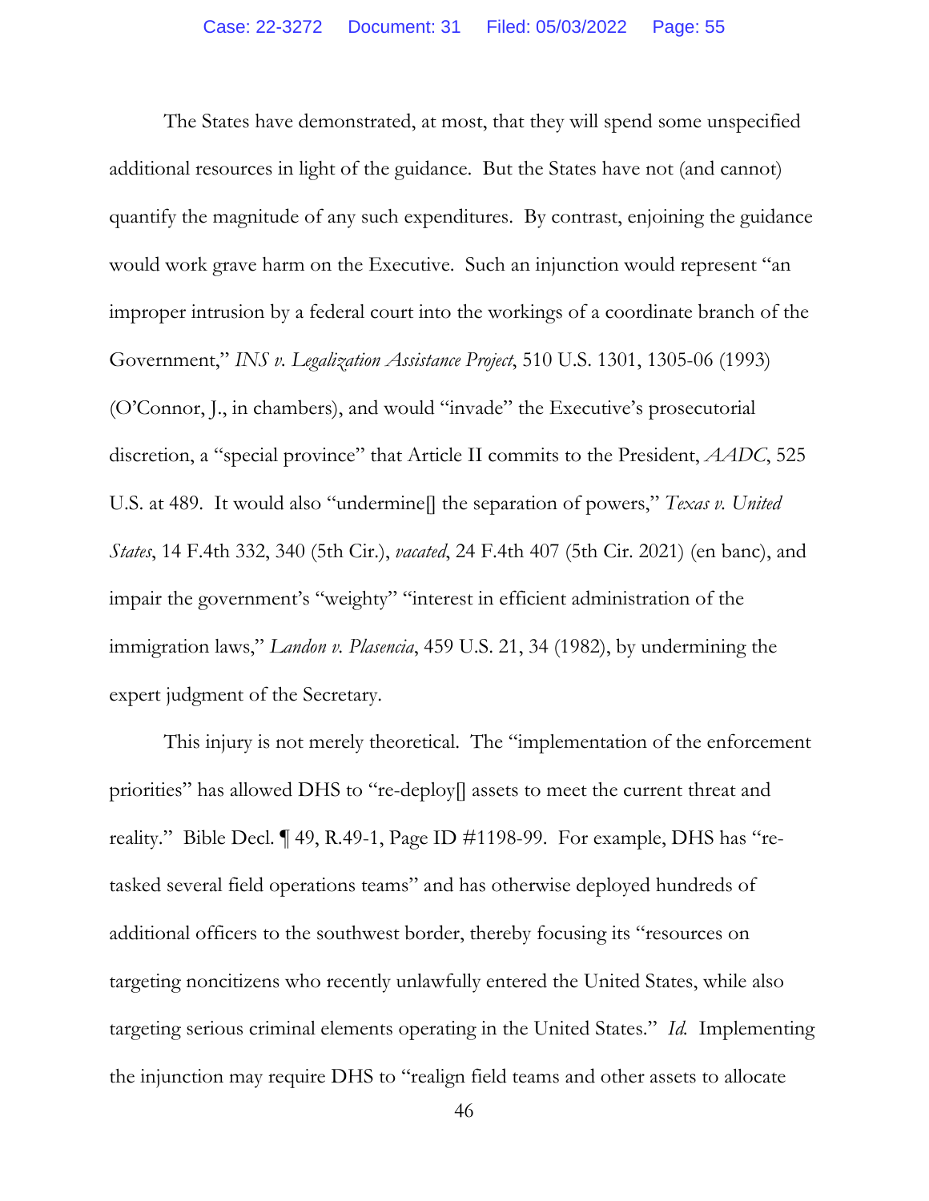The States have demonstrated, at most, that they will spend some unspecified additional resources in light of the guidance. But the States have not (and cannot) quantify the magnitude of any such expenditures. By contrast, enjoining the guidance would work grave harm on the Executive. Such an injunction would represent "an improper intrusion by a federal court into the workings of a coordinate branch of the Government," *INS v. Legalization Assistance Project*, 510 U.S. 1301, 1305-06 (1993) (O'Connor, J., in chambers), and would "invade" the Executive's prosecutorial discretion, a "special province" that Article II commits to the President, *AADC*, 525 U.S. at 489. It would also "undermine[] the separation of powers," *Texas v. United States*, 14 F.4th 332, 340 (5th Cir.), *vacated*, 24 F.4th 407 (5th Cir. 2021) (en banc), and impair the government's "weighty" "interest in efficient administration of the immigration laws," *Landon v. Plasencia*, 459 U.S. 21, 34 (1982), by undermining the expert judgment of the Secretary.

This injury is not merely theoretical. The "implementation of the enforcement priorities" has allowed DHS to "re-deploy[] assets to meet the current threat and reality." Bible Decl. ¶ 49, R.49-1, Page ID #1198-99. For example, DHS has "re-tasked several field operations teams" and has otherwise deployed hundreds of additional officers to the southwest border, thereby focusing its "resources on targeting noncitizens who recently unlawfully entered the United States, while also targeting serious criminal elements operating in the United States." *Id.* Implementing the injunction may require DHS to "realign field teams and other assets to allocate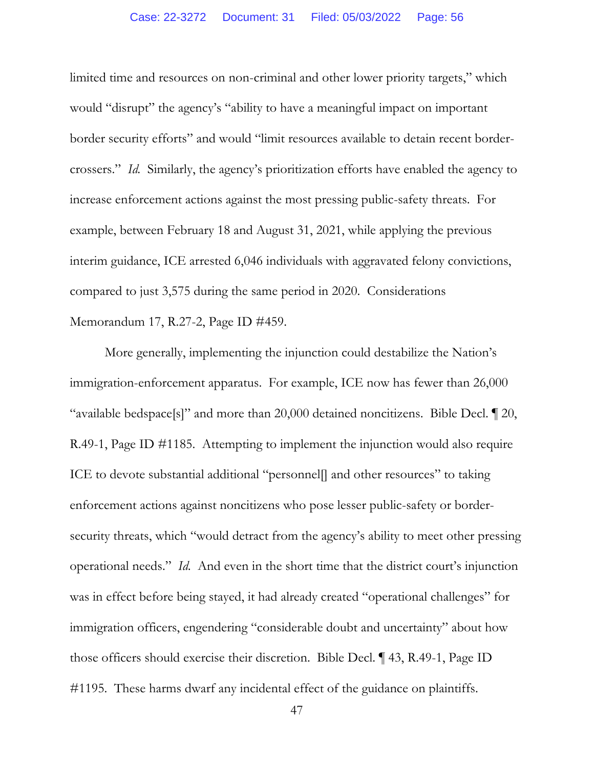limited time and resources on non-criminal and other lower priority targets," which would "disrupt" the agency's "ability to have a meaningful impact on important border security efforts" and would "limit resources available to detain recent border-crossers." *Id.* Similarly, the agency's prioritization efforts have enabled the agency to increase enforcement actions against the most pressing public-safety threats. For example, between February 18 and August 31, 2021, while applying the previous interim guidance, ICE arrested 6,046 individuals with aggravated felony convictions, compared to just 3,575 during the same period in 2020. Considerations Memorandum 17, R.27-2, Page ID #459.

More generally, implementing the injunction could destabilize the Nation's immigration-enforcement apparatus. For example, ICE now has fewer than 26,000 "available bedspace[s]" and more than 20,000 detained noncitizens. Bible Decl. ¶ 20, R.49-1, Page ID #1185. Attempting to implement the injunction would also require ICE to devote substantial additional "personnel[] and other resources" to taking enforcement actions against noncitizens who pose lesser public-safety or border-security threats, which "would detract from the agency's ability to meet other pressing operational needs." *Id.* And even in the short time that the district court's injunction was in effect before being stayed, it had already created "operational challenges" for immigration officers, engendering "considerable doubt and uncertainty" about how those officers should exercise their discretion. Bible Decl. ¶ 43, R.49-1, Page ID #1195. These harms dwarf any incidental effect of the guidance on plaintiffs.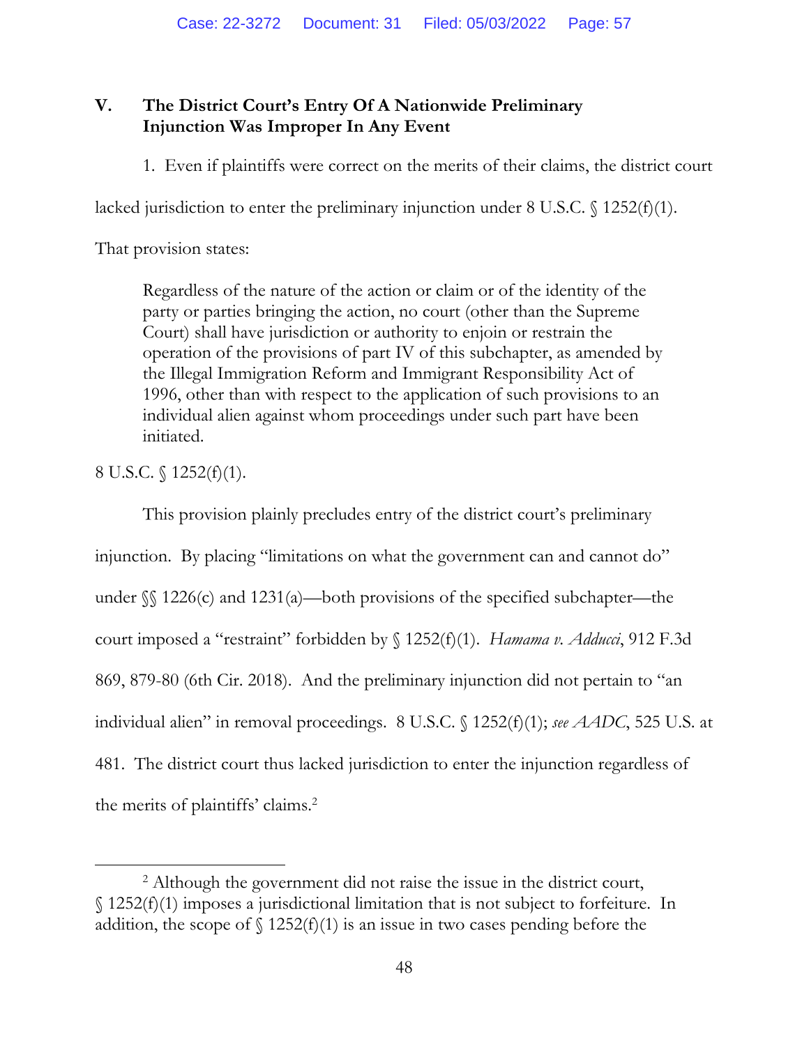## V. The District Court's Entry Of A Nationwide Preliminary Injunction Was Improper In Any Event

1. Even if plaintiffs were correct on the merits of their claims, the district court lacked jurisdiction to enter the preliminary injunction under 8 U.S.C. § 1252(f)(1). That provision states:

> Regardless of the nature of the action or claim or of the identity of the party or parties bringing the action, no court (other than the Supreme Court) shall have jurisdiction or authority to enjoin or restrain the operation of the provisions of part IV of this subchapter, as amended by the Illegal Immigration Reform and Immigrant Responsibility Act of 1996, other than with respect to the application of such provisions to an individual alien against whom proceedings under such part have been initiated.

8 U.S.C. § 1252(f)(1).

This provision plainly precludes entry of the district court's preliminary injunction. By placing "limitations on what the government can and cannot do" under §§ 1226(c) and 1231(a)—both provisions of the specified subchapter—the court imposed a "restraint" forbidden by § 1252(f)(1). *Hamama v. Adducci*, 912 F.3d 869, 879-80 (6th Cir. 2018). And the preliminary injunction did not pertain to "an individual alien" in removal proceedings. 8 U.S.C. § 1252(f)(1); *see AADC*, 525 U.S. at 481. The district court thus lacked jurisdiction to enter the injunction regardless of the merits of plaintiffs' claims.[2]

[2] Although the government did not raise the issue in the district court, § 1252(f)(1) imposes a jurisdictional limitation that is not subject to forfeiture. In addition, the scope of § 1252(f)(1) is an issue in two cases pending before the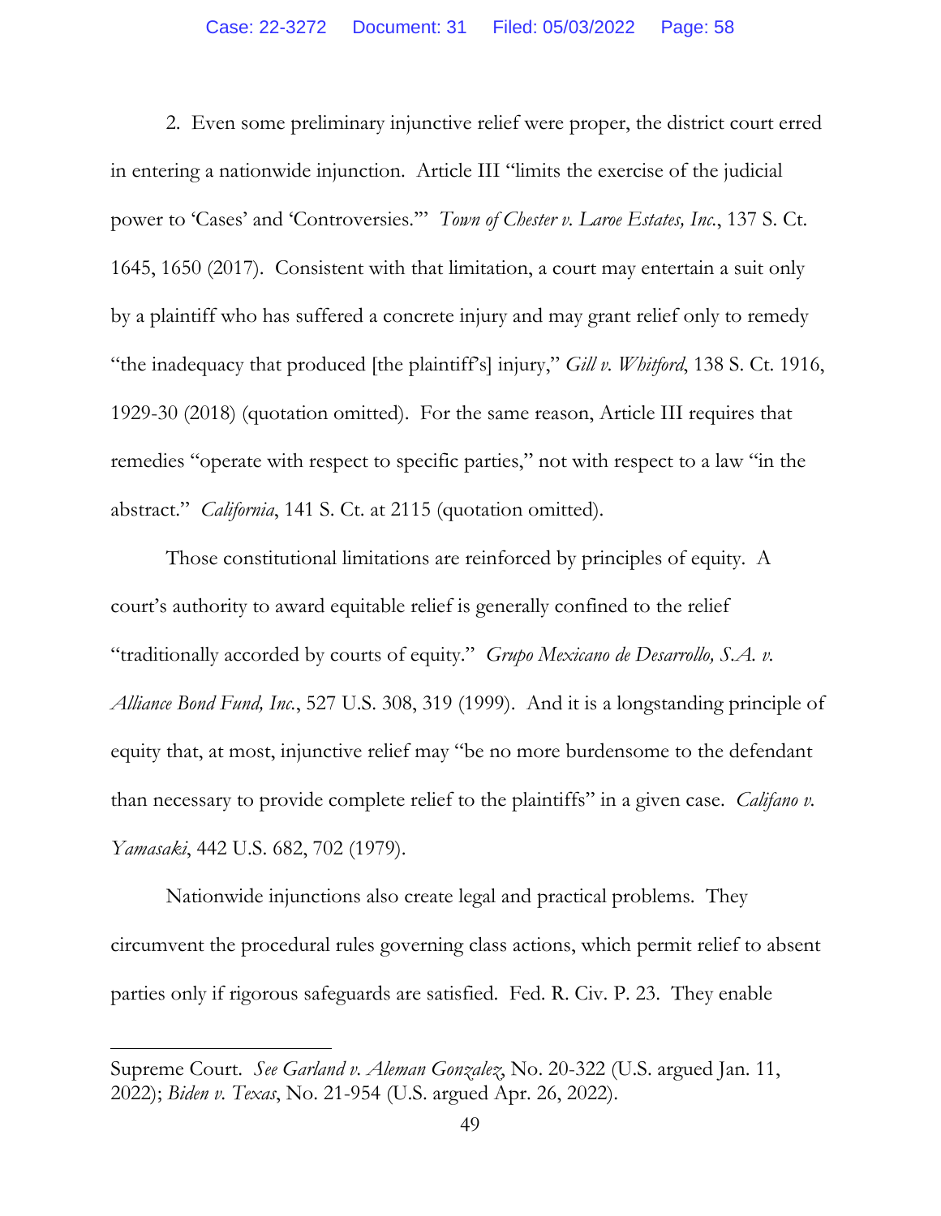2. Even some preliminary injunctive relief were proper, the district court erred in entering a nationwide injunction. Article III "limits the exercise of the judicial power to 'Cases' and 'Controversies.'" *Town of Chester v. Laroe Estates, Inc.*, 137 S. Ct. 1645, 1650 (2017). Consistent with that limitation, a court may entertain a suit only by a plaintiff who has suffered a concrete injury and may grant relief only to remedy "the inadequacy that produced [the plaintiff's] injury," *Gill v. Whitford*, 138 S. Ct. 1916, 1929-30 (2018) (quotation omitted). For the same reason, Article III requires that remedies "operate with respect to specific parties," not with respect to a law "in the abstract." *California*, 141 S. Ct. at 2115 (quotation omitted).

Those constitutional limitations are reinforced by principles of equity. A court's authority to award equitable relief is generally confined to the relief "traditionally accorded by courts of equity." *Grupo Mexicano de Desarrollo, S.A. v. Alliance Bond Fund, Inc.*, 527 U.S. 308, 319 (1999). And it is a longstanding principle of equity that, at most, injunctive relief may "be no more burdensome to the defendant than necessary to provide complete relief to the plaintiffs" in a given case. *Califano v. Yamasaki*, 442 U.S. 682, 702 (1979).

Nationwide injunctions also create legal and practical problems. They circumvent the procedural rules governing class actions, which permit relief to absent parties only if rigorous safeguards are satisfied. Fed. R. Civ. P. 23. They enable

---

Supreme Court. *See Garland v. Aleman Gonzalez*, No. 20-322 (U.S. argued Jan. 11, 2022); *Biden v. Texas*, No. 21-954 (U.S. argued Apr. 26, 2022).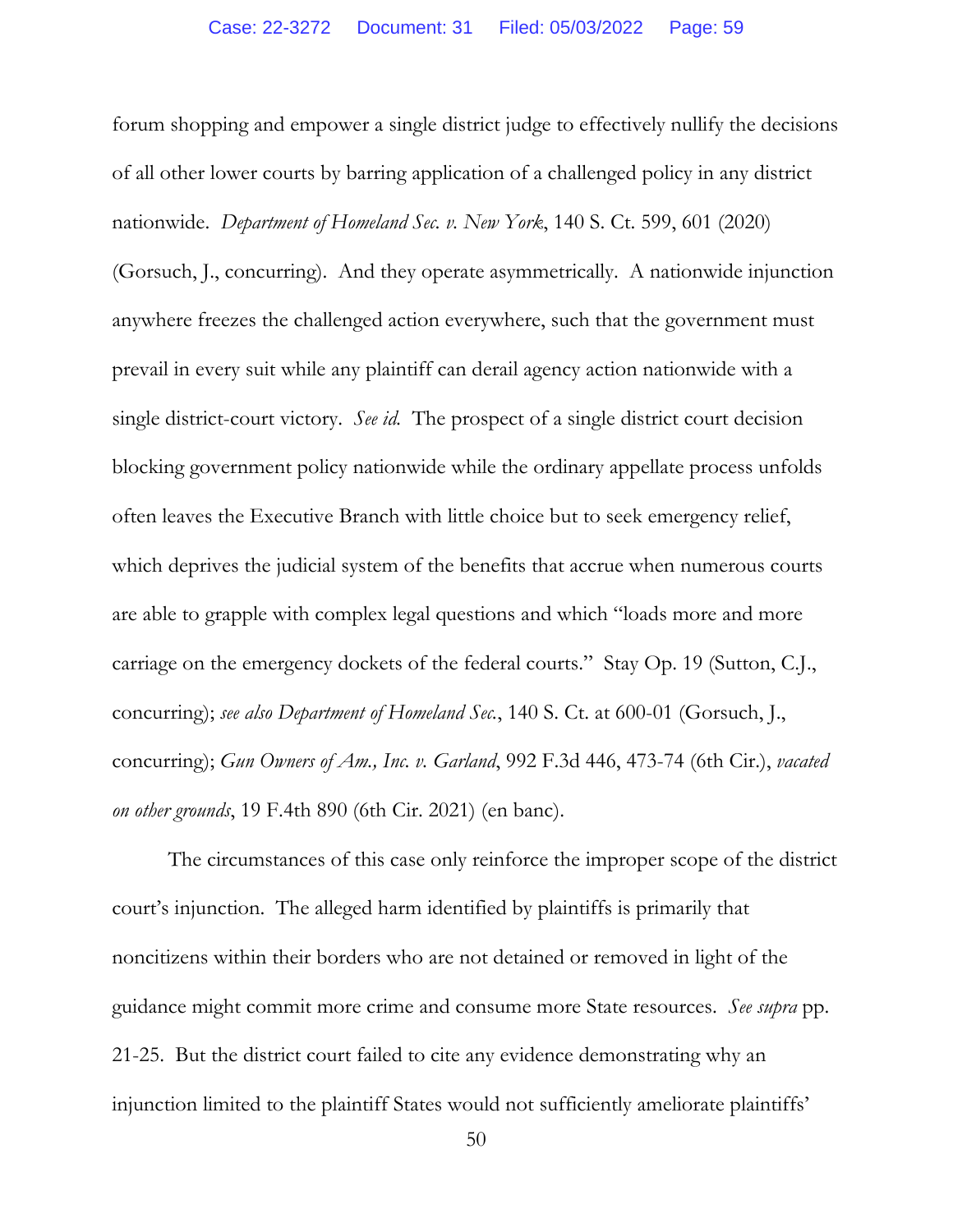forum shopping and empower a single district judge to effectively nullify the decisions of all other lower courts by barring application of a challenged policy in any district nationwide. *Department of Homeland Sec. v. New York*, 140 S. Ct. 599, 601 (2020) (Gorsuch, J., concurring). And they operate asymmetrically. A nationwide injunction anywhere freezes the challenged action everywhere, such that the government must prevail in every suit while any plaintiff can derail agency action nationwide with a single district-court victory. *See id.* The prospect of a single district court decision blocking government policy nationwide while the ordinary appellate process unfolds often leaves the Executive Branch with little choice but to seek emergency relief, which deprives the judicial system of the benefits that accrue when numerous courts are able to grapple with complex legal questions and which "loads more and more carriage on the emergency dockets of the federal courts." Stay Op. 19 (Sutton, C.J., concurring); *see also Department of Homeland Sec.*, 140 S. Ct. at 600-01 (Gorsuch, J., concurring); *Gun Owners of Am., Inc. v. Garland*, 992 F.3d 446, 473-74 (6th Cir.), *vacated on other grounds*, 19 F.4th 890 (6th Cir. 2021) (en banc).

The circumstances of this case only reinforce the improper scope of the district court's injunction. The alleged harm identified by plaintiffs is primarily that noncitizens within their borders who are not detained or removed in light of the guidance might commit more crime and consume more State resources. *See supra* pp. 21-25. But the district court failed to cite any evidence demonstrating why an injunction limited to the plaintiff States would not sufficiently ameliorate plaintiffs'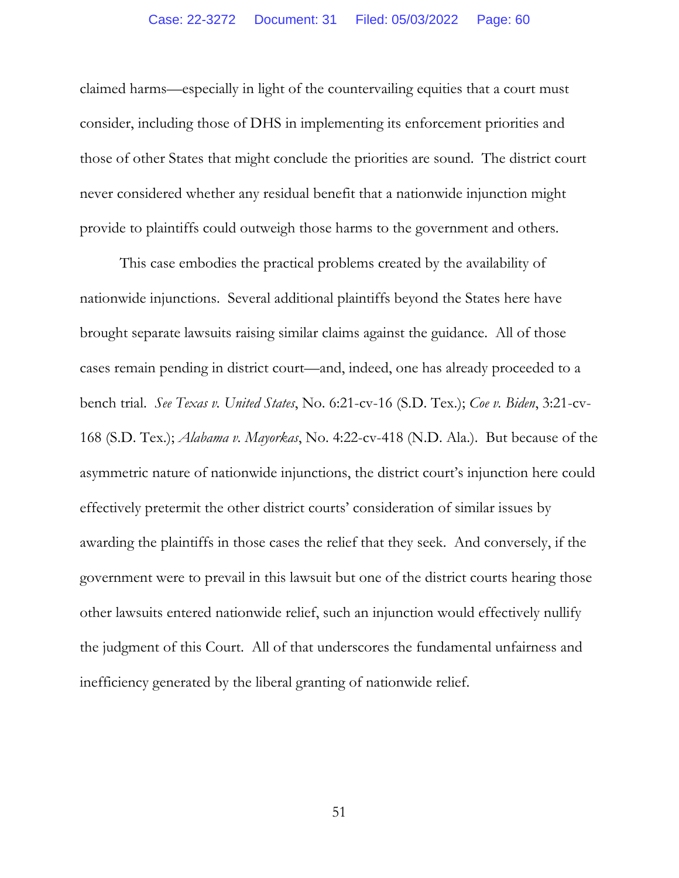claimed harms—especially in light of the countervailing equities that a court must consider, including those of DHS in implementing its enforcement priorities and those of other States that might conclude the priorities are sound. The district court never considered whether any residual benefit that a nationwide injunction might provide to plaintiffs could outweigh those harms to the government and others.

This case embodies the practical problems created by the availability of nationwide injunctions. Several additional plaintiffs beyond the States here have brought separate lawsuits raising similar claims against the guidance. All of those cases remain pending in district court—and, indeed, one has already proceeded to a bench trial. *See Texas v. United States*, No. 6:21-cv-16 (S.D. Tex.); *Coe v. Biden*, 3:21-cv-168 (S.D. Tex.); *Alabama v. Mayorkas*, No. 4:22-cv-418 (N.D. Ala.). But because of the asymmetric nature of nationwide injunctions, the district court's injunction here could effectively pretermit the other district courts' consideration of similar issues by awarding the plaintiffs in those cases the relief that they seek. And conversely, if the government were to prevail in this lawsuit but one of the district courts hearing those other lawsuits entered nationwide relief, such an injunction would effectively nullify the judgment of this Court. All of that underscores the fundamental unfairness and inefficiency generated by the liberal granting of nationwide relief.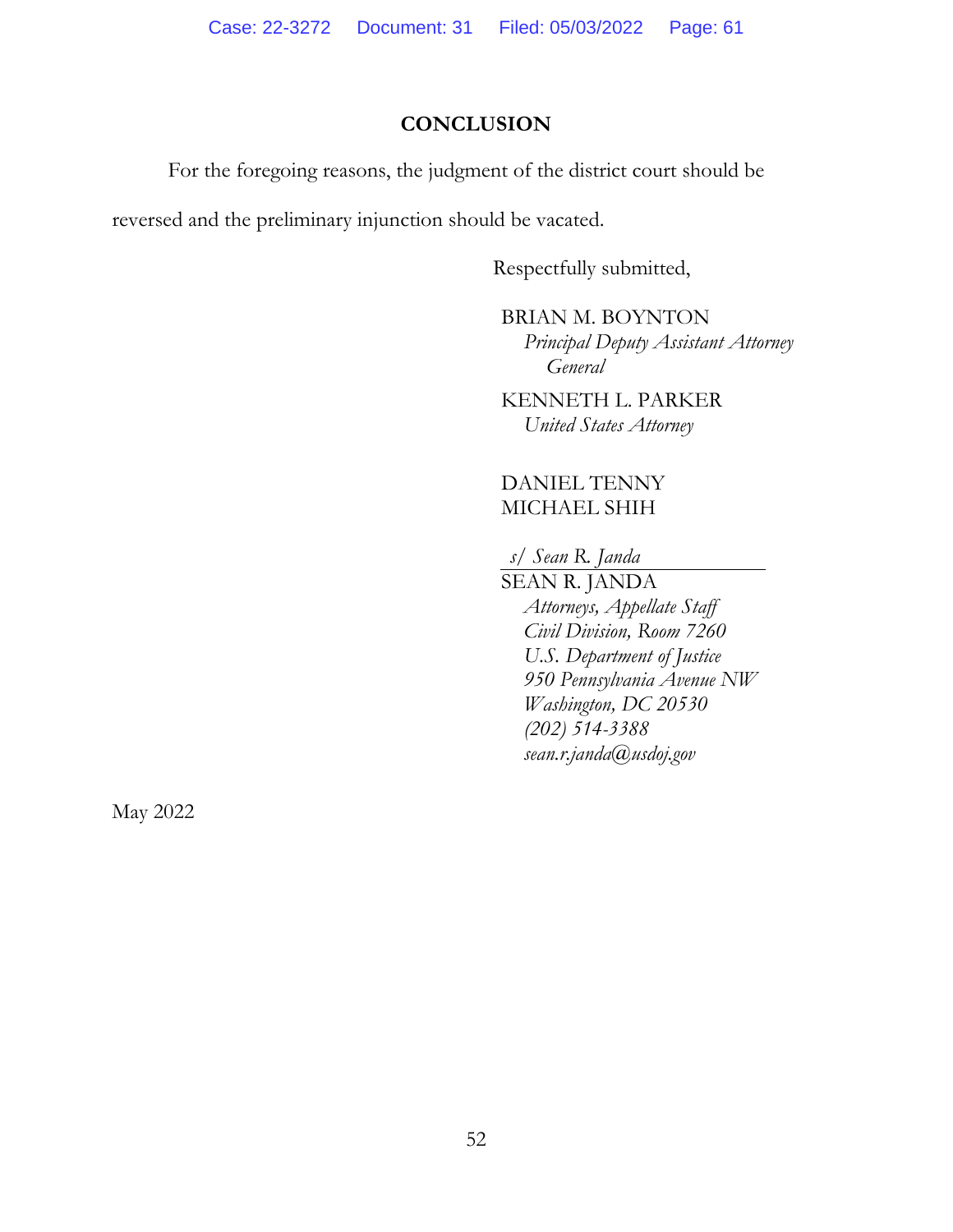## CONCLUSION

For the foregoing reasons, the judgment of the district court should be reversed and the preliminary injunction should be vacated.

Respectfully submitted,

BRIAN M. BOYNTON
*Principal Deputy Assistant Attorney General*

KENNETH L. PARKER
*United States Attorney*

DANIEL TENNY
MICHAEL SHIH

*s/ Sean R. Janda*
SEAN R. JANDA
*Attorneys, Appellate Staff*
*Civil Division, Room 7260*
*U.S. Department of Justice*
*950 Pennsylvania Avenue NW*
*Washington, DC 20530*
*(202) 514-3388*
*sean.r.janda@usdoj.gov*

May 2022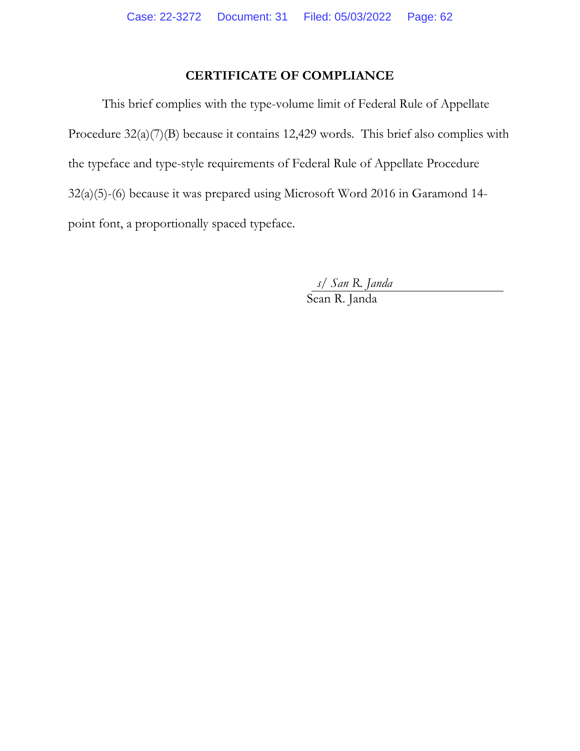## CERTIFICATE OF COMPLIANCE

This brief complies with the type-volume limit of Federal Rule of Appellate Procedure 32(a)(7)(B) because it contains 12,429 words. This brief also complies with the typeface and type-style requirements of Federal Rule of Appellate Procedure 32(a)(5)-(6) because it was prepared using Microsoft Word 2016 in Garamond 14-point font, a proportionally spaced typeface.

*s/ San R. Janda*
Sean R. Janda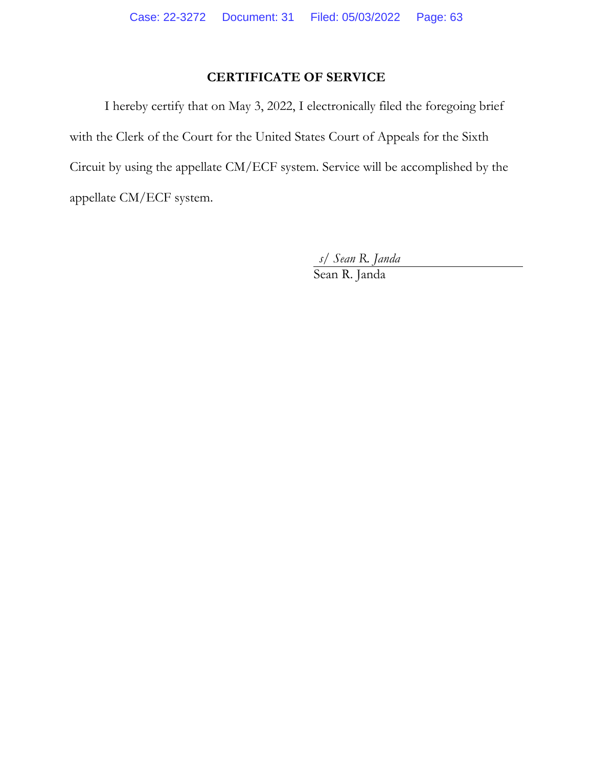## CERTIFICATE OF SERVICE

I hereby certify that on May 3, 2022, I electronically filed the foregoing brief with the Clerk of the Court for the United States Court of Appeals for the Sixth Circuit by using the appellate CM/ECF system. Service will be accomplished by the appellate CM/ECF system.

*s/ Sean R. Janda*
Sean R. Janda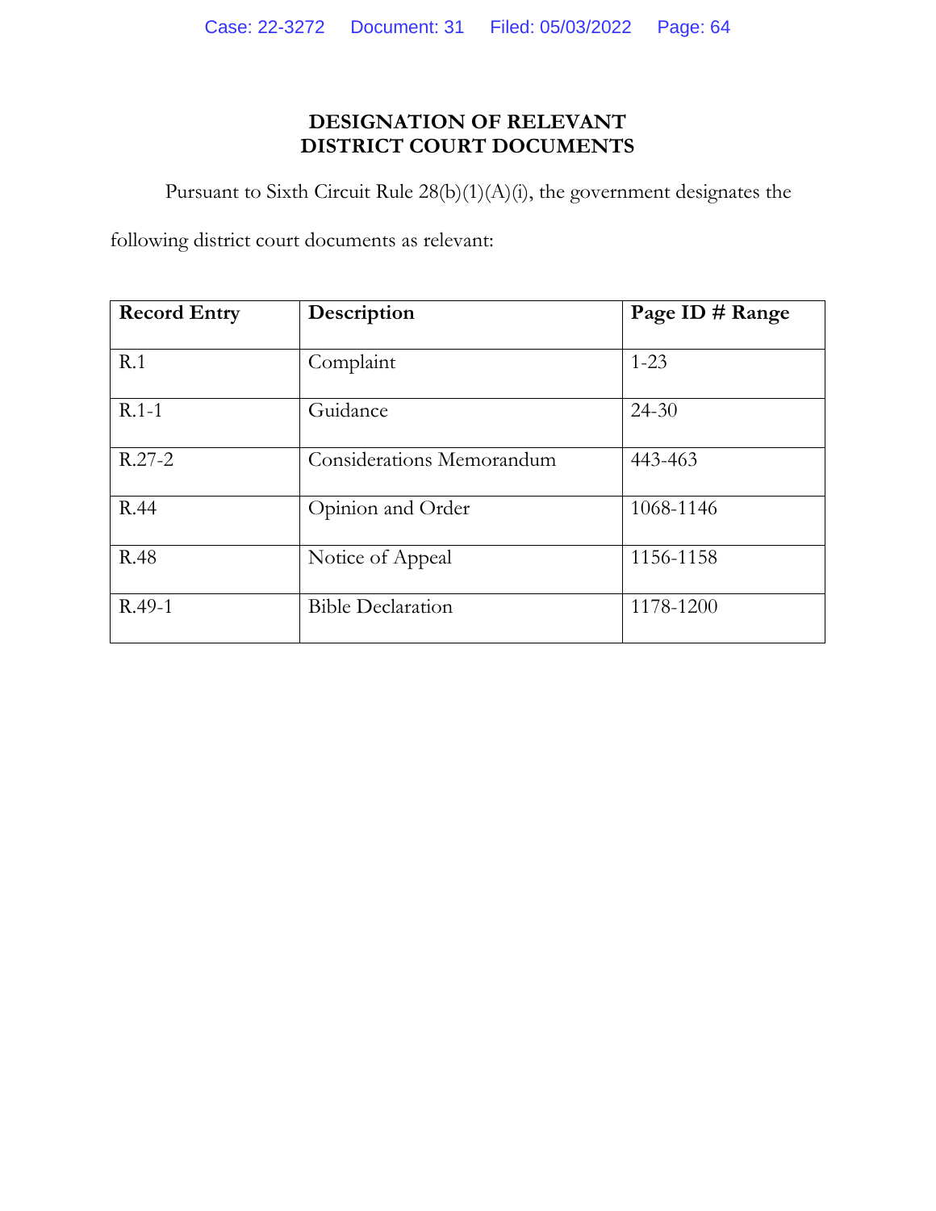# DESIGNATION OF RELEVANT DISTRICT COURT DOCUMENTS

Pursuant to Sixth Circuit Rule 28(b)(1)(A)(i), the government designates the following district court documents as relevant:

| Record Entry | Description | Page ID # Range |
|---|---|---|
| R.1 | Complaint | 1-23 |
| R.1-1 | Guidance | 24-30 |
| R.27-2 | Considerations Memorandum | 443-463 |
| R.44 | Opinion and Order | 1068-1146 |
| R.48 | Notice of Appeal | 1156-1158 |
| R.49-1 | Bible Declaration | 1178-1200 |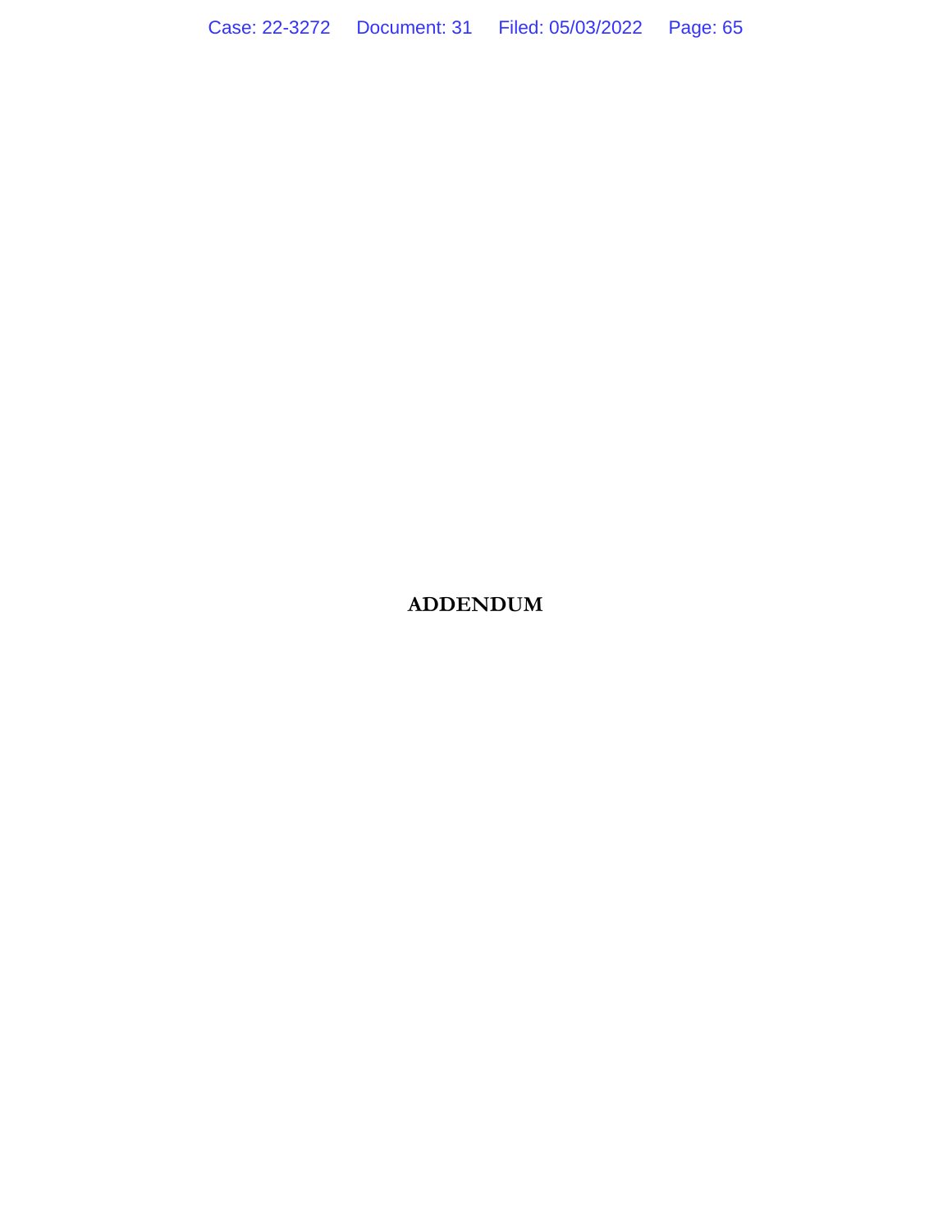# ADDENDUM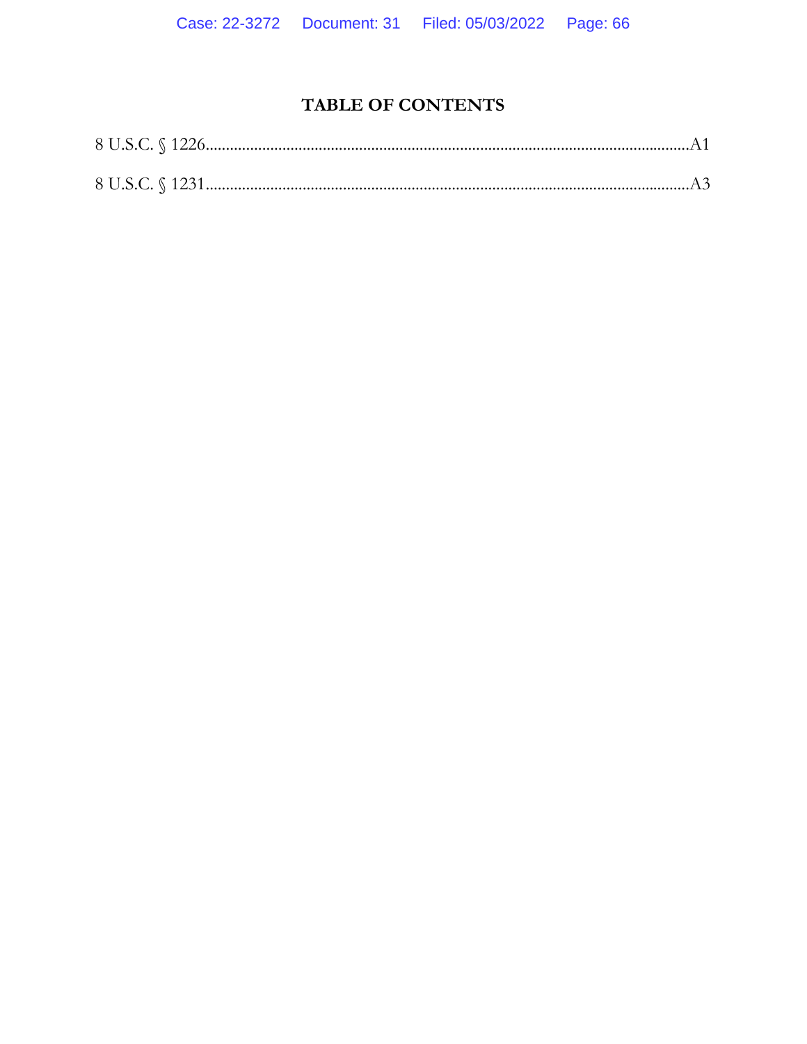# TABLE OF CONTENTS

8 U.S.C. § 1226......................................................................................................................A1

8 U.S.C. § 1231......................................................................................................................A3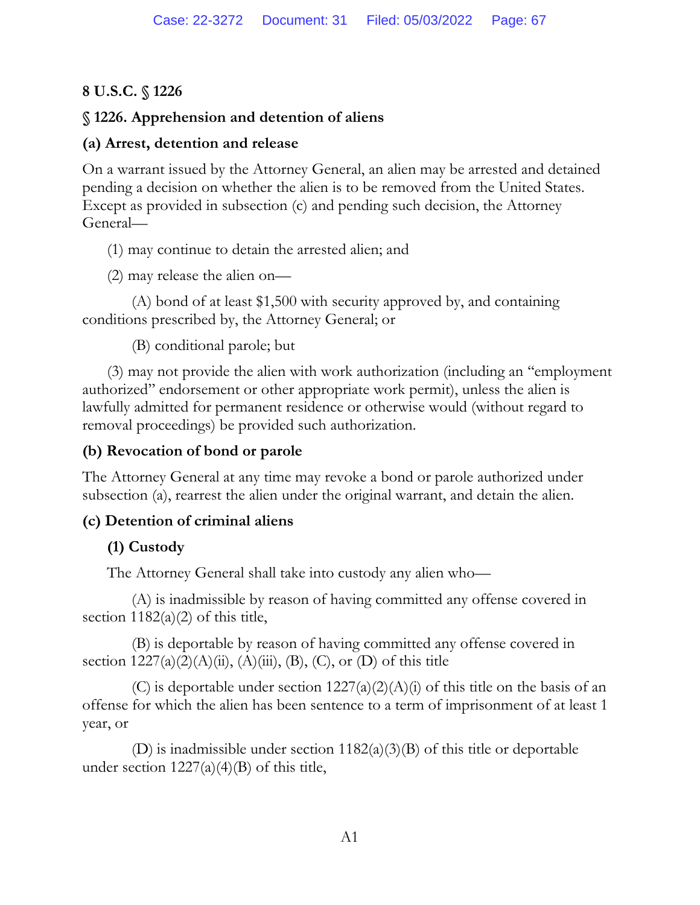**8 U.S.C. § 1226**

**§ 1226. Apprehension and detention of aliens**

**(a) Arrest, detention and release**

On a warrant issued by the Attorney General, an alien may be arrested and detained pending a decision on whether the alien is to be removed from the United States. Except as provided in subsection (c) and pending such decision, the Attorney General—

(1) may continue to detain the arrested alien; and

(2) may release the alien on—

(A) bond of at least $1,500 with security approved by, and containing conditions prescribed by, the Attorney General; or

(B) conditional parole; but

(3) may not provide the alien with work authorization (including an "employment authorized" endorsement or other appropriate work permit), unless the alien is lawfully admitted for permanent residence or otherwise would (without regard to removal proceedings) be provided such authorization.

**(b) Revocation of bond or parole**

The Attorney General at any time may revoke a bond or parole authorized under subsection (a), rearrest the alien under the original warrant, and detain the alien.

**(c) Detention of criminal aliens**

**(1) Custody**

The Attorney General shall take into custody any alien who—

(A) is inadmissible by reason of having committed any offense covered in section 1182(a)(2) of this title,

(B) is deportable by reason of having committed any offense covered in section 1227(a)(2)(A)(ii), (A)(iii), (B), (C), or (D) of this title

(C) is deportable under section 1227(a)(2)(A)(i) of this title on the basis of an offense for which the alien has been sentence to a term of imprisonment of at least 1 year, or

(D) is inadmissible under section 1182(a)(3)(B) of this title or deportable under section 1227(a)(4)(B) of this title,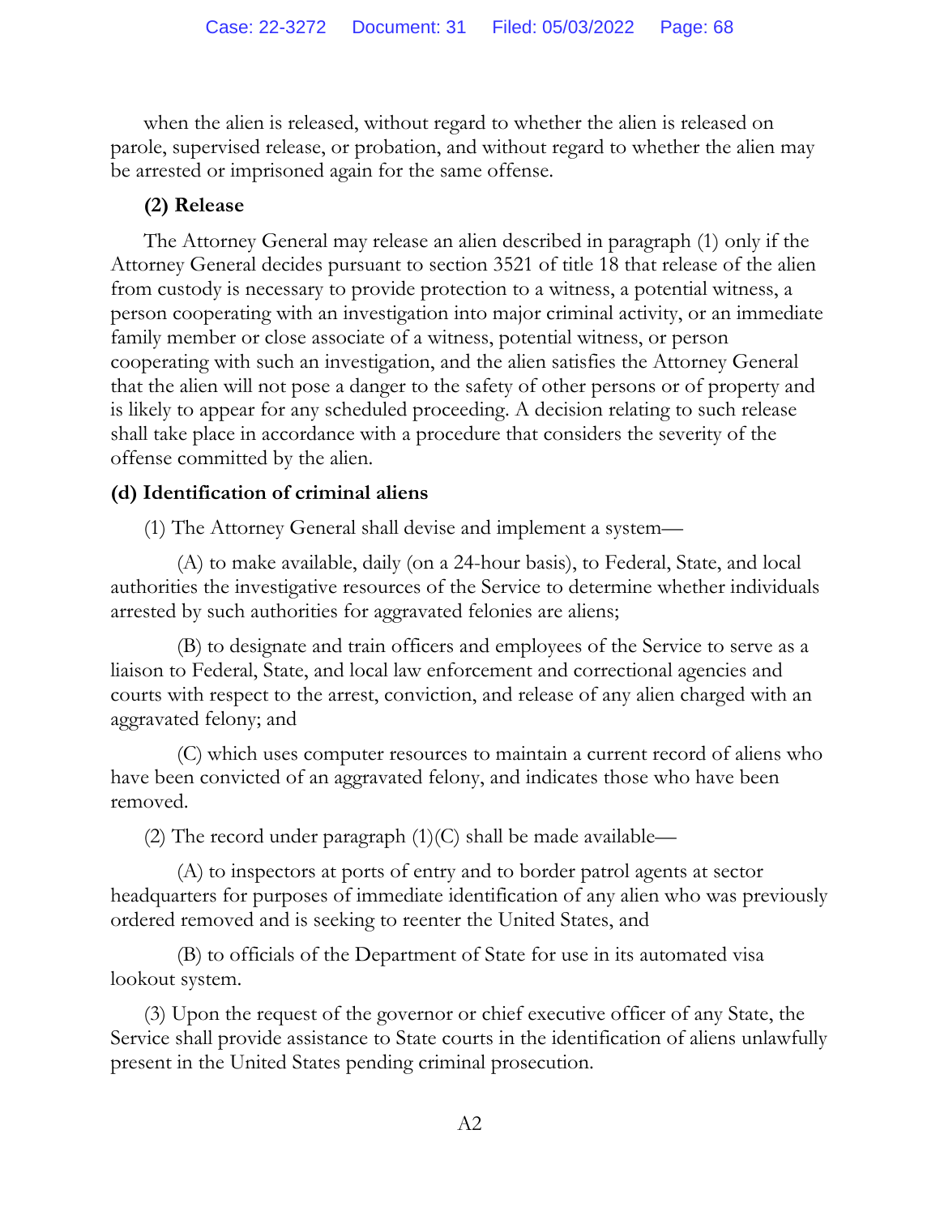when the alien is released, without regard to whether the alien is released on parole, supervised release, or probation, and without regard to whether the alien may be arrested or imprisoned again for the same offense.

**(2) Release**

The Attorney General may release an alien described in paragraph (1) only if the Attorney General decides pursuant to section 3521 of title 18 that release of the alien from custody is necessary to provide protection to a witness, a potential witness, a person cooperating with an investigation into major criminal activity, or an immediate family member or close associate of a witness, potential witness, or person cooperating with such an investigation, and the alien satisfies the Attorney General that the alien will not pose a danger to the safety of other persons or of property and is likely to appear for any scheduled proceeding. A decision relating to such release shall take place in accordance with a procedure that considers the severity of the offense committed by the alien.

**(d) Identification of criminal aliens**

(1) The Attorney General shall devise and implement a system—

(A) to make available, daily (on a 24-hour basis), to Federal, State, and local authorities the investigative resources of the Service to determine whether individuals arrested by such authorities for aggravated felonies are aliens;

(B) to designate and train officers and employees of the Service to serve as a liaison to Federal, State, and local law enforcement and correctional agencies and courts with respect to the arrest, conviction, and release of any alien charged with an aggravated felony; and

(C) which uses computer resources to maintain a current record of aliens who have been convicted of an aggravated felony, and indicates those who have been removed.

(2) The record under paragraph (1)(C) shall be made available—

(A) to inspectors at ports of entry and to border patrol agents at sector headquarters for purposes of immediate identification of any alien who was previously ordered removed and is seeking to reenter the United States, and

(B) to officials of the Department of State for use in its automated visa lookout system.

(3) Upon the request of the governor or chief executive officer of any State, the Service shall provide assistance to State courts in the identification of aliens unlawfully present in the United States pending criminal prosecution.

A2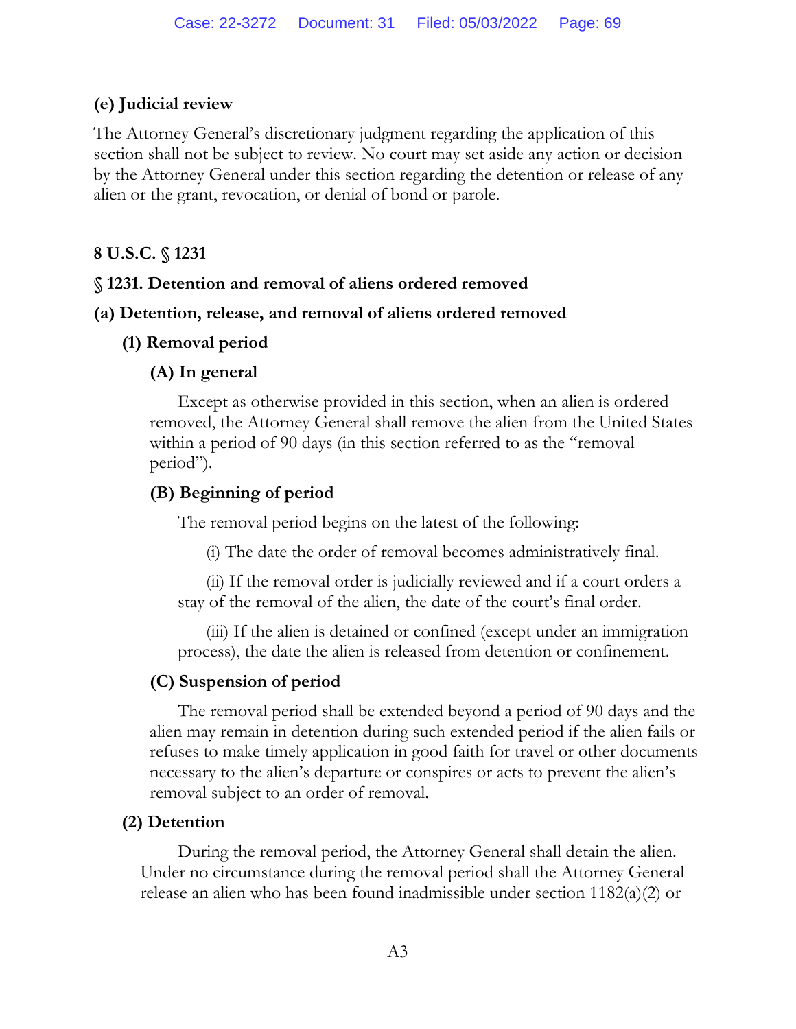**(e) Judicial review**

The Attorney General's discretionary judgment regarding the application of this section shall not be subject to review. No court may set aside any action or decision by the Attorney General under this section regarding the detention or release of any alien or the grant, revocation, or denial of bond or parole.

**8 U.S.C. § 1231**

**§ 1231. Detention and removal of aliens ordered removed**

**(a) Detention, release, and removal of aliens ordered removed**

**(1) Removal period**

**(A) In general**

Except as otherwise provided in this section, when an alien is ordered removed, the Attorney General shall remove the alien from the United States within a period of 90 days (in this section referred to as the "removal period").

**(B) Beginning of period**

The removal period begins on the latest of the following:

(i) The date the order of removal becomes administratively final.

(ii) If the removal order is judicially reviewed and if a court orders a stay of the removal of the alien, the date of the court's final order.

(iii) If the alien is detained or confined (except under an immigration process), the date the alien is released from detention or confinement.

**(C) Suspension of period**

The removal period shall be extended beyond a period of 90 days and the alien may remain in detention during such extended period if the alien fails or refuses to make timely application in good faith for travel or other documents necessary to the alien's departure or conspires or acts to prevent the alien's removal subject to an order of removal.

**(2) Detention**

During the removal period, the Attorney General shall detain the alien. Under no circumstance during the removal period shall the Attorney General release an alien who has been found inadmissible under section 1182(a)(2) or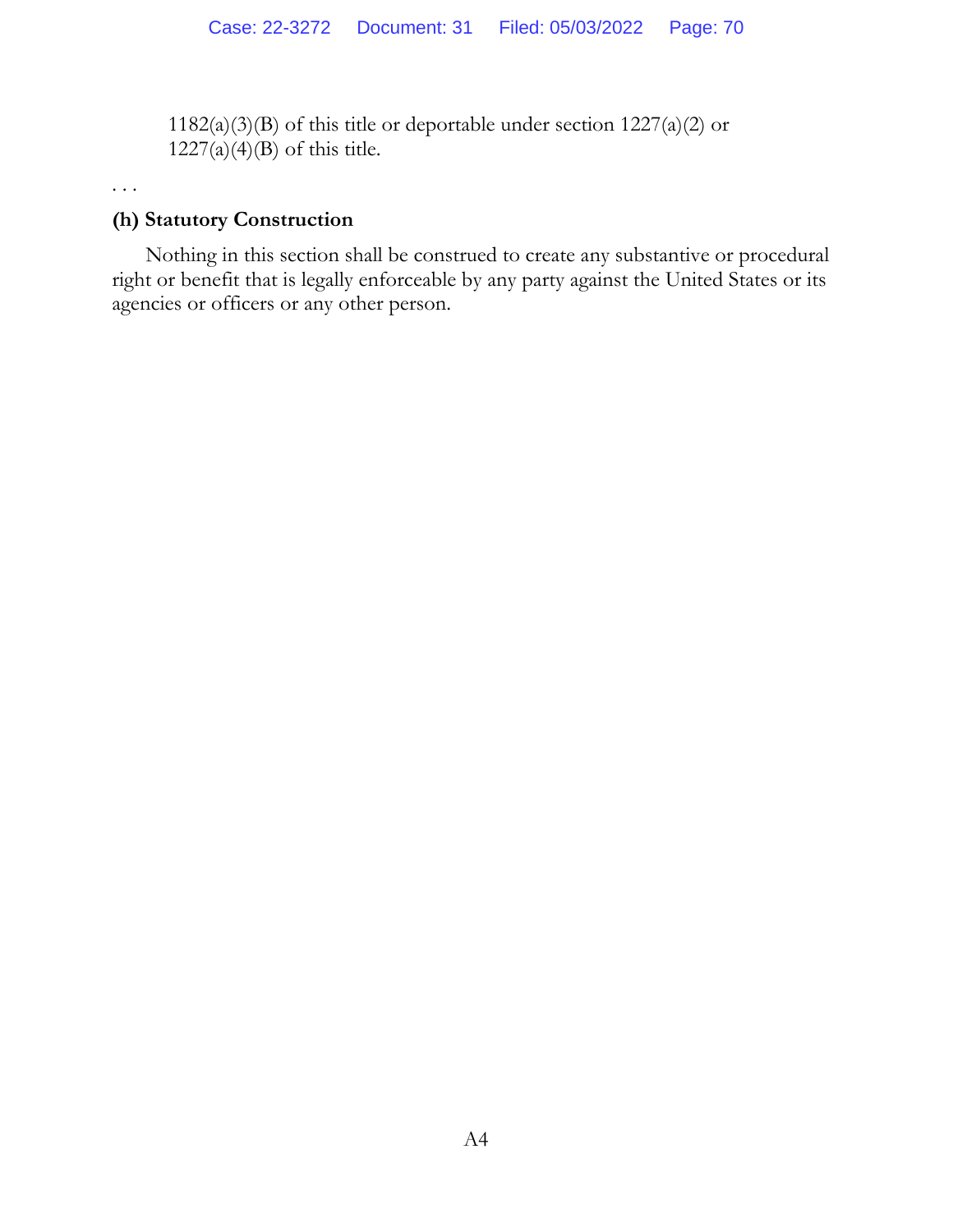1182(a)(3)(B) of this title or deportable under section 1227(a)(2) or 1227(a)(4)(B) of this title.

. . .

**(h) Statutory Construction**

Nothing in this section shall be construed to create any substantive or procedural right or benefit that is legally enforceable by any party against the United States or its agencies or officers or any other person.